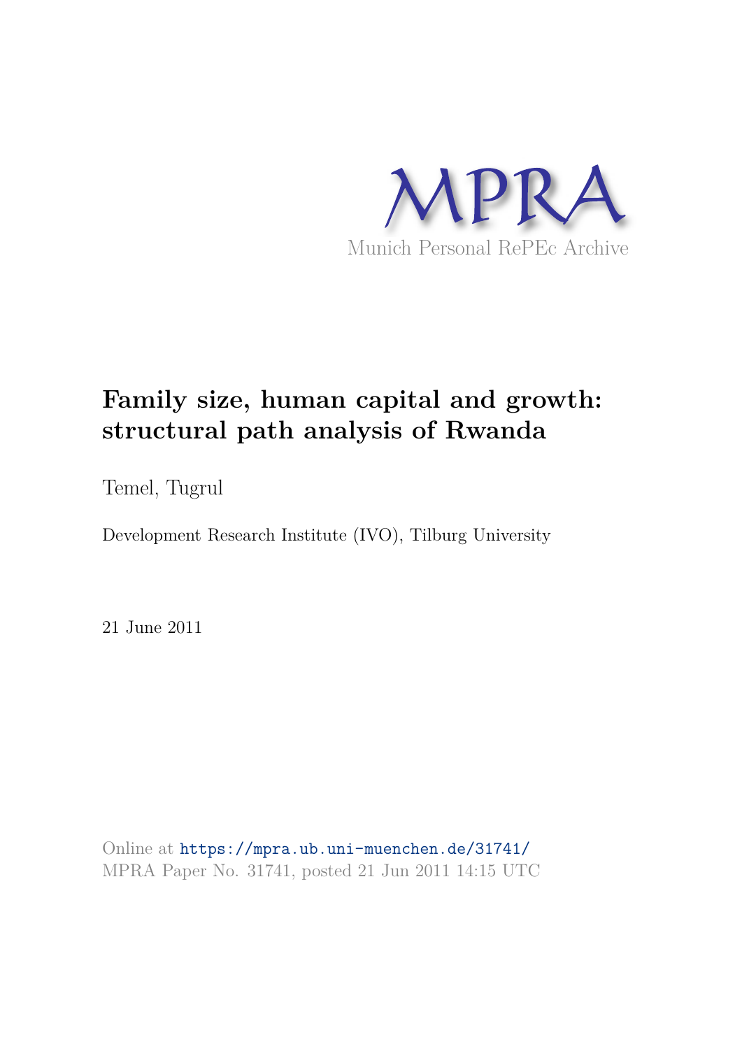MPRA

Munich Personal RePEc Archive

# Family size, human capital and growth: structural path analysis of Rwanda

Temel, Tugrul

Development Research Institute (IVO), Tilburg University

21 June 2011

Online at https://mpra.ub.uni-muenchen.de/31741/
MPRA Paper No. 31741, posted 21 Jun 2011 14:15 UTC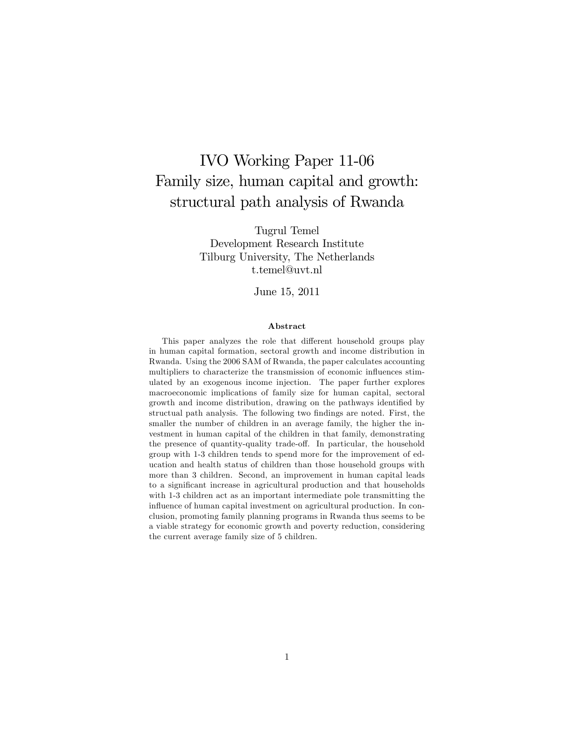# IVO Working Paper 11-06
# Family size, human capital and growth: structural path analysis of Rwanda

Tugrul Temel
Development Research Institute
Tilburg University, The Netherlands
t.temel@uvt.nl

June 15, 2011

### Abstract

This paper analyzes the role that different household groups play in human capital formation, sectoral growth and income distribution in Rwanda. Using the 2006 SAM of Rwanda, the paper calculates accounting multipliers to characterize the transmission of economic influences stimulated by an exogenous income injection. The paper further explores macroeconomic implications of family size for human capital, sectoral growth and income distribution, drawing on the pathways identified by structual path analysis. The following two findings are noted. First, the smaller the number of children in an average family, the higher the investment in human capital of the children in that family, demonstrating the presence of quantity-quality trade-off. In particular, the household group with 1-3 children tends to spend more for the improvement of education and health status of children than those household groups with more than 3 children. Second, an improvement in human capital leads to a significant increase in agricultural production and that households with 1-3 children act as an important intermediate pole transmitting the influence of human capital investment on agricultural production. In conclusion, promoting family planning programs in Rwanda thus seems to be a viable strategy for economic growth and poverty reduction, considering the current average family size of 5 children.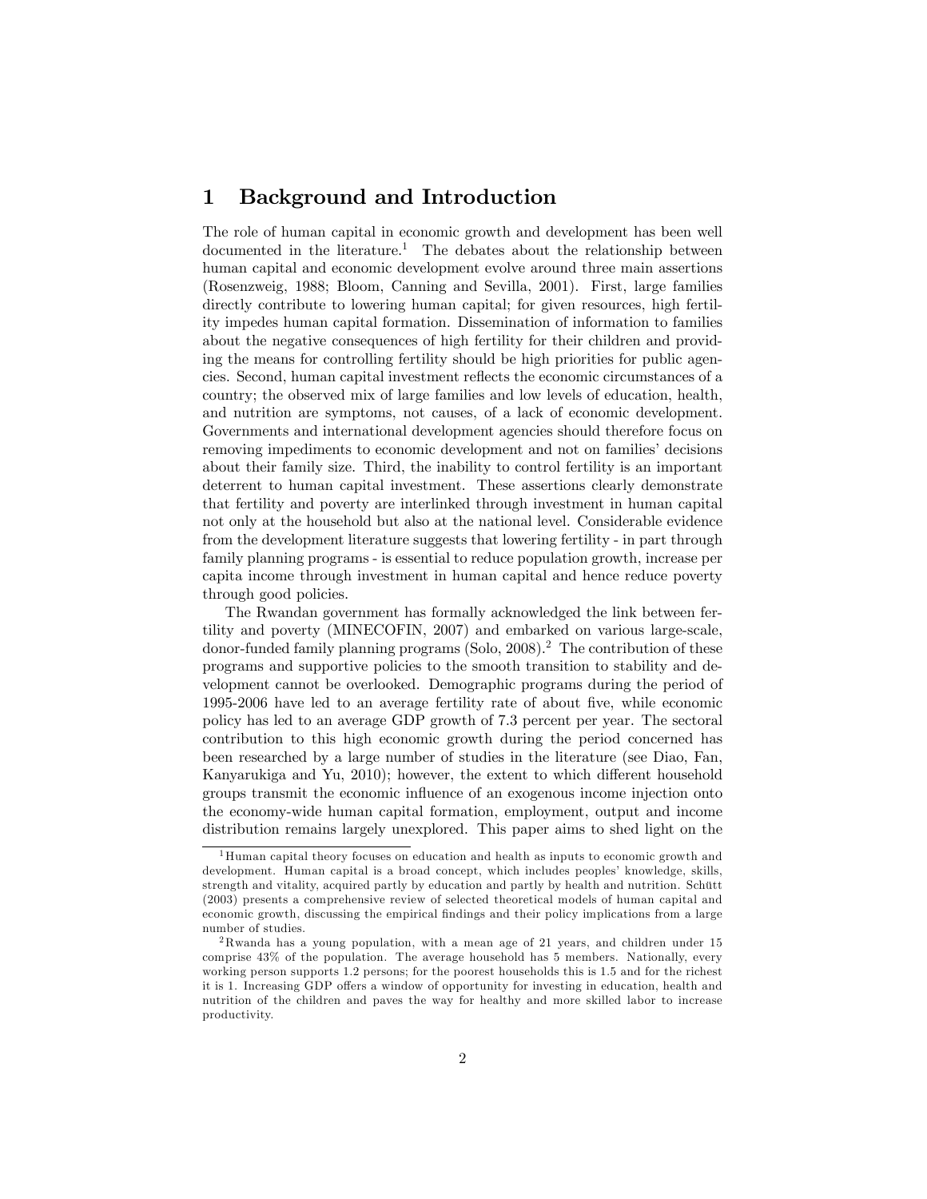# 1 Background and Introduction

The role of human capital in economic growth and development has been well documented in the literature.[1] The debates about the relationship between human capital and economic development evolve around three main assertions (Rosenzweig, 1988; Bloom, Canning and Sevilla, 2001). First, large families directly contribute to lowering human capital; for given resources, high fertility impedes human capital formation. Dissemination of information to families about the negative consequences of high fertility for their children and providing the means for controlling fertility should be high priorities for public agencies. Second, human capital investment reflects the economic circumstances of a country; the observed mix of large families and low levels of education, health, and nutrition are symptoms, not causes, of a lack of economic development. Governments and international development agencies should therefore focus on removing impediments to economic development and not on families' decisions about their family size. Third, the inability to control fertility is an important deterrent to human capital investment. These assertions clearly demonstrate that fertility and poverty are interlinked through investment in human capital not only at the household but also at the national level. Considerable evidence from the development literature suggests that lowering fertility - in part through family planning programs - is essential to reduce population growth, increase per capita income through investment in human capital and hence reduce poverty through good policies.

The Rwandan government has formally acknowledged the link between fertility and poverty (MINECOFIN, 2007) and embarked on various large-scale, donor-funded family planning programs (Solo, 2008).[2] The contribution of these programs and supportive policies to the smooth transition to stability and development cannot be overlooked. Demographic programs during the period of 1995-2006 have led to an average fertility rate of about five, while economic policy has led to an average GDP growth of 7.3 percent per year. The sectoral contribution to this high economic growth during the period concerned has been researched by a large number of studies in the literature (see Diao, Fan, Kanyarukiga and Yu, 2010); however, the extent to which different household groups transmit the economic influence of an exogenous income injection onto the economy-wide human capital formation, employment, output and income distribution remains largely unexplored. This paper aims to shed light on the

[1] Human capital theory focuses on education and health as inputs to economic growth and development. Human capital is a broad concept, which includes peoples' knowledge, skills, strength and vitality, acquired partly by education and partly by health and nutrition. Schütt (2003) presents a comprehensive review of selected theoretical models of human capital and economic growth, discussing the empirical findings and their policy implications from a large number of studies.

[2] Rwanda has a young population, with a mean age of 21 years, and children under 15 comprise 43% of the population. The average household has 5 members. Nationally, every working person supports 1.2 persons; for the poorest households this is 1.5 and for the richest it is 1. Increasing GDP offers a window of opportunity for investing in education, health and nutrition of the children and paves the way for healthy and more skilled labor to increase productivity.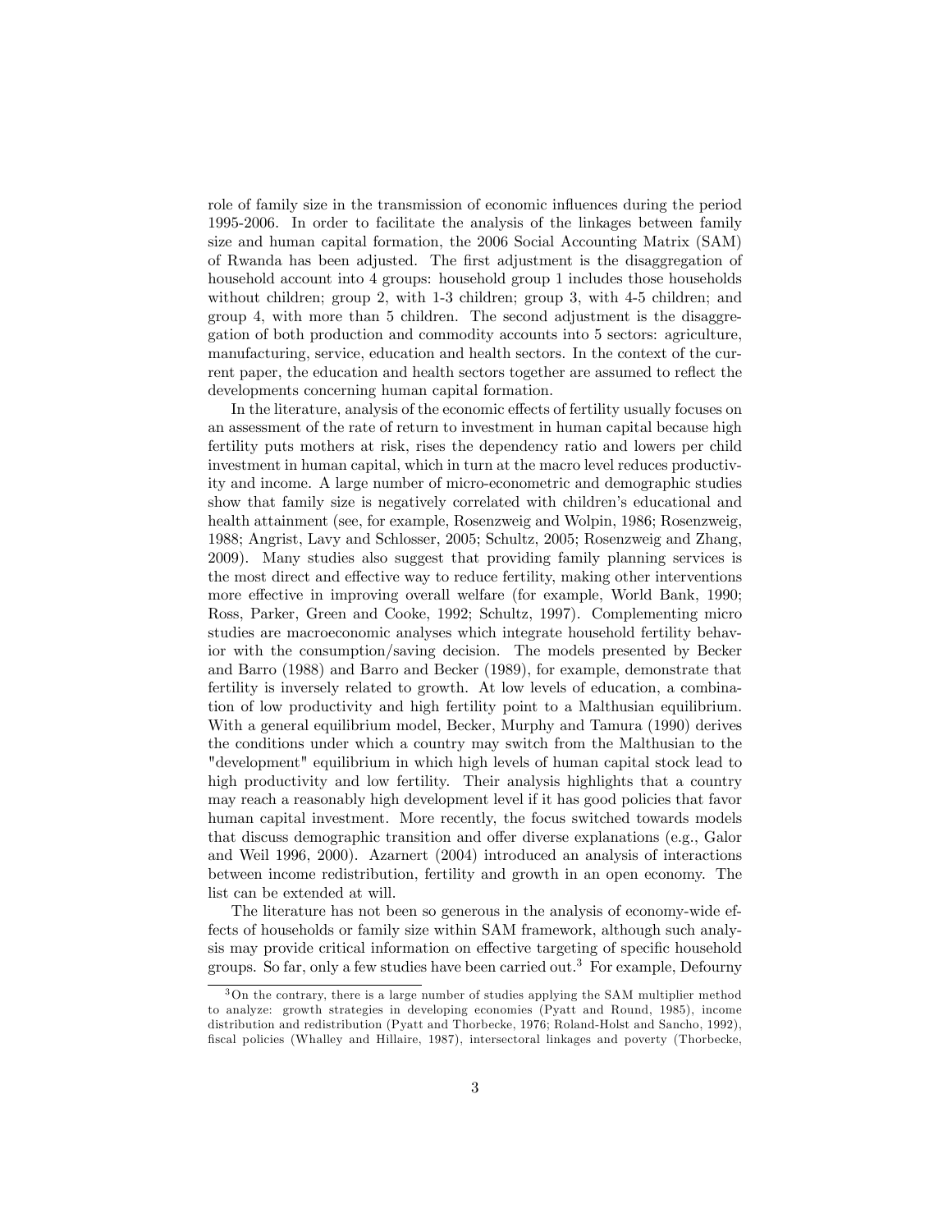role of family size in the transmission of economic influences during the period 1995-2006. In order to facilitate the analysis of the linkages between family size and human capital formation, the 2006 Social Accounting Matrix (SAM) of Rwanda has been adjusted. The first adjustment is the disaggregation of household account into 4 groups: household group 1 includes those households without children; group 2, with 1-3 children; group 3, with 4-5 children; and group 4, with more than 5 children. The second adjustment is the disaggregation of both production and commodity accounts into 5 sectors: agriculture, manufacturing, service, education and health sectors. In the context of the current paper, the education and health sectors together are assumed to reflect the developments concerning human capital formation.

In the literature, analysis of the economic effects of fertility usually focuses on an assessment of the rate of return to investment in human capital because high fertility puts mothers at risk, rises the dependency ratio and lowers per child investment in human capital, which in turn at the macro level reduces productivity and income. A large number of micro-econometric and demographic studies show that family size is negatively correlated with children's educational and health attainment (see, for example, Rosenzweig and Wolpin, 1986; Rosenzweig, 1988; Angrist, Lavy and Schlosser, 2005; Schultz, 2005; Rosenzweig and Zhang, 2009). Many studies also suggest that providing family planning services is the most direct and effective way to reduce fertility, making other interventions more effective in improving overall welfare (for example, World Bank, 1990; Ross, Parker, Green and Cooke, 1992; Schultz, 1997). Complementing micro studies are macroeconomic analyses which integrate household fertility behavior with the consumption/saving decision. The models presented by Becker and Barro (1988) and Barro and Becker (1989), for example, demonstrate that fertility is inversely related to growth. At low levels of education, a combination of low productivity and high fertility point to a Malthusian equilibrium. With a general equilibrium model, Becker, Murphy and Tamura (1990) derives the conditions under which a country may switch from the Malthusian to the "development" equilibrium in which high levels of human capital stock lead to high productivity and low fertility. Their analysis highlights that a country may reach a reasonably high development level if it has good policies that favor human capital investment. More recently, the focus switched towards models that discuss demographic transition and offer diverse explanations (e.g., Galor and Weil 1996, 2000). Azarnert (2004) introduced an analysis of interactions between income redistribution, fertility and growth in an open economy. The list can be extended at will.

The literature has not been so generous in the analysis of economy-wide effects of households or family size within SAM framework, although such analysis may provide critical information on effective targeting of specific household groups. So far, only a few studies have been carried out.[3] For example, Defourny

[3] On the contrary, there is a large number of studies applying the SAM multiplier method to analyze: growth strategies in developing economies (Pyatt and Round, 1985), income distribution and redistribution (Pyatt and Thorbecke, 1976; Roland-Holst and Sancho, 1992), fiscal policies (Whalley and Hillaire, 1987), intersectoral linkages and poverty (Thorbecke,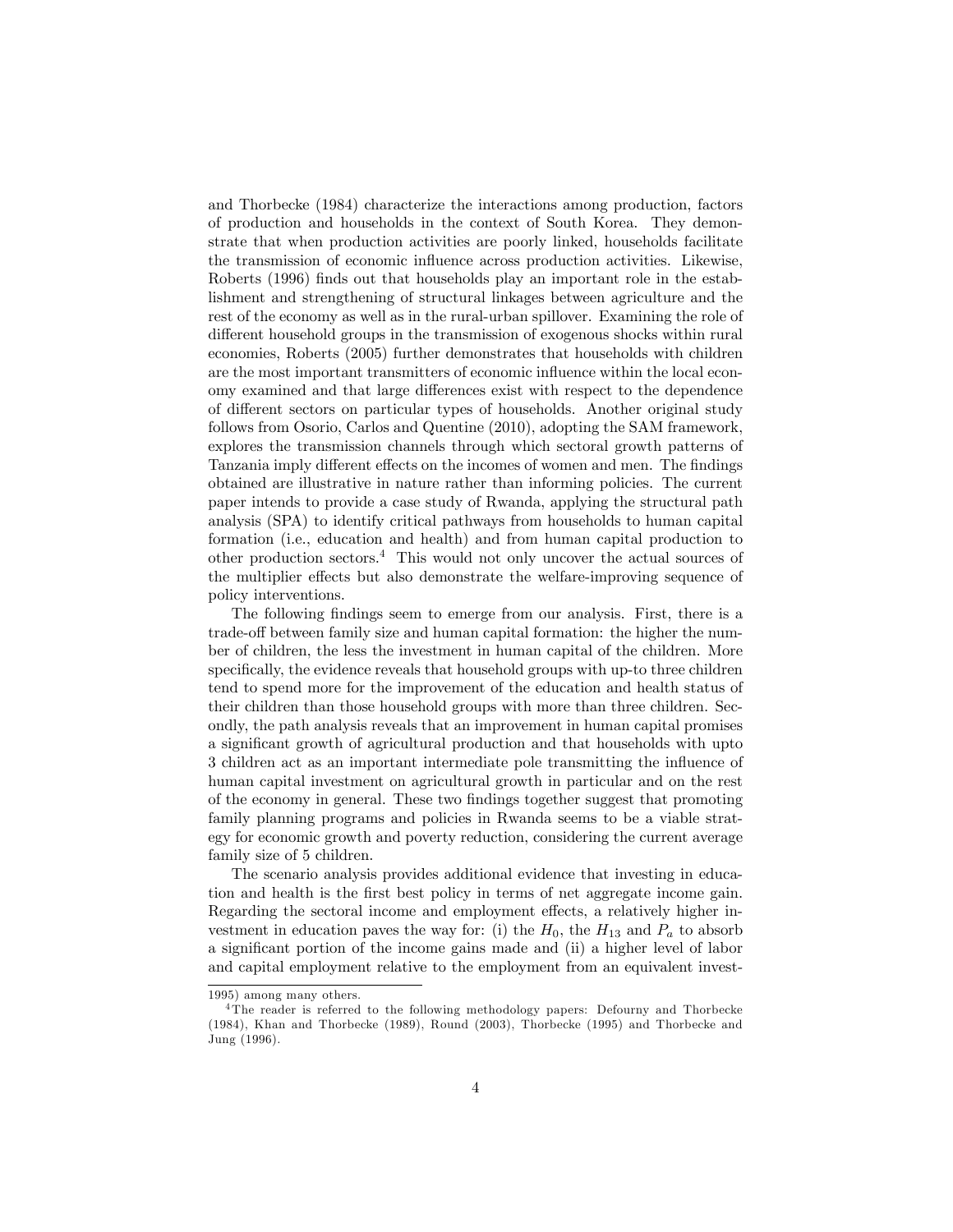and Thorbecke (1984) characterize the interactions among production, factors of production and households in the context of South Korea. They demonstrate that when production activities are poorly linked, households facilitate the transmission of economic influence across production activities. Likewise, Roberts (1996) finds out that households play an important role in the establishment and strengthening of structural linkages between agriculture and the rest of the economy as well as in the rural-urban spillover. Examining the role of different household groups in the transmission of exogenous shocks within rural economies, Roberts (2005) further demonstrates that households with children are the most important transmitters of economic influence within the local economy examined and that large differences exist with respect to the dependence of different sectors on particular types of households. Another original study follows from Osorio, Carlos and Quentine (2010), adopting the SAM framework, explores the transmission channels through which sectoral growth patterns of Tanzania imply different effects on the incomes of women and men. The findings obtained are illustrative in nature rather than informing policies. The current paper intends to provide a case study of Rwanda, applying the structural path analysis (SPA) to identify critical pathways from households to human capital formation (i.e., education and health) and from human capital production to other production sectors.[4] This would not only uncover the actual sources of the multiplier effects but also demonstrate the welfare-improving sequence of policy interventions.

The following findings seem to emerge from our analysis. First, there is a trade-off between family size and human capital formation: the higher the number of children, the less the investment in human capital of the children. More specifically, the evidence reveals that household groups with up-to three children tend to spend more for the improvement of the education and health status of their children than those household groups with more than three children. Secondly, the path analysis reveals that an improvement in human capital promises a significant growth of agricultural production and that households with upto 3 children act as an important intermediate pole transmitting the influence of human capital investment on agricultural growth in particular and on the rest of the economy in general. These two findings together suggest that promoting family planning programs and policies in Rwanda seems to be a viable strategy for economic growth and poverty reduction, considering the current average family size of 5 children.

The scenario analysis provides additional evidence that investing in education and health is the first best policy in terms of net aggregate income gain. Regarding the sectoral income and employment effects, a relatively higher investment in education paves the way for: (i) the $H_0$, the $H_{13}$ and $P_a$ to absorb a significant portion of the income gains made and (ii) a higher level of labor and capital employment relative to the employment from an equivalent invest-

1995) among many others.

[4] The reader is referred to the following methodology papers: Defourny and Thorbecke (1984), Khan and Thorbecke (1989), Round (2003), Thorbecke (1995) and Thorbecke and Jung (1996).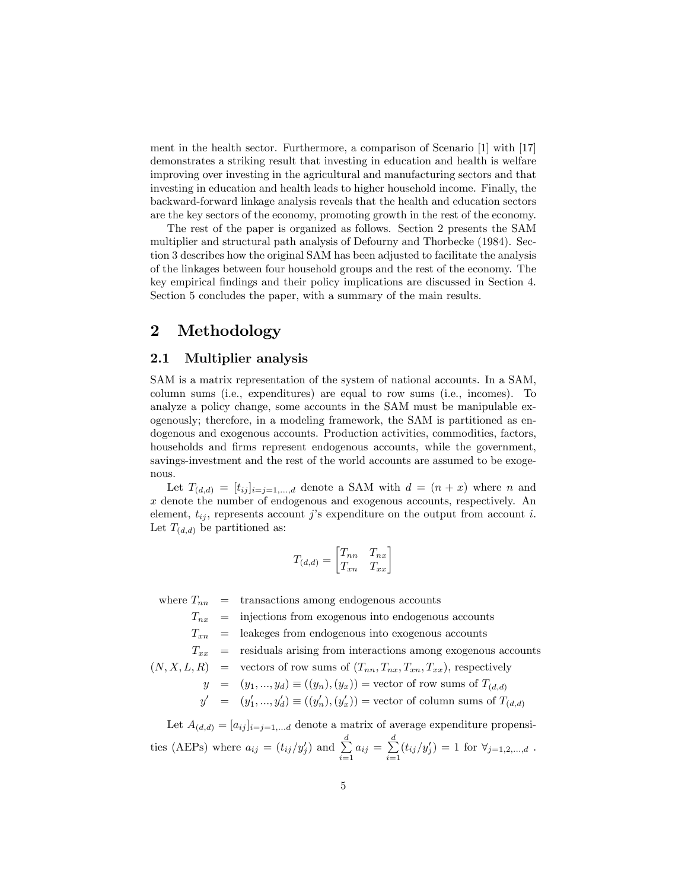ment in the health sector. Furthermore, a comparison of Scenario [1] with [17] demonstrates a striking result that investing in education and health is welfare improving over investing in the agricultural and manufacturing sectors and that investing in education and health leads to higher household income. Finally, the backward-forward linkage analysis reveals that the health and education sectors are the key sectors of the economy, promoting growth in the rest of the economy.

The rest of the paper is organized as follows. Section 2 presents the SAM multiplier and structural path analysis of Defourny and Thorbecke (1984). Section 3 describes how the original SAM has been adjusted to facilitate the analysis of the linkages between four household groups and the rest of the economy. The key empirical findings and their policy implications are discussed in Section 4. Section 5 concludes the paper, with a summary of the main results.

# 2 Methodology

## 2.1 Multiplier analysis

SAM is a matrix representation of the system of national accounts. In a SAM, column sums (i.e., expenditures) are equal to row sums (i.e., incomes). To analyze a policy change, some accounts in the SAM must be manipulable exogenously; therefore, in a modeling framework, the SAM is partitioned as endogenous and exogenous accounts. Production activities, commodities, factors, households and firms represent endogenous accounts, while the government, savings-investment and the rest of the world accounts are assumed to be exogenous.

Let $T_{(d,d)} = [t_{ij}]_{i=j=1,...,d}$ denote a SAM with $d = (n + x)$ where $n$ and $x$ denote the number of endogenous and exogenous accounts, respectively. An element, $t_{ij}$, represents account $j$'s expenditure on the output from account $i$. Let $T_{(d,d)}$ be partitioned as:

$$T_{(d,d)} = \begin{bmatrix} T_{nn} & T_{nx} \\ T_{xn} & T_{xx} \end{bmatrix}$$

$$\begin{aligned}
\text{where } T_{nn} &= \text{transactions among endogenous accounts} \\
T_{nx} &= \text{injections from exogenous into endogenous accounts} \\
T_{xn} &= \text{leakeges from endogenous into exogenous accounts} \\
T_{xx} &= \text{residuals arising from interactions among exogenous accounts} \\
(N, X, L, R) &= \text{vectors of row sums of } (T_{nn}, T_{nx}, T_{xn}, T_{xx})\text{, respectively} \\
y &= (y_1, ..., y_d) \equiv ((y_n), (y_x)) = \text{vector of row sums of } T_{(d,d)} \\
y' &= (y'_1, ..., y'_d) \equiv ((y'_n), (y'_x)) = \text{vector of column sums of } T_{(d,d)}
\end{aligned}$$

Let $A_{(d,d)} = [a_{ij}]_{i=j=1,...d}$ denote a matrix of average expenditure propensities (AEPs) where $a_{ij} = (t_{ij}/y'_j)$ and $\sum_{i=1}^{d} a_{ij} = \sum_{i=1}^{d} (t_{ij}/y'_j) = 1$ for $\forall_{j=1,2,...,d}$ .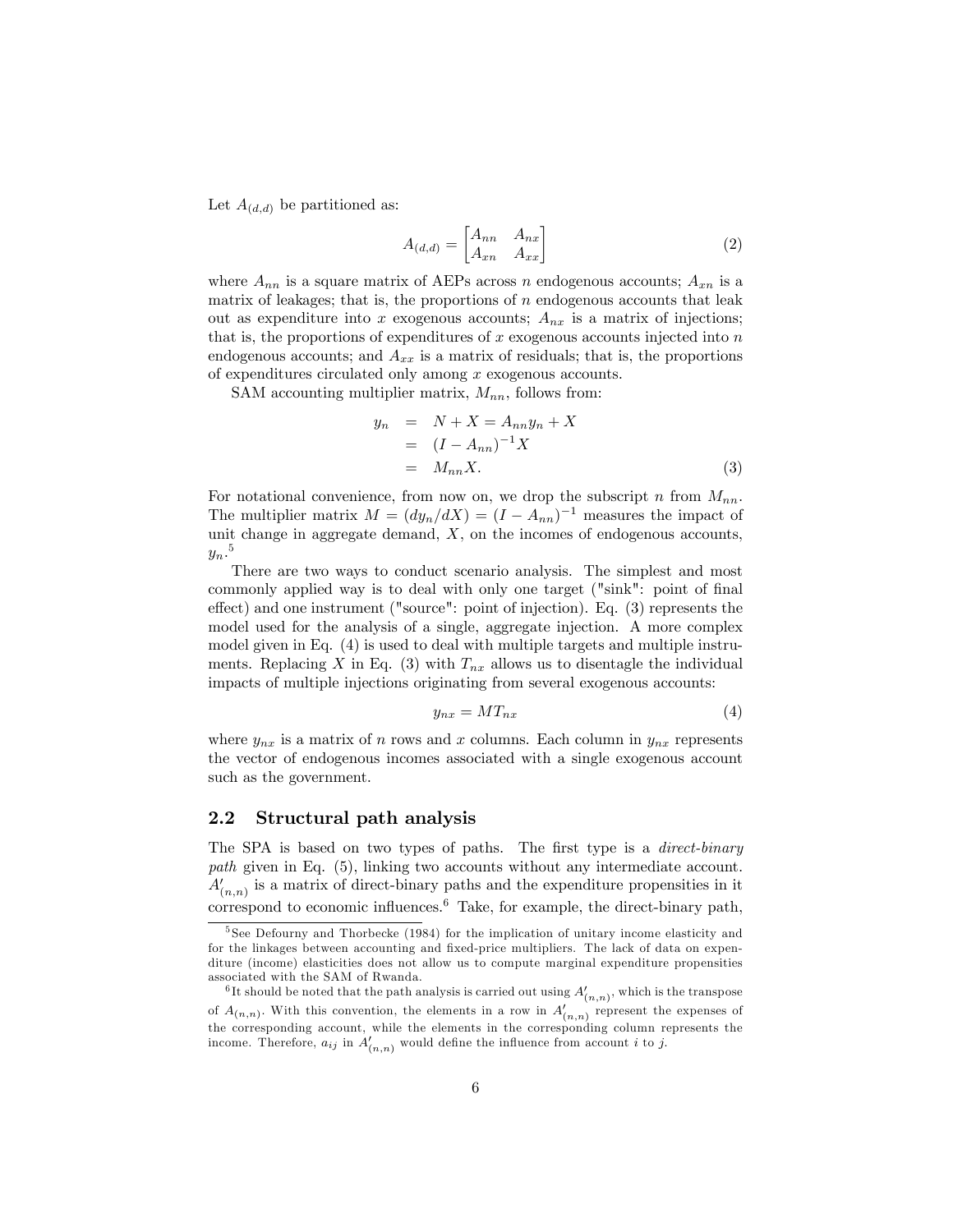Let $A_{(d,d)}$ be partitioned as:

$$A_{(d,d)} = \begin{bmatrix} A_{nn} & A_{nx} \\ A_{xn} & A_{xx} \end{bmatrix} \tag{2}$$

where $A_{nn}$ is a square matrix of AEPs across $n$ endogenous accounts; $A_{xn}$ is a matrix of leakages; that is, the proportions of $n$ endogenous accounts that leak out as expenditure into $x$ exogenous accounts; $A_{nx}$ is a matrix of injections; that is, the proportions of expenditures of $x$ exogenous accounts injected into $n$ endogenous accounts; and $A_{xx}$ is a matrix of residuals; that is, the proportions of expenditures circulated only among $x$ exogenous accounts.

SAM accounting multiplier matrix, $M_{nn}$, follows from:

$$\begin{aligned} y_n &= N + X = A_{nn} y_n + X \\ &= (I - A_{nn})^{-1} X \\ &= M_{nn} X. \end{aligned} \tag{3}$$

For notational convenience, from now on, we drop the subscript $n$ from $M_{nn}$. The multiplier matrix $M = (dy_n/dX) = (I - A_{nn})^{-1}$ measures the impact of unit change in aggregate demand, $X$, on the incomes of endogenous accounts, $y_n$.[5]

There are two ways to conduct scenario analysis. The simplest and most commonly applied way is to deal with only one target ("sink": point of final effect) and one instrument ("source": point of injection). Eq. (3) represents the model used for the analysis of a single, aggregate injection. A more complex model given in Eq. (4) is used to deal with multiple targets and multiple instruments. Replacing $X$ in Eq. (3) with $T_{nx}$ allows us to disentagle the individual impacts of multiple injections originating from several exogenous accounts:

$$y_{nx} = M T_{nx} \tag{4}$$

where $y_{nx}$ is a matrix of $n$ rows and $x$ columns. Each column in $y_{nx}$ represents the vector of endogenous incomes associated with a single exogenous account such as the government.

## 2.2 Structural path analysis

The SPA is based on two types of paths. The first type is a *direct-binary path* given in Eq. (5), linking two accounts without any intermediate account. $A'_{(n,n)}$ is a matrix of direct-binary paths and the expenditure propensities in it correspond to economic influences.[6] Take, for example, the direct-binary path,

---

[5] See Defourny and Thorbecke (1984) for the implication of unitary income elasticity and for the linkages between accounting and fixed-price multipliers. The lack of data on expenditure (income) elasticities does not allow us to compute marginal expenditure propensities associated with the SAM of Rwanda.

[6] It should be noted that the path analysis is carried out using $A'_{(n,n)}$, which is the transpose of $A_{(n,n)}$. With this convention, the elements in a row in $A'_{(n,n)}$ represent the expenses of the corresponding account, while the elements in the corresponding column represents the income. Therefore, $a_{ij}$ in $A'_{(n,n)}$ would define the influence from account $i$ to $j$.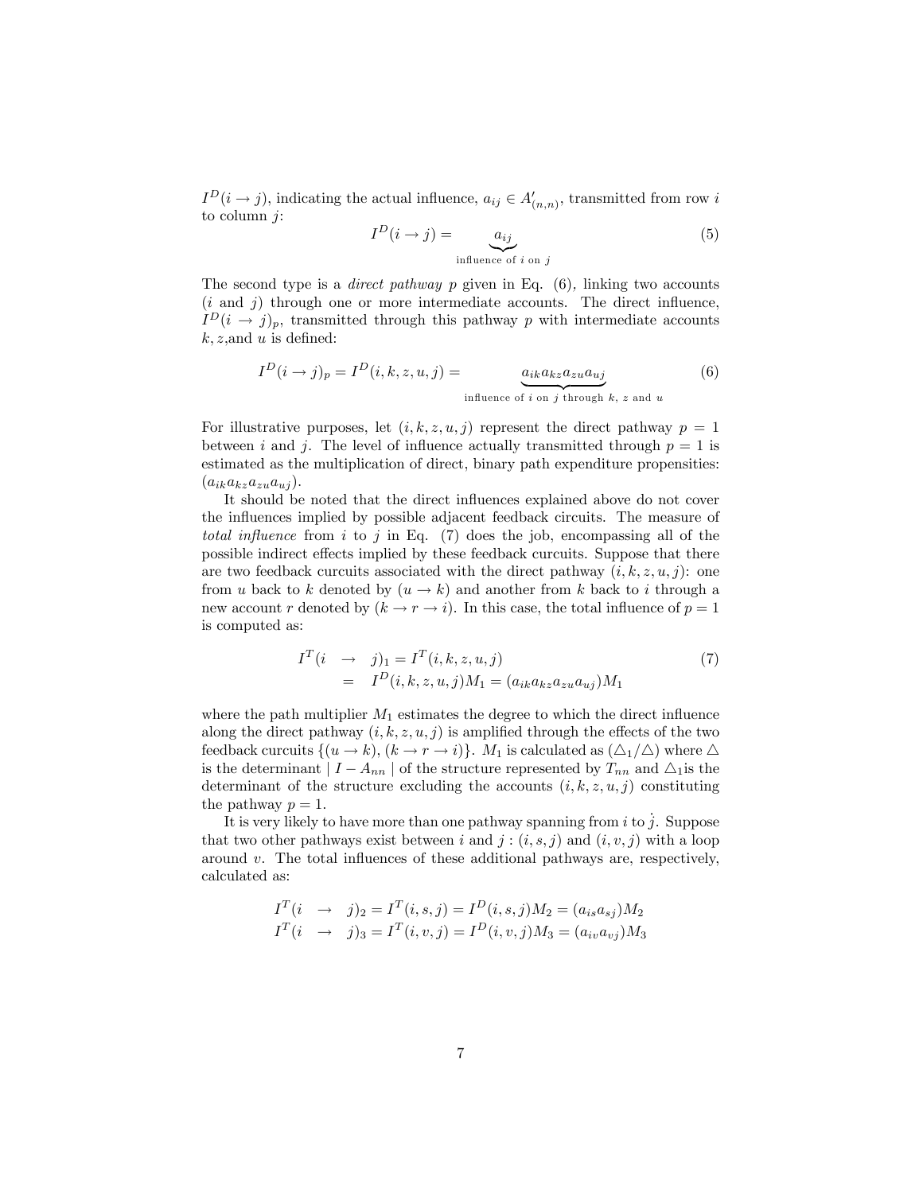$I^D(i \rightarrow j)$, indicating the actual influence, $a_{ij} \in A'_{(n,n)}$, transmitted from row $i$ to column $j$:

$$I^D(i \rightarrow j) = \underbrace{a_{ij}}_{\text{influence of } i \text{ on } j} \tag{5}$$

The second type is a *direct pathway* $p$ given in Eq. (6), linking two accounts ($i$ and $j$) through one or more intermediate accounts. The direct influence, $I^D(i \rightarrow j)_p$, transmitted through this pathway $p$ with intermediate accounts $k, z,$and $u$ is defined:

$$I^D(i \rightarrow j)_p = I^D(i, k, z, u, j) = \underbrace{a_{ik}a_{kz}a_{zu}a_{uj}}_{\text{influence of } i \text{ on } j \text{ through } k,\ z \text{ and } u} \tag{6}$$

For illustrative purposes, let $(i, k, z, u, j)$ represent the direct pathway $p = 1$ between $i$ and $j$. The level of influence actually transmitted through $p = 1$ is estimated as the multiplication of direct, binary path expenditure propensities: $(a_{ik}a_{kz}a_{zu}a_{uj})$.

It should be noted that the direct influences explained above do not cover the influences implied by possible adjacent feedback circuits. The measure of *total influence* from $i$ to $j$ in Eq. (7) does the job, encompassing all of the possible indirect effects implied by these feedback curcuits. Suppose that there are two feedback curcuits associated with the direct pathway $(i, k, z, u, j)$: one from $u$ back to $k$ denoted by $(u \rightarrow k)$ and another from $k$ back to $i$ through a new account $r$ denoted by $(k \rightarrow r \rightarrow i)$. In this case, the total influence of $p = 1$ is computed as:

$$\begin{aligned} I^T(i \quad \rightarrow \quad j)_1 &= I^T(i, k, z, u, j) \\ &= I^D(i, k, z, u, j)M_1 = (a_{ik}a_{kz}a_{zu}a_{uj})M_1 \end{aligned} \tag{7}$$

where the path multiplier $M_1$ estimates the degree to which the direct influence along the direct pathway $(i, k, z, u, j)$ is amplified through the effects of the two feedback curcuits $\{(u \rightarrow k), (k \rightarrow r \rightarrow i)\}$. $M_1$ is calculated as $(\triangle_1/\triangle)$ where $\triangle$ is the determinant $\mid I - A_{nn} \mid$ of the structure represented by $T_{nn}$ and $\triangle_1$is the determinant of the structure excluding the accounts $(i, k, z, u, j)$ constituting the pathway $p = 1$.

It is very likely to have more than one pathway spanning from $i$ to $j$. Suppose that two other pathways exist between $i$ and $j$ : $(i, s, j)$ and $(i, v, j)$ with a loop around $v$. The total influences of these additional pathways are, respectively, calculated as:

$$\begin{aligned} I^T(i \quad \rightarrow \quad j)_2 &= I^T(i, s, j) = I^D(i, s, j)M_2 = (a_{is}a_{sj})M_2 \\ I^T(i \quad \rightarrow \quad j)_3 &= I^T(i, v, j) = I^D(i, v, j)M_3 = (a_{iv}a_{vj})M_3 \end{aligned}$$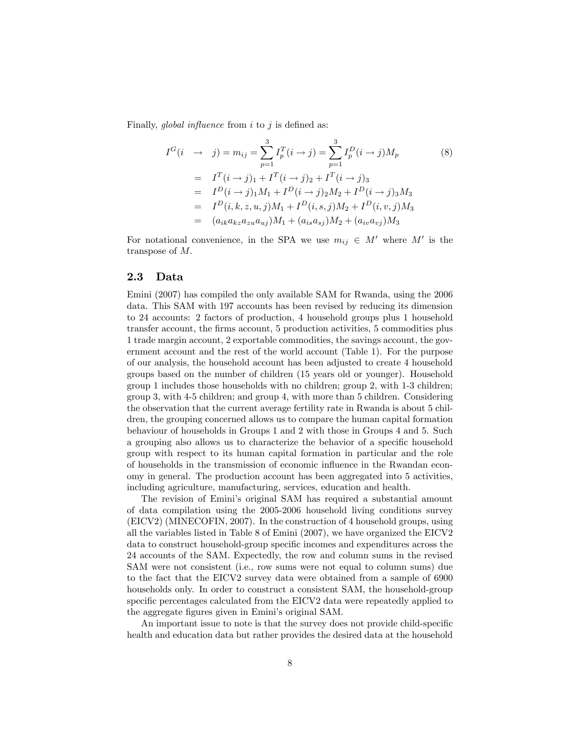Finally, *global influence* from $i$ to $j$ is defined as:

$$
\begin{aligned}
I^G(i \rightarrow j) = m_{ij} &= \sum_{p=1}^{3} I_p^T(i \rightarrow j) = \sum_{p=1}^{3} I_p^D(i \rightarrow j) M_p \qquad (8) \\
&= I^T(i \rightarrow j)_1 + I^T(i \rightarrow j)_2 + I^T(i \rightarrow j)_3 \\
&= I^D(i \rightarrow j)_1 M_1 + I^D(i \rightarrow j)_2 M_2 + I^D(i \rightarrow j)_3 M_3 \\
&= I^D(i, k, z, u, j) M_1 + I^D(i, s, j) M_2 + I^D(i, v, j) M_3 \\
&= (a_{ik} a_{kz} a_{zu} a_{uj}) M_1 + (a_{is} a_{sj}) M_2 + (a_{iv} a_{vj}) M_3
\end{aligned}
$$

For notational convenience, in the SPA we use $m_{ij} \in M'$ where $M'$ is the transpose of $M$.

## 2.3 Data

Emini (2007) has compiled the only available SAM for Rwanda, using the 2006 data. This SAM with 197 accounts has been revised by reducing its dimension to 24 accounts: 2 factors of production, 4 household groups plus 1 household transfer account, the firms account, 5 production activities, 5 commodities plus 1 trade margin account, 2 exportable commodities, the savings account, the government account and the rest of the world account (Table 1). For the purpose of our analysis, the household account has been adjusted to create 4 household groups based on the number of children (15 years old or younger). Household group 1 includes those households with no children; group 2, with 1-3 children; group 3, with 4-5 children; and group 4, with more than 5 children. Considering the observation that the current average fertility rate in Rwanda is about 5 children, the grouping concerned allows us to compare the human capital formation behaviour of households in Groups 1 and 2 with those in Groups 4 and 5. Such a grouping also allows us to characterize the behavior of a specific household group with respect to its human capital formation in particular and the role of households in the transmission of economic influence in the Rwandan economy in general. The production account has been aggregated into 5 activities, including agriculture, manufacturing, services, education and health.

The revision of Emini's original SAM has required a substantial amount of data compilation using the 2005-2006 household living conditions survey (EICV2) (MINECOFIN, 2007). In the construction of 4 household groups, using all the variables listed in Table 8 of Emini (2007), we have organized the EICV2 data to construct household-group specific incomes and expenditures across the 24 accounts of the SAM. Expectedly, the row and column sums in the revised SAM were not consistent (i.e., row sums were not equal to column sums) due to the fact that the EICV2 survey data were obtained from a sample of 6900 households only. In order to construct a consistent SAM, the household-group specific percentages calculated from the EICV2 data were repeatedly applied to the aggregate figures given in Emini's original SAM.

An important issue to note is that the survey does not provide child-specific health and education data but rather provides the desired data at the household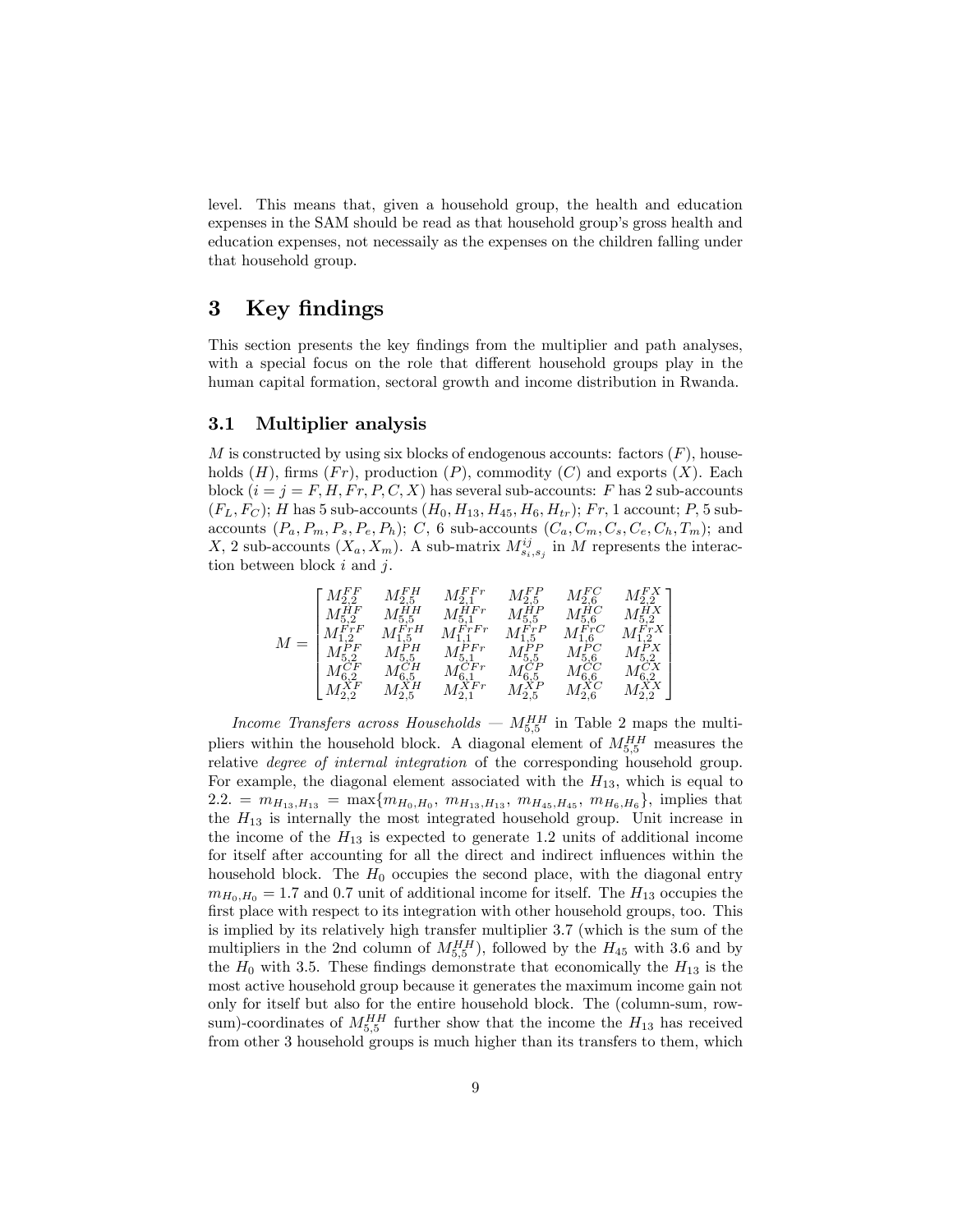level. This means that, given a household group, the health and education expenses in the SAM should be read as that household group's gross health and education expenses, not necessaily as the expenses on the children falling under that household group.

## 3 Key findings

This section presents the key findings from the multiplier and path analyses, with a special focus on the role that different household groups play in the human capital formation, sectoral growth and income distribution in Rwanda.

### 3.1 Multiplier analysis

$M$ is constructed by using six blocks of endogenous accounts: factors ($F$), households ($H$), firms ($Fr$), production ($P$), commodity ($C$) and exports ($X$). Each block ($i = j = F, H, Fr, P, C, X$) has several sub-accounts: $F$ has 2 sub-accounts ($F_L, F_C$); $H$ has 5 sub-accounts ($H_0, H_{13}, H_{45}, H_6, H_{tr}$); $Fr$, 1 account; $P$, 5 sub-accounts ($P_a, P_m, P_s, P_e, P_h$); $C$, 6 sub-accounts ($C_a, C_m, C_s, C_e, C_h, T_m$); and $X$, 2 sub-accounts ($X_a, X_m$). A sub-matrix $M^{ij}_{s_i,s_j}$ in $M$ represents the interaction between block $i$ and $j$.

$$M = \begin{bmatrix} M^{FF}_{2,2} & M^{FH}_{2,5} & M^{FFr}_{2,1} & M^{FP}_{2,5} & M^{FC}_{2,6} & M^{FX}_{2,2} \\ M^{HF}_{5,2} & M^{HH}_{5,5} & M^{HFr}_{5,1} & M^{HP}_{5,5} & M^{HC}_{5,6} & M^{HX}_{5,2} \\ M^{FrF}_{1,2} & M^{FrH}_{1,5} & M^{FrFr}_{1,1} & M^{FrP}_{1,5} & M^{FrC}_{1,6} & M^{FrX}_{1,2} \\ M^{PF}_{5,2} & M^{PH}_{5,5} & M^{PFr}_{5,1} & M^{PP}_{5,5} & M^{PC}_{5,6} & M^{PX}_{5,2} \\ M^{CF}_{6,2} & M^{CH}_{6,5} & M^{CFr}_{6,1} & M^{CP}_{6,5} & M^{CC}_{6,6} & M^{CX}_{6,2} \\ M^{XF}_{2,2} & M^{XH}_{2,5} & M^{XFr}_{2,1} & M^{XP}_{2,5} & M^{XC}_{2,6} & M^{XX}_{2,2} \end{bmatrix}$$

*Income Transfers across Households* — $M^{HH}_{5,5}$ in Table 2 maps the multipliers within the household block. A diagonal element of $M^{HH}_{5,5}$ measures the relative *degree of internal integration* of the corresponding household group. For example, the diagonal element associated with the $H_{13}$, which is equal to 2.2. $= m_{H_{13},H_{13}} = \max\{m_{H_0,H_0},\ m_{H_{13},H_{13}},\ m_{H_{45},H_{45}},\ m_{H_6,H_6}\}$, implies that the $H_{13}$ is internally the most integrated household group. Unit increase in the income of the $H_{13}$ is expected to generate 1.2 units of additional income for itself after accounting for all the direct and indirect influences within the household block. The $H_0$ occupies the second place, with the diagonal entry $m_{H_0,H_0} = 1.7$ and 0.7 unit of additional income for itself. The $H_{13}$ occupies the first place with respect to its integration with other household groups, too. This is implied by its relatively high transfer multiplier 3.7 (which is the sum of the multipliers in the 2nd column of $M^{HH}_{5,5}$), followed by the $H_{45}$ with 3.6 and by the $H_0$ with 3.5. These findings demonstrate that economically the $H_{13}$ is the most active household group because it generates the maximum income gain not only for itself but also for the entire household block. The (column-sum, row-sum)-coordinates of $M^{HH}_{5,5}$ further show that the income the $H_{13}$ has received from other 3 household groups is much higher than its transfers to them, which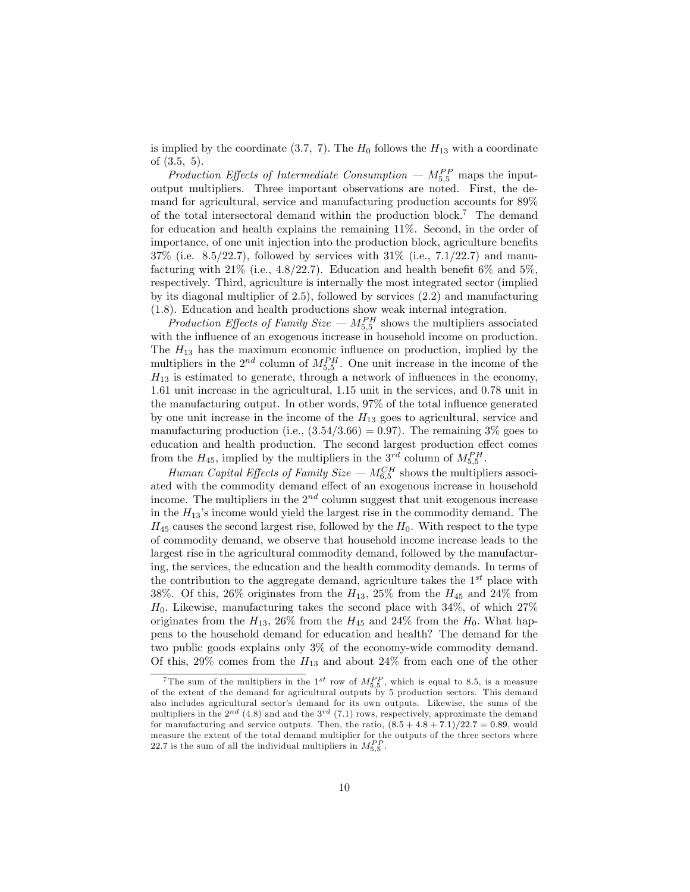is implied by the coordinate (3.7, 7). The $H_0$ follows the $H_{13}$ with a coordinate of (3.5, 5).

*Production Effects of Intermediate Consumption* — $M^{PP}_{5,5}$ maps the input-output multipliers. Three important observations are noted. First, the demand for agricultural, service and manufacturing production accounts for 89% of the total intersectoral demand within the production block.[7] The demand for education and health explains the remaining 11%. Second, in the order of importance, of one unit injection into the production block, agriculture benefits 37% (i.e. 8.5/22.7), followed by services with 31% (i.e., 7.1/22.7) and manufacturing with 21% (i.e., 4.8/22.7). Education and health benefit 6% and 5%, respectively. Third, agriculture is internally the most integrated sector (implied by its diagonal multiplier of 2.5), followed by services (2.2) and manufacturing (1.8). Education and health productions show weak internal integration.

*Production Effects of Family Size* — $M^{PH}_{5,5}$ shows the multipliers associated with the influence of an exogenous increase in household income on production. The $H_{13}$ has the maximum economic influence on production, implied by the multipliers in the $2^{nd}$ column of $M^{PH}_{5,5}$. One unit increase in the income of the $H_{13}$ is estimated to generate, through a network of influences in the economy, 1.61 unit increase in the agricultural, 1.15 unit in the services, and 0.78 unit in the manufacturing output. In other words, 97% of the total influence generated by one unit increase in the income of the $H_{13}$ goes to agricultural, service and manufacturing production (i.e., $(3.54/3.66) = 0.97$). The remaining 3% goes to education and health production. The second largest production effect comes from the $H_{45}$, implied by the multipliers in the $3^{rd}$ column of $M^{PH}_{5,5}$.

*Human Capital Effects of Family Size* — $M^{CH}_{6,5}$ shows the multipliers associated with the commodity demand effect of an exogenous increase in household income. The multipliers in the $2^{nd}$ column suggest that unit exogenous increase in the $H_{13}$'s income would yield the largest rise in the commodity demand. The $H_{45}$ causes the second largest rise, followed by the $H_0$. With respect to the type of commodity demand, we observe that household income increase leads to the largest rise in the agricultural commodity demand, followed by the manufacturing, the services, the education and the health commodity demands. In terms of the contribution to the aggregate demand, agriculture takes the $1^{st}$ place with 38%. Of this, 26% originates from the $H_{13}$, 25% from the $H_{45}$ and 24% from $H_0$. Likewise, manufacturing takes the second place with 34%, of which 27% originates from the $H_{13}$, 26% from the $H_{45}$ and 24% from the $H_0$. What happens to the household demand for education and health? The demand for the two public goods explains only 3% of the economy-wide commodity demand. Of this, 29% comes from the $H_{13}$ and about 24% from each one of the other

[7] The sum of the multipliers in the $1^{st}$ row of $M^{PP}_{5,5}$, which is equal to 8.5, is a measure of the extent of the demand for agricultural outputs by 5 production sectors. This demand also includes agricultural sector's demand for its own outputs. Likewise, the sums of the multipliers in the $2^{nd}$ (4.8) and and the $3^{rd}$ (7.1) rows, respectively, approximate the demand for manufacturing and service outputs. Then, the ratio, $(8.5 + 4.8 + 7.1)/22.7 = 0.89$, would measure the extent of the total demand multiplier for the outputs of the three sectors where 22.7 is the sum of all the individual multipliers in $M^{PP}_{5,5}$.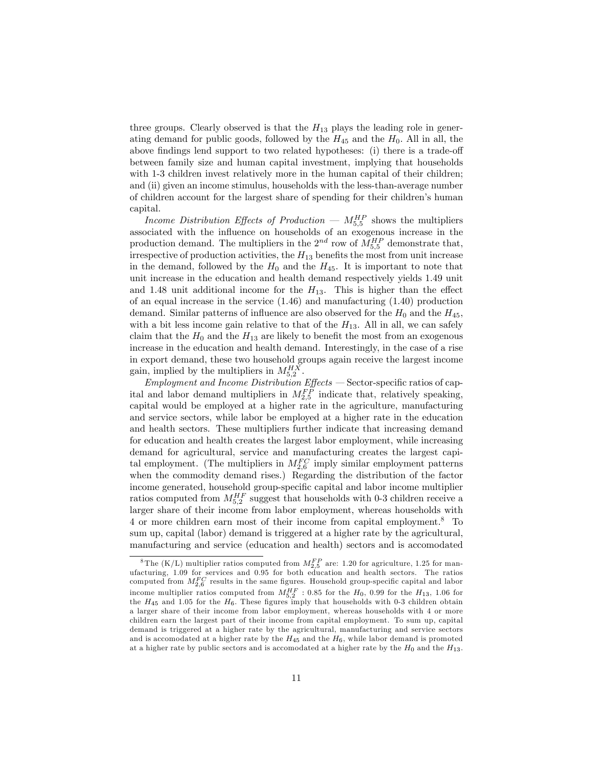three groups. Clearly observed is that the $H_{13}$ plays the leading role in generating demand for public goods, followed by the $H_{45}$ and the $H_0$. All in all, the above findings lend support to two related hypotheses: (i) there is a trade-off between family size and human capital investment, implying that households with 1-3 children invest relatively more in the human capital of their children; and (ii) given an income stimulus, households with the less-than-average number of children account for the largest share of spending for their children's human capital.

*Income Distribution Effects of Production* — $M_{5,5}^{HP}$ shows the multipliers associated with the influence on households of an exogenous increase in the production demand. The multipliers in the $2^{nd}$ row of $M_{5,5}^{HP}$ demonstrate that, irrespective of production activities, the $H_{13}$ benefits the most from unit increase in the demand, followed by the $H_0$ and the $H_{45}$. It is important to note that unit increase in the education and health demand respectively yields 1.49 unit and 1.48 unit additional income for the $H_{13}$. This is higher than the effect of an equal increase in the service (1.46) and manufacturing (1.40) production demand. Similar patterns of influence are also observed for the $H_0$ and the $H_{45}$, with a bit less income gain relative to that of the $H_{13}$. All in all, we can safely claim that the $H_0$ and the $H_{13}$ are likely to benefit the most from an exogenous increase in the education and health demand. Interestingly, in the case of a rise in export demand, these two household groups again receive the largest income gain, implied by the multipliers in $M_{5,2}^{HX}$.

*Employment and Income Distribution Effects* — Sector-specific ratios of capital and labor demand multipliers in $M_{2,5}^{FP}$ indicate that, relatively speaking, capital would be employed at a higher rate in the agriculture, manufacturing and service sectors, while labor be employed at a higher rate in the education and health sectors. These multipliers further indicate that increasing demand for education and health creates the largest labor employment, while increasing demand for agricultural, service and manufacturing creates the largest capital employment. (The multipliers in $M_{2,6}^{FC}$ imply similar employment patterns when the commodity demand rises.) Regarding the distribution of the factor income generated, household group-specific capital and labor income multiplier ratios computed from $M_{5,2}^{HF}$ suggest that households with 0-3 children receive a larger share of their income from labor employment, whereas households with 4 or more children earn most of their income from capital employment.[8] To sum up, capital (labor) demand is triggered at a higher rate by the agricultural, manufacturing and service (education and health) sectors and is accomodated

[8] The (K/L) multiplier ratios computed from $M_{2,5}^{FP}$ are: 1.20 for agriculture, 1.25 for manufacturing, 1.09 for services and 0.95 for both education and health sectors. The ratios computed from $M_{2,6}^{FC}$ results in the same figures. Household group-specific capital and labor income multiplier ratios computed from $M_{5,2}^{HF}$ : 0.85 for the $H_0$, 0.99 for the $H_{13}$, 1.06 for the $H_{45}$ and 1.05 for the $H_6$. These figures imply that households with 0-3 children obtain a larger share of their income from labor employment, whereas households with 4 or more children earn the largest part of their income from capital employment. To sum up, capital demand is triggered at a higher rate by the agricultural, manufacturing and service sectors and is accomodated at a higher rate by the $H_{45}$ and the $H_6$, while labor demand is promoted at a higher rate by public sectors and is accomodated at a higher rate by the $H_0$ and the $H_{13}$.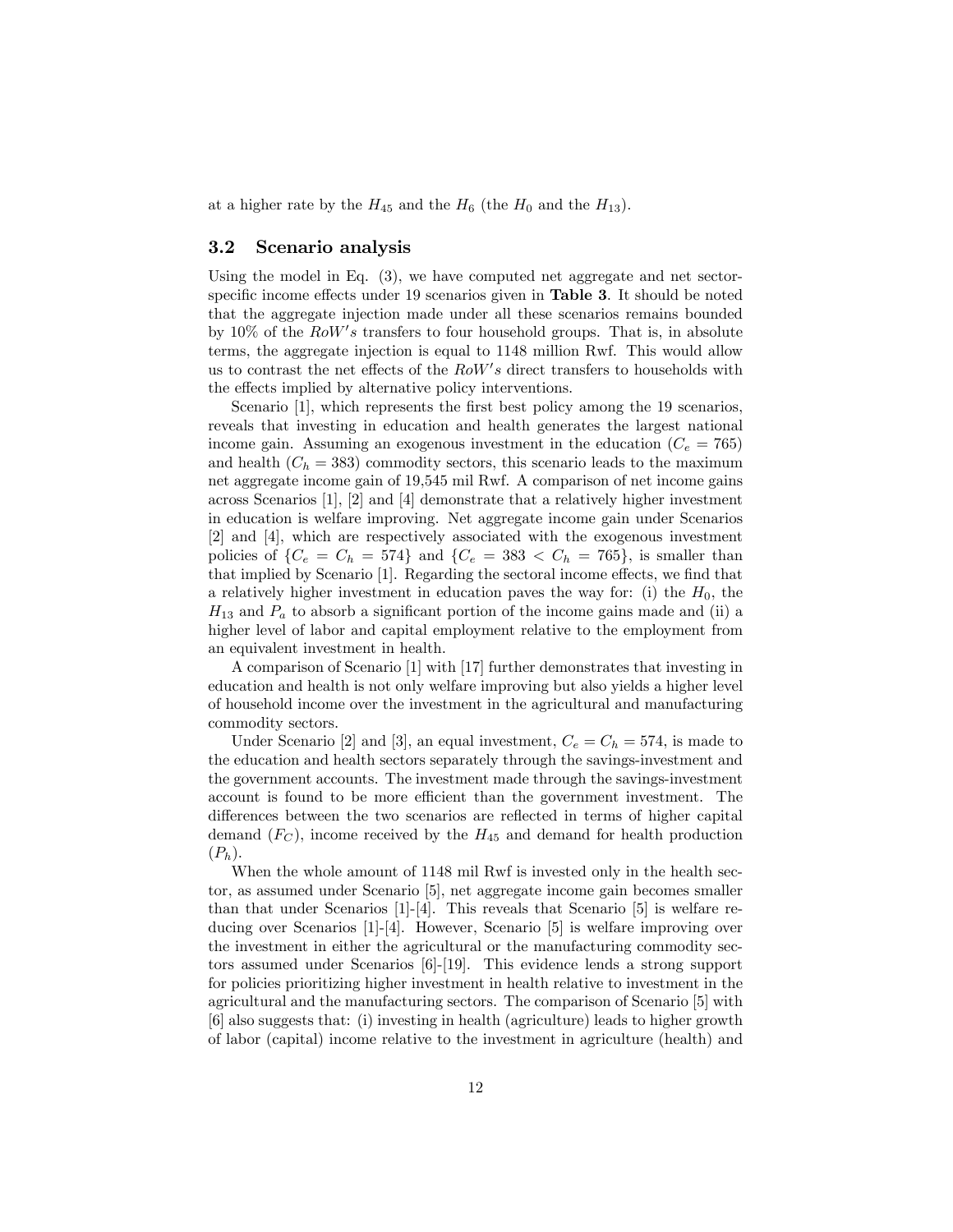at a higher rate by the $H_{45}$ and the $H_6$ (the $H_0$ and the $H_{13}$).

### 3.2 Scenario analysis

Using the model in Eq. (3), we have computed net aggregate and net sector-specific income effects under 19 scenarios given in **Table 3**. It should be noted that the aggregate injection made under all these scenarios remains bounded by 10% of the $RoW's$ transfers to four household groups. That is, in absolute terms, the aggregate injection is equal to 1148 million Rwf. This would allow us to contrast the net effects of the $RoW's$ direct transfers to households with the effects implied by alternative policy interventions.

Scenario [1], which represents the first best policy among the 19 scenarios, reveals that investing in education and health generates the largest national income gain. Assuming an exogenous investment in the education ($C_e = 765$) and health ($C_h = 383$) commodity sectors, this scenario leads to the maximum net aggregate income gain of 19,545 mil Rwf. A comparison of net income gains across Scenarios [1], [2] and [4] demonstrate that a relatively higher investment in education is welfare improving. Net aggregate income gain under Scenarios [2] and [4], which are respectively associated with the exogenous investment policies of $\{C_e = C_h = 574\}$ and $\{C_e = 383 < C_h = 765\}$, is smaller than that implied by Scenario [1]. Regarding the sectoral income effects, we find that a relatively higher investment in education paves the way for: (i) the $H_0$, the $H_{13}$ and $P_a$ to absorb a significant portion of the income gains made and (ii) a higher level of labor and capital employment relative to the employment from an equivalent investment in health.

A comparison of Scenario [1] with [17] further demonstrates that investing in education and health is not only welfare improving but also yields a higher level of household income over the investment in the agricultural and manufacturing commodity sectors.

Under Scenario [2] and [3], an equal investment, $C_e = C_h = 574$, is made to the education and health sectors separately through the savings-investment and the government accounts. The investment made through the savings-investment account is found to be more efficient than the government investment. The differences between the two scenarios are reflected in terms of higher capital demand ($F_C$), income received by the $H_{45}$ and demand for health production ($P_h$).

When the whole amount of 1148 mil Rwf is invested only in the health sector, as assumed under Scenario [5], net aggregate income gain becomes smaller than that under Scenarios [1]-[4]. This reveals that Scenario [5] is welfare reducing over Scenarios [1]-[4]. However, Scenario [5] is welfare improving over the investment in either the agricultural or the manufacturing commodity sectors assumed under Scenarios [6]-[19]. This evidence lends a strong support for policies prioritizing higher investment in health relative to investment in the agricultural and the manufacturing sectors. The comparison of Scenario [5] with [6] also suggests that: (i) investing in health (agriculture) leads to higher growth of labor (capital) income relative to the investment in agriculture (health) and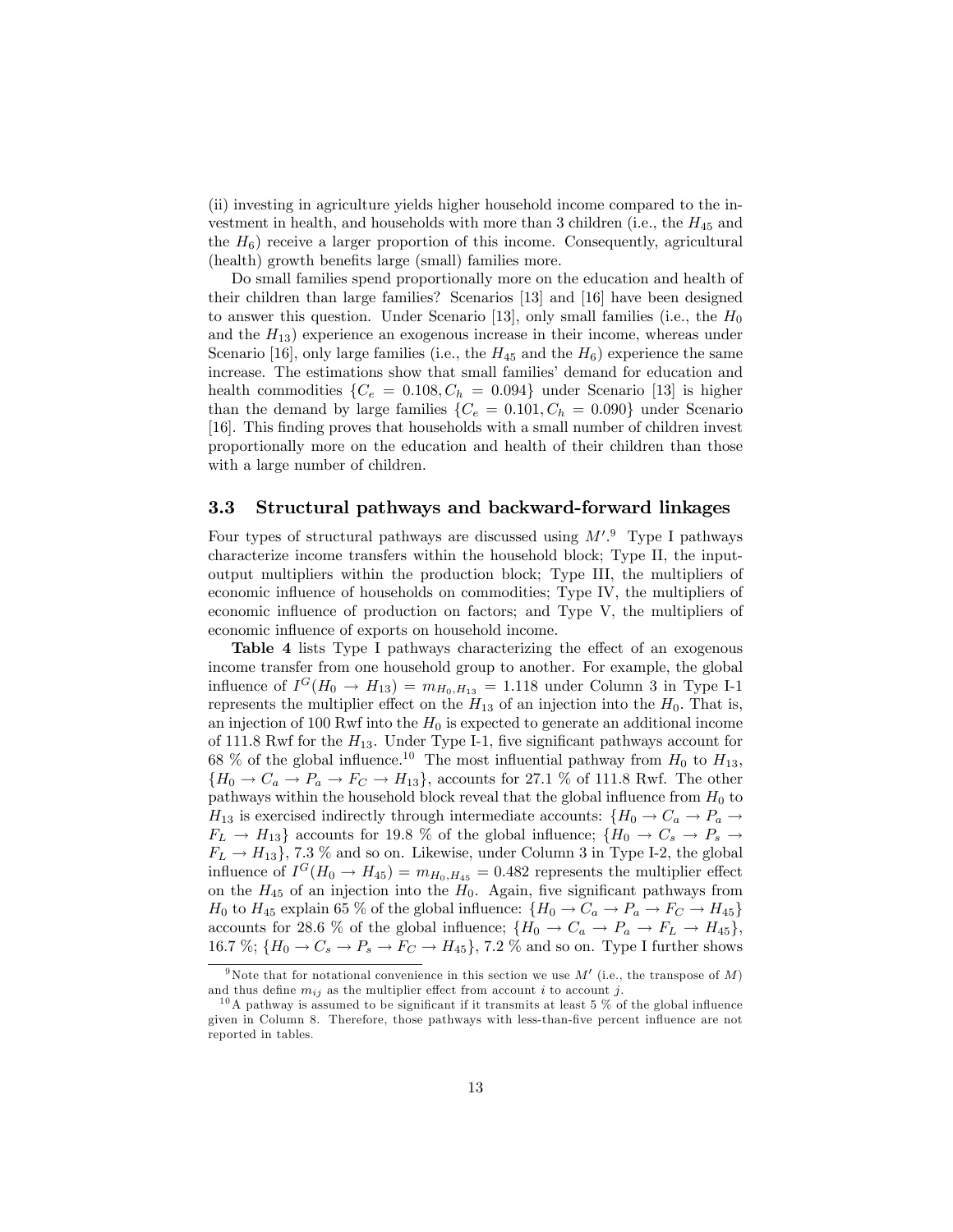(ii) investing in agriculture yields higher household income compared to the investment in health, and households with more than 3 children (i.e., the $H_{45}$ and the $H_6$) receive a larger proportion of this income. Consequently, agricultural (health) growth benefits large (small) families more.

Do small families spend proportionally more on the education and health of their children than large families? Scenarios [13] and [16] have been designed to answer this question. Under Scenario [13], only small families (i.e., the $H_0$ and the $H_{13}$) experience an exogenous increase in their income, whereas under Scenario [16], only large families (i.e., the $H_{45}$ and the $H_6$) experience the same increase. The estimations show that small families' demand for education and health commodities $\{C_e = 0.108, C_h = 0.094\}$ under Scenario [13] is higher than the demand by large families $\{C_e = 0.101, C_h = 0.090\}$ under Scenario [16]. This finding proves that households with a small number of children invest proportionally more on the education and health of their children than those with a large number of children.

### 3.3 Structural pathways and backward-forward linkages

Four types of structural pathways are discussed using $M'$.[9] Type I pathways characterize income transfers within the household block; Type II, the input-output multipliers within the production block; Type III, the multipliers of economic influence of households on commodities; Type IV, the multipliers of economic influence of production on factors; and Type V, the multipliers of economic influence of exports on household income.

**Table 4** lists Type I pathways characterizing the effect of an exogenous income transfer from one household group to another. For example, the global influence of $I^G(H_0 \rightarrow H_{13}) = m_{H_0,H_{13}} = 1.118$ under Column 3 in Type I-1 represents the multiplier effect on the $H_{13}$ of an injection into the $H_0$. That is, an injection of 100 Rwf into the $H_0$ is expected to generate an additional income of 111.8 Rwf for the $H_{13}$. Under Type I-1, five significant pathways account for 68 % of the global influence.[10] The most influential pathway from $H_0$ to $H_{13}$, $\{H_0 \rightarrow C_a \rightarrow P_a \rightarrow F_C \rightarrow H_{13}\}$, accounts for 27.1 % of 111.8 Rwf. The other pathways within the household block reveal that the global influence from $H_0$ to $H_{13}$ is exercised indirectly through intermediate accounts: $\{H_0 \rightarrow C_a \rightarrow P_a \rightarrow F_L \rightarrow H_{13}\}$ accounts for 19.8 % of the global influence; $\{H_0 \rightarrow C_s \rightarrow P_s \rightarrow F_L \rightarrow H_{13}\}$, 7.3 % and so on. Likewise, under Column 3 in Type I-2, the global influence of $I^G(H_0 \rightarrow H_{45}) = m_{H_0,H_{45}} = 0.482$ represents the multiplier effect on the $H_{45}$ of an injection into the $H_0$. Again, five significant pathways from $H_0$ to $H_{45}$ explain 65 % of the global influence: $\{H_0 \rightarrow C_a \rightarrow P_a \rightarrow F_C \rightarrow H_{45}\}$ accounts for 28.6 % of the global influence; $\{H_0 \rightarrow C_a \rightarrow P_a \rightarrow F_L \rightarrow H_{45}\}$, 16.7 %; $\{H_0 \rightarrow C_s \rightarrow P_s \rightarrow F_C \rightarrow H_{45}\}$, 7.2 % and so on. Type I further shows

[9] Note that for notational convenience in this section we use $M'$ (i.e., the transpose of $M$) and thus define $m_{ij}$ as the multiplier effect from account $i$ to account $j$.

[10] A pathway is assumed to be significant if it transmits at least 5 % of the global influence given in Column 8. Therefore, those pathways with less-than-five percent influence are not reported in tables.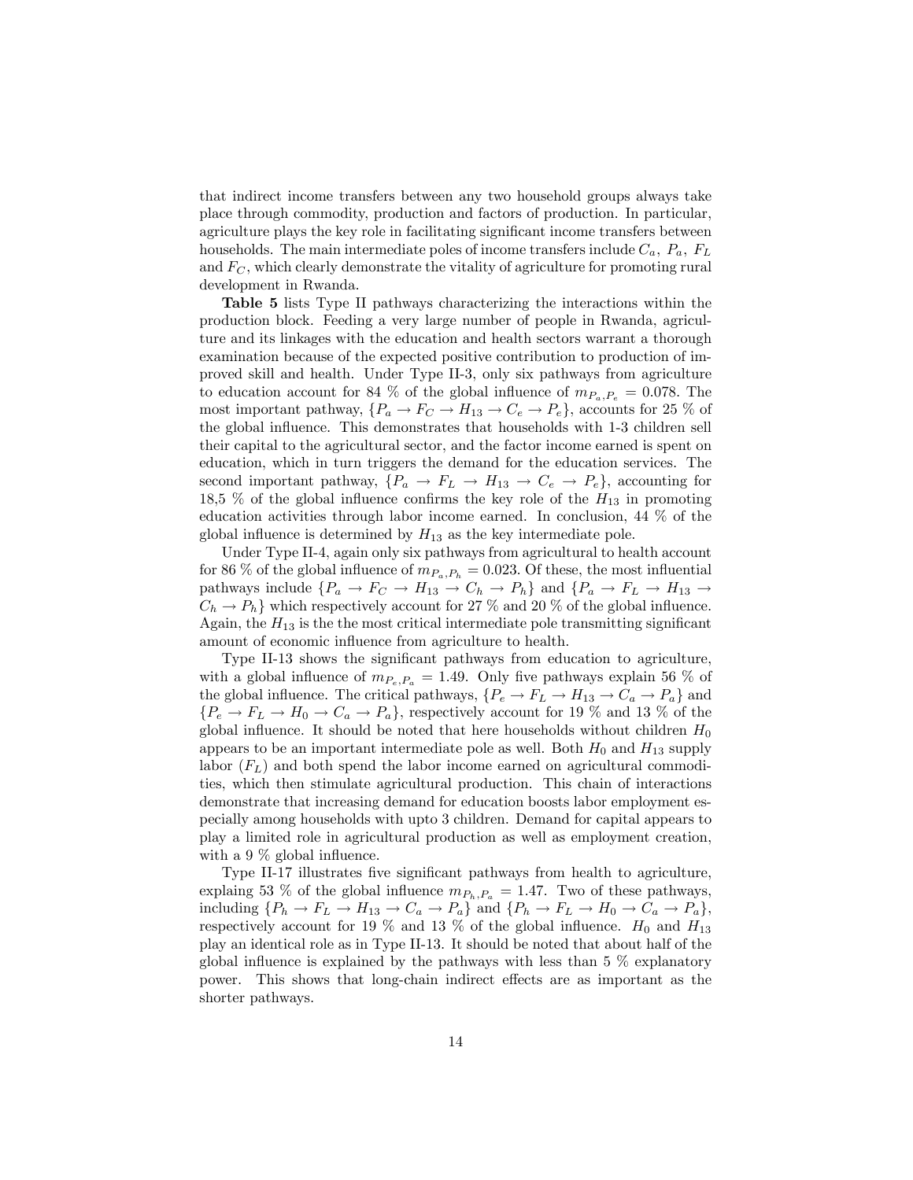that indirect income transfers between any two household groups always take place through commodity, production and factors of production. In particular, agriculture plays the key role in facilitating significant income transfers between households. The main intermediate poles of income transfers include $C_a$, $P_a$, $F_L$ and $F_C$, which clearly demonstrate the vitality of agriculture for promoting rural development in Rwanda.

**Table 5** lists Type II pathways characterizing the interactions within the production block. Feeding a very large number of people in Rwanda, agriculture and its linkages with the education and health sectors warrant a thorough examination because of the expected positive contribution to production of improved skill and health. Under Type II-3, only six pathways from agriculture to education account for 84 % of the global influence of $m_{P_a,P_e} = 0.078$. The most important pathway, $\{P_a \rightarrow F_C \rightarrow H_{13} \rightarrow C_e \rightarrow P_e\}$, accounts for 25 % of the global influence. This demonstrates that households with 1-3 children sell their capital to the agricultural sector, and the factor income earned is spent on education, which in turn triggers the demand for the education services. The second important pathway, $\{P_a \rightarrow F_L \rightarrow H_{13} \rightarrow C_e \rightarrow P_e\}$, accounting for 18,5 % of the global influence confirms the key role of the $H_{13}$ in promoting education activities through labor income earned. In conclusion, 44 % of the global influence is determined by $H_{13}$ as the key intermediate pole.

Under Type II-4, again only six pathways from agricultural to health account for 86 % of the global influence of $m_{P_a,P_h} = 0.023$. Of these, the most influential pathways include $\{P_a \rightarrow F_C \rightarrow H_{13} \rightarrow C_h \rightarrow P_h\}$ and $\{P_a \rightarrow F_L \rightarrow H_{13} \rightarrow C_h \rightarrow P_h\}$ which respectively account for 27 % and 20 % of the global influence. Again, the $H_{13}$ is the the most critical intermediate pole transmitting significant amount of economic influence from agriculture to health.

Type II-13 shows the significant pathways from education to agriculture, with a global influence of $m_{P_e,P_a} = 1.49$. Only five pathways explain 56 % of the global influence. The critical pathways, $\{P_e \rightarrow F_L \rightarrow H_{13} \rightarrow C_a \rightarrow P_a\}$ and $\{P_e \rightarrow F_L \rightarrow H_0 \rightarrow C_a \rightarrow P_a\}$, respectively account for 19 % and 13 % of the global influence. It should be noted that here households without children $H_0$ appears to be an important intermediate pole as well. Both $H_0$ and $H_{13}$ supply labor ($F_L$) and both spend the labor income earned on agricultural commodities, which then stimulate agricultural production. This chain of interactions demonstrate that increasing demand for education boosts labor employment especially among households with upto 3 children. Demand for capital appears to play a limited role in agricultural production as well as employment creation, with a 9 % global influence.

Type II-17 illustrates five significant pathways from health to agriculture, explaing 53 % of the global influence $m_{P_h,P_a} = 1.47$. Two of these pathways, including $\{P_h \rightarrow F_L \rightarrow H_{13} \rightarrow C_a \rightarrow P_a\}$ and $\{P_h \rightarrow F_L \rightarrow H_0 \rightarrow C_a \rightarrow P_a\}$, respectively account for 19 % and 13 % of the global influence. $H_0$ and $H_{13}$ play an identical role as in Type II-13. It should be noted that about half of the global influence is explained by the pathways with less than 5 % explanatory power. This shows that long-chain indirect effects are as important as the shorter pathways.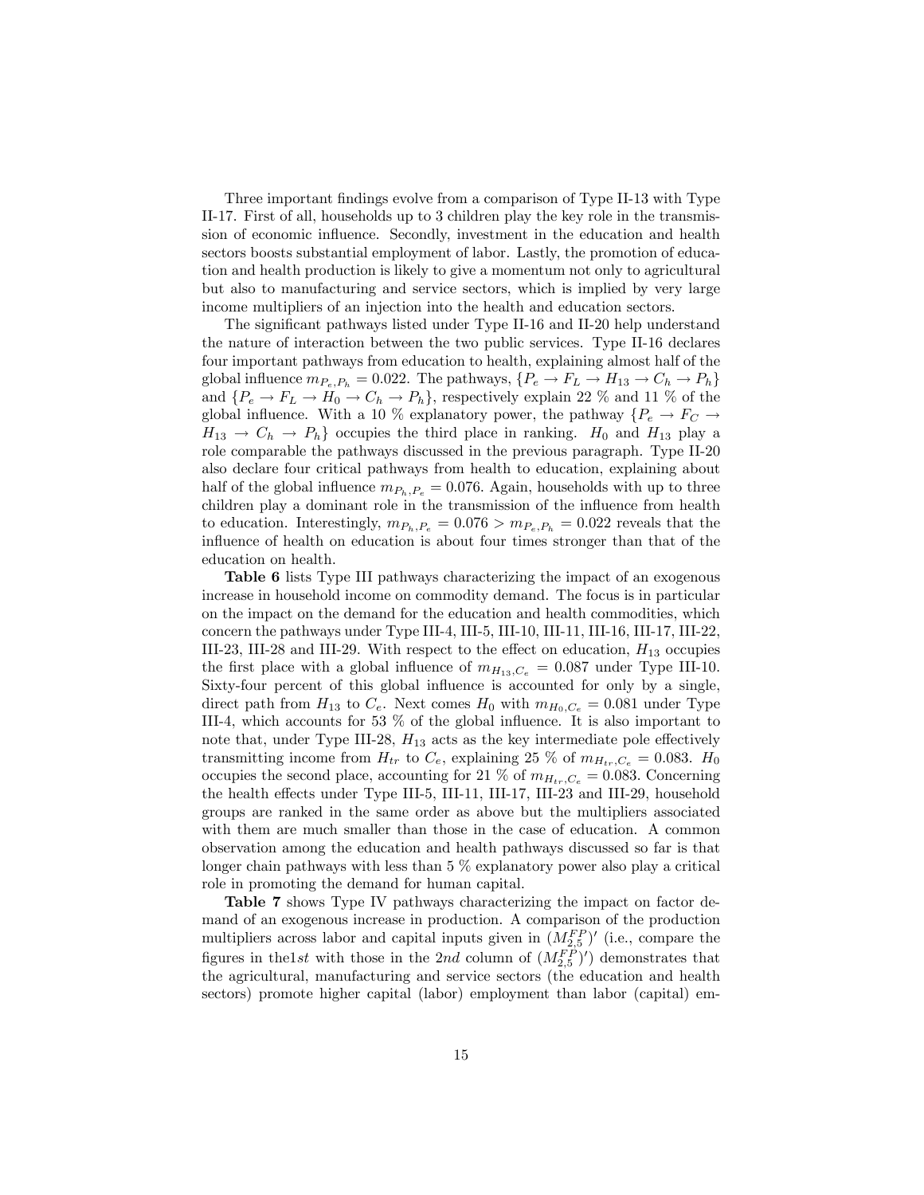Three important findings evolve from a comparison of Type II-13 with Type II-17. First of all, households up to 3 children play the key role in the transmission of economic influence. Secondly, investment in the education and health sectors boosts substantial employment of labor. Lastly, the promotion of education and health production is likely to give a momentum not only to agricultural but also to manufacturing and service sectors, which is implied by very large income multipliers of an injection into the health and education sectors.

The significant pathways listed under Type II-16 and II-20 help understand the nature of interaction between the two public services. Type II-16 declares four important pathways from education to health, explaining almost half of the global influence $m_{P_e,P_h} = 0.022$. The pathways, $\{P_e \rightarrow F_L \rightarrow H_{13} \rightarrow C_h \rightarrow P_h\}$ and $\{P_e \rightarrow F_L \rightarrow H_0 \rightarrow C_h \rightarrow P_h\}$, respectively explain 22 % and 11 % of the global influence. With a 10 % explanatory power, the pathway $\{P_e \rightarrow F_C \rightarrow H_{13} \rightarrow C_h \rightarrow P_h\}$ occupies the third place in ranking. $H_0$ and $H_{13}$ play a role comparable the pathways discussed in the previous paragraph. Type II-20 also declare four critical pathways from health to education, explaining about half of the global influence $m_{P_h,P_e} = 0.076$. Again, households with up to three children play a dominant role in the transmission of the influence from health to education. Interestingly, $m_{P_h,P_e} = 0.076 > m_{P_e,P_h} = 0.022$ reveals that the influence of health on education is about four times stronger than that of the education on health.

**Table 6** lists Type III pathways characterizing the impact of an exogenous increase in household income on commodity demand. The focus is in particular on the impact on the demand for the education and health commodities, which concern the pathways under Type III-4, III-5, III-10, III-11, III-16, III-17, III-22, III-23, III-28 and III-29. With respect to the effect on education, $H_{13}$ occupies the first place with a global influence of $m_{H_{13},C_e} = 0.087$ under Type III-10. Sixty-four percent of this global influence is accounted for only by a single, direct path from $H_{13}$ to $C_e$. Next comes $H_0$ with $m_{H_0,C_e} = 0.081$ under Type III-4, which accounts for 53 % of the global influence. It is also important to note that, under Type III-28, $H_{13}$ acts as the key intermediate pole effectively transmitting income from $H_{tr}$ to $C_e$, explaining 25 % of $m_{H_{tr},C_e} = 0.083$. $H_0$ occupies the second place, accounting for 21 % of $m_{H_{tr},C_e} = 0.083$. Concerning the health effects under Type III-5, III-11, III-17, III-23 and III-29, household groups are ranked in the same order as above but the multipliers associated with them are much smaller than those in the case of education. A common observation among the education and health pathways discussed so far is that longer chain pathways with less than 5 % explanatory power also play a critical role in promoting the demand for human capital.

**Table 7** shows Type IV pathways characterizing the impact on factor demand of an exogenous increase in production. A comparison of the production multipliers across labor and capital inputs given in $(M_{2,5}^{FP})'$ (i.e., compare the figures in the1*st* with those in the 2*nd* column of $(M_{2,5}^{FP})'$) demonstrates that the agricultural, manufacturing and service sectors (the education and health sectors) promote higher capital (labor) employment than labor (capital) em-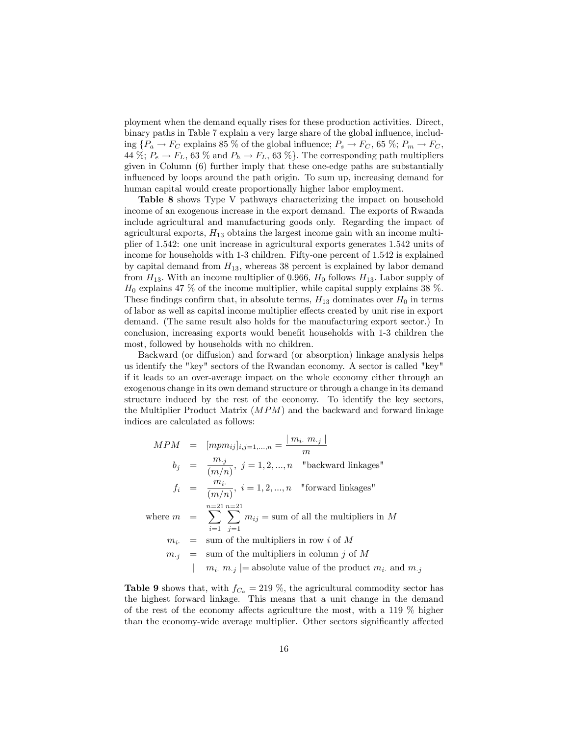ployment when the demand equally rises for these production activities. Direct, binary paths in Table 7 explain a very large share of the global influence, including $\{P_a \rightarrow F_C$ explains 85 % of the global influence; $P_s \rightarrow F_C$, 65 %; $P_m \rightarrow F_C$, 44 %; $P_e \rightarrow F_L$, 63 % and $P_h \rightarrow F_L$, 63 %$\}$. The corresponding path multipliers given in Column (6) further imply that these one-edge paths are substantially influenced by loops around the path origin. To sum up, increasing demand for human capital would create proportionally higher labor employment.

**Table 8** shows Type V pathways characterizing the impact on household income of an exogenous increase in the export demand. The exports of Rwanda include agricultural and manufacturing goods only. Regarding the impact of agricultural exports, $H_{13}$ obtains the largest income gain with an income multiplier of 1.542: one unit increase in agricultural exports generates 1.542 units of income for households with 1-3 children. Fifty-one percent of 1.542 is explained by capital demand from $H_{13}$, whereas 38 percent is explained by labor demand from $H_{13}$. With an income multiplier of 0.966, $H_0$ follows $H_{13}$. Labor supply of $H_0$ explains 47 % of the income multiplier, while capital supply explains 38 %. These findings confirm that, in absolute terms, $H_{13}$ dominates over $H_0$ in terms of labor as well as capital income multiplier effects created by unit rise in export demand. (The same result also holds for the manufacturing export sector.) In conclusion, increasing exports would benefit households with 1-3 children the most, followed by households with no children.

Backward (or diffusion) and forward (or absorption) linkage analysis helps us identify the "key" sectors of the Rwandan economy. A sector is called "key" if it leads to an over-average impact on the whole economy either through an exogenous change in its own demand structure or through a change in its demand structure induced by the rest of the economy. To identify the key sectors, the Multiplier Product Matrix ($MPM$) and the backward and forward linkage indices are calculated as follows:

$$
\begin{aligned}
MPM &= [mpm_{ij}]_{i,j=1,...,n} = \frac{|\, m_{i\cdot}\ m_{\cdot j} \,|}{m} \\
b_j &= \frac{m_{\cdot j}}{(m/n)},\ j = 1, 2, ..., n \quad \text{"backward linkages"} \\
f_i &= \frac{m_{i\cdot}}{(m/n)},\ i = 1, 2, ..., n \quad \text{"forward linkages"} \\
\text{where } m &= \sum_{i=1}^{n=21} \sum_{j=1}^{n=21} m_{ij} = \text{sum of all the multipliers in } M \\
m_{i\cdot} &= \text{sum of the multipliers in row } i \text{ of } M \\
m_{\cdot j} &= \text{sum of the multipliers in column } j \text{ of } M \\
&\quad |\ m_{i\cdot}\ m_{\cdot j}\ | = \text{absolute value of the product } m_{i\cdot} \text{ and } m_{\cdot j}
\end{aligned}
$$

**Table 9** shows that, with $f_{C_a} = 219$ %, the agricultural commodity sector has the highest forward linkage. This means that a unit change in the demand of the rest of the economy affects agriculture the most, with a 119 % higher than the economy-wide average multiplier. Other sectors significantly affected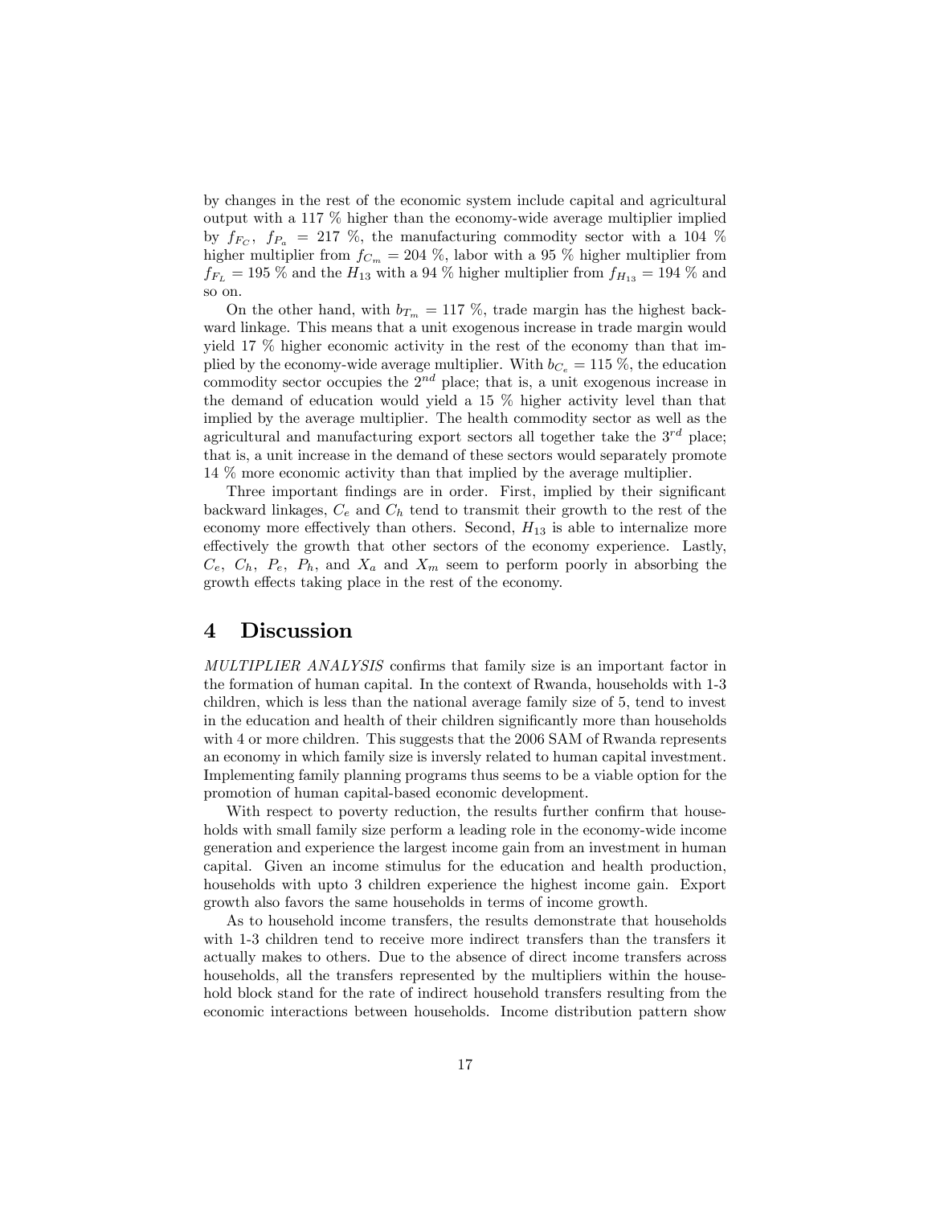by changes in the rest of the economic system include capital and agricultural output with a 117 % higher than the economy-wide average multiplier implied by $f_{F_C}$, $f_{P_a}$ = 217 %, the manufacturing commodity sector with a 104 % higher multiplier from $f_{C_m}$ = 204 %, labor with a 95 % higher multiplier from $f_{F_L}$ = 195 % and the $H_{13}$ with a 94 % higher multiplier from $f_{H_{13}}$ = 194 % and so on.

On the other hand, with $b_{T_m}$ = 117 %, trade margin has the highest backward linkage. This means that a unit exogenous increase in trade margin would yield 17 % higher economic activity in the rest of the economy than that implied by the economy-wide average multiplier. With $b_{C_e}$ = 115 %, the education commodity sector occupies the $2^{nd}$ place; that is, a unit exogenous increase in the demand of education would yield a 15 % higher activity level than that implied by the average multiplier. The health commodity sector as well as the agricultural and manufacturing export sectors all together take the $3^{rd}$ place; that is, a unit increase in the demand of these sectors would separately promote 14 % more economic activity than that implied by the average multiplier.

Three important findings are in order. First, implied by their significant backward linkages, $C_e$ and $C_h$ tend to transmit their growth to the rest of the economy more effectively than others. Second, $H_{13}$ is able to internalize more effectively the growth that other sectors of the economy experience. Lastly, $C_e$, $C_h$, $P_e$, $P_h$, and $X_a$ and $X_m$ seem to perform poorly in absorbing the growth effects taking place in the rest of the economy.

## 4 Discussion

*MULTIPLIER ANALYSIS* confirms that family size is an important factor in the formation of human capital. In the context of Rwanda, households with 1-3 children, which is less than the national average family size of 5, tend to invest in the education and health of their children significantly more than households with 4 or more children. This suggests that the 2006 SAM of Rwanda represents an economy in which family size is inversly related to human capital investment. Implementing family planning programs thus seems to be a viable option for the promotion of human capital-based economic development.

With respect to poverty reduction, the results further confirm that households with small family size perform a leading role in the economy-wide income generation and experience the largest income gain from an investment in human capital. Given an income stimulus for the education and health production, households with upto 3 children experience the highest income gain. Export growth also favors the same households in terms of income growth.

As to household income transfers, the results demonstrate that households with 1-3 children tend to receive more indirect transfers than the transfers it actually makes to others. Due to the absence of direct income transfers across households, all the transfers represented by the multipliers within the household block stand for the rate of indirect household transfers resulting from the economic interactions between households. Income distribution pattern show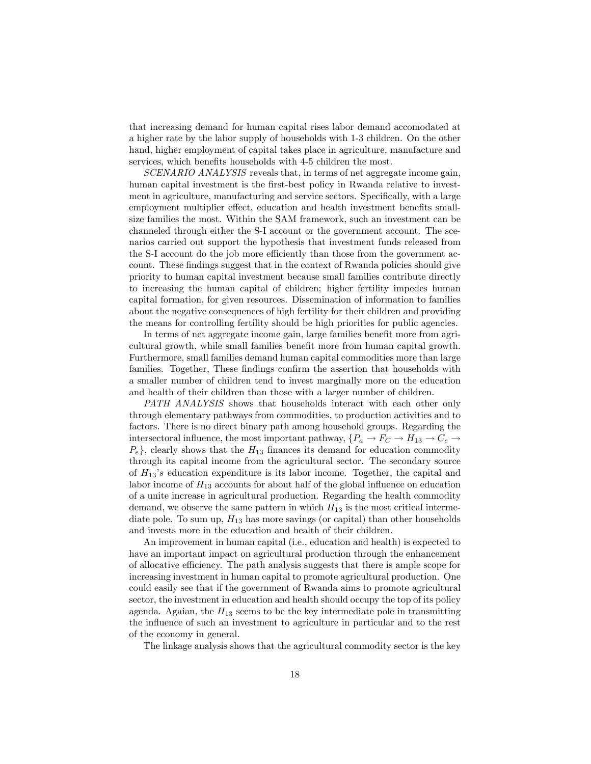that increasing demand for human capital rises labor demand accomodated at a higher rate by the labor supply of households with 1-3 children. On the other hand, higher employment of capital takes place in agriculture, manufacture and services, which benefits households with 4-5 children the most.

*SCENARIO ANALYSIS* reveals that, in terms of net aggregate income gain, human capital investment is the first-best policy in Rwanda relative to investment in agriculture, manufacturing and service sectors. Specifically, with a large employment multiplier effect, education and health investment benefits small-size families the most. Within the SAM framework, such an investment can be channeled through either the S-I account or the government account. The scenarios carried out support the hypothesis that investment funds released from the S-I account do the job more efficiently than those from the government account. These findings suggest that in the context of Rwanda policies should give priority to human capital investment because small families contribute directly to increasing the human capital of children; higher fertility impedes human capital formation, for given resources. Dissemination of information to families about the negative consequences of high fertility for their children and providing the means for controlling fertility should be high priorities for public agencies.

In terms of net aggregate income gain, large families benefit more from agricultural growth, while small families benefit more from human capital growth. Furthermore, small families demand human capital commodities more than large families. Together, These findings confirm the assertion that households with a smaller number of children tend to invest marginally more on the education and health of their children than those with a larger number of children.

*PATH ANALYSIS* shows that households interact with each other only through elementary pathways from commodities, to production activities and to factors. There is no direct binary path among household groups. Regarding the intersectoral influence, the most important pathway, $\{P_a \rightarrow F_C \rightarrow H_{13} \rightarrow C_e \rightarrow P_e\}$, clearly shows that the $H_{13}$ finances its demand for education commodity through its capital income from the agricultural sector. The secondary source of $H_{13}$'s education expenditure is its labor income. Together, the capital and labor income of $H_{13}$ accounts for about half of the global influence on education of a unite increase in agricultural production. Regarding the health commodity demand, we observe the same pattern in which $H_{13}$ is the most critical intermediate pole. To sum up, $H_{13}$ has more savings (or capital) than other households and invests more in the education and health of their children.

An improvement in human capital (i.e., education and health) is expected to have an important impact on agricultural production through the enhancement of allocative efficiency. The path analysis suggests that there is ample scope for increasing investment in human capital to promote agricultural production. One could easily see that if the government of Rwanda aims to promote agricultural sector, the investment in education and health should occupy the top of its policy agenda. Agaian, the $H_{13}$ seems to be the key intermediate pole in transmitting the influence of such an investment to agriculture in particular and to the rest of the economy in general.

The linkage analysis shows that the agricultural commodity sector is the key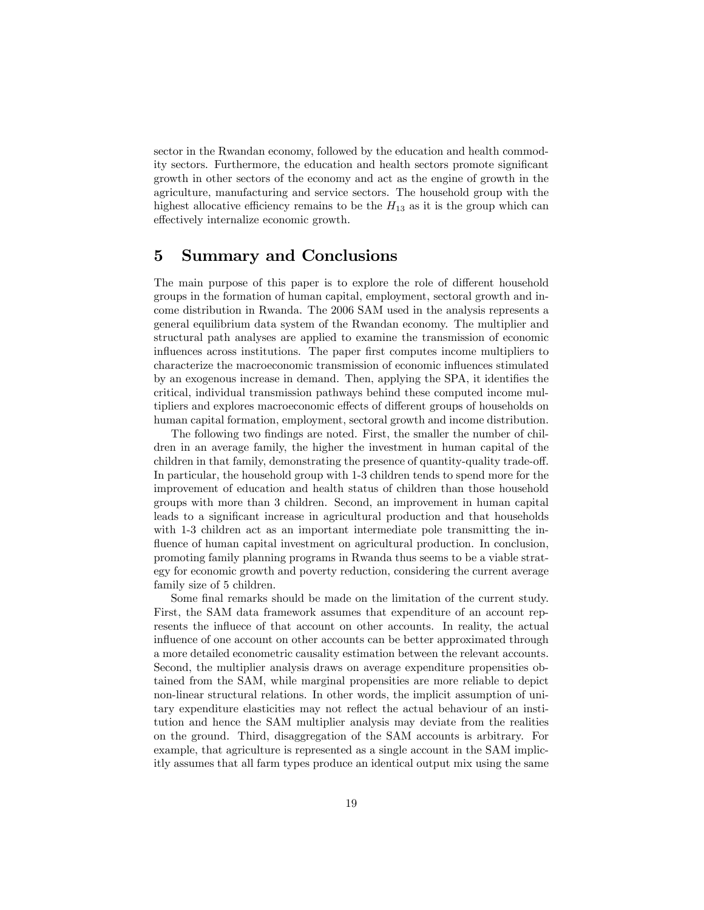sector in the Rwandan economy, followed by the education and health commodity sectors. Furthermore, the education and health sectors promote significant growth in other sectors of the economy and act as the engine of growth in the agriculture, manufacturing and service sectors. The household group with the highest allocative efficiency remains to be the $H_{13}$ as it is the group which can effectively internalize economic growth.

# 5 Summary and Conclusions

The main purpose of this paper is to explore the role of different household groups in the formation of human capital, employment, sectoral growth and income distribution in Rwanda. The 2006 SAM used in the analysis represents a general equilibrium data system of the Rwandan economy. The multiplier and structural path analyses are applied to examine the transmission of economic influences across institutions. The paper first computes income multipliers to characterize the macroeconomic transmission of economic influences stimulated by an exogenous increase in demand. Then, applying the SPA, it identifies the critical, individual transmission pathways behind these computed income multipliers and explores macroeconomic effects of different groups of households on human capital formation, employment, sectoral growth and income distribution.

The following two findings are noted. First, the smaller the number of children in an average family, the higher the investment in human capital of the children in that family, demonstrating the presence of quantity-quality trade-off. In particular, the household group with 1-3 children tends to spend more for the improvement of education and health status of children than those household groups with more than 3 children. Second, an improvement in human capital leads to a significant increase in agricultural production and that households with 1-3 children act as an important intermediate pole transmitting the influence of human capital investment on agricultural production. In conclusion, promoting family planning programs in Rwanda thus seems to be a viable strategy for economic growth and poverty reduction, considering the current average family size of 5 children.

Some final remarks should be made on the limitation of the current study. First, the SAM data framework assumes that expenditure of an account represents the influece of that account on other accounts. In reality, the actual influence of one account on other accounts can be better approximated through a more detailed econometric causality estimation between the relevant accounts. Second, the multiplier analysis draws on average expenditure propensities obtained from the SAM, while marginal propensities are more reliable to depict non-linear structural relations. In other words, the implicit assumption of unitary expenditure elasticities may not reflect the actual behaviour of an institution and hence the SAM multiplier analysis may deviate from the realities on the ground. Third, disaggregation of the SAM accounts is arbitrary. For example, that agriculture is represented as a single account in the SAM implicitly assumes that all farm types produce an identical output mix using the same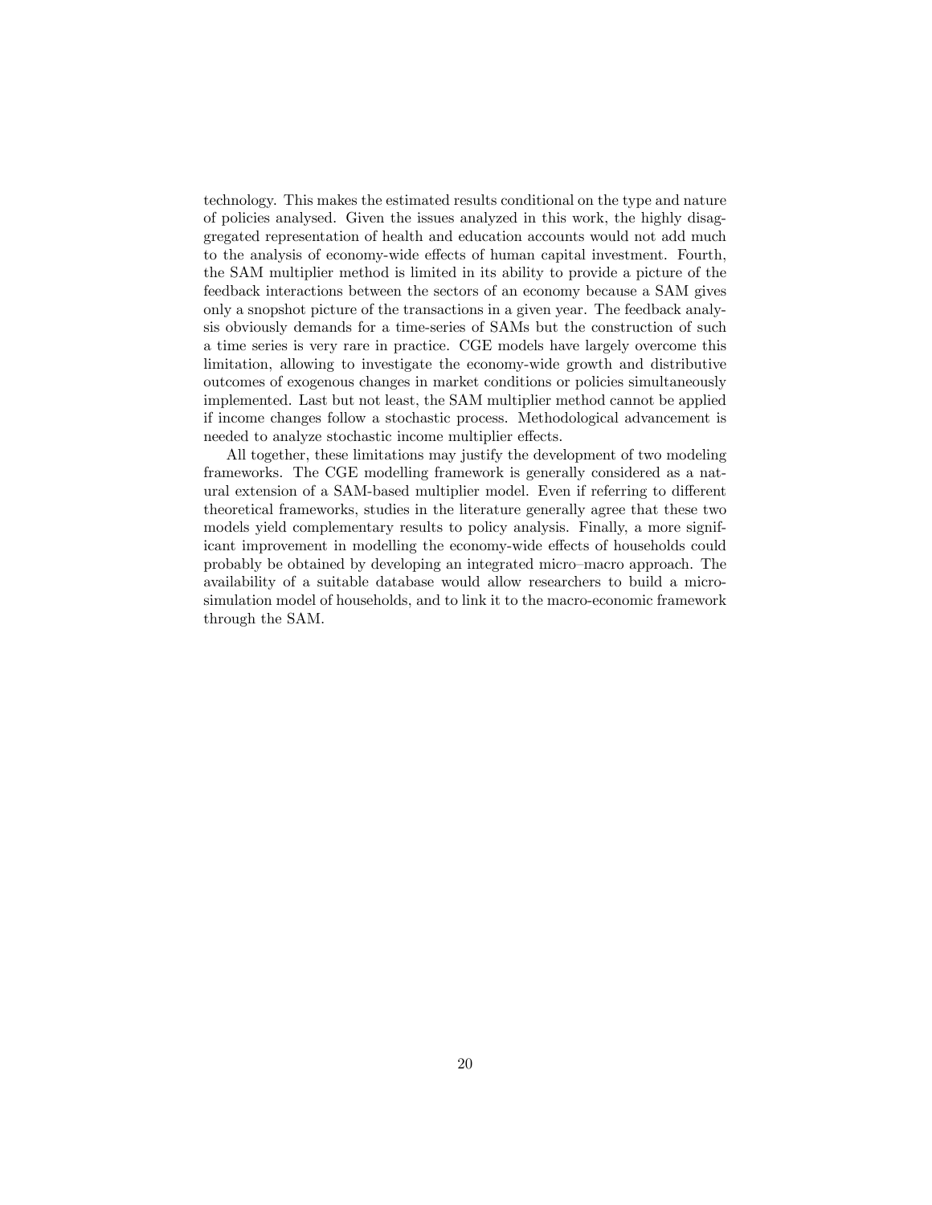technology. This makes the estimated results conditional on the type and nature of policies analysed. Given the issues analyzed in this work, the highly disaggregated representation of health and education accounts would not add much to the analysis of economy-wide effects of human capital investment. Fourth, the SAM multiplier method is limited in its ability to provide a picture of the feedback interactions between the sectors of an economy because a SAM gives only a snopshot picture of the transactions in a given year. The feedback analysis obviously demands for a time-series of SAMs but the construction of such a time series is very rare in practice. CGE models have largely overcome this limitation, allowing to investigate the economy-wide growth and distributive outcomes of exogenous changes in market conditions or policies simultaneously implemented. Last but not least, the SAM multiplier method cannot be applied if income changes follow a stochastic process. Methodological advancement is needed to analyze stochastic income multiplier effects.

All together, these limitations may justify the development of two modeling frameworks. The CGE modelling framework is generally considered as a natural extension of a SAM-based multiplier model. Even if referring to different theoretical frameworks, studies in the literature generally agree that these two models yield complementary results to policy analysis. Finally, a more significant improvement in modelling the economy-wide effects of households could probably be obtained by developing an integrated micro–macro approach. The availability of a suitable database would allow researchers to build a microsimulation model of households, and to link it to the macro-economic framework through the SAM.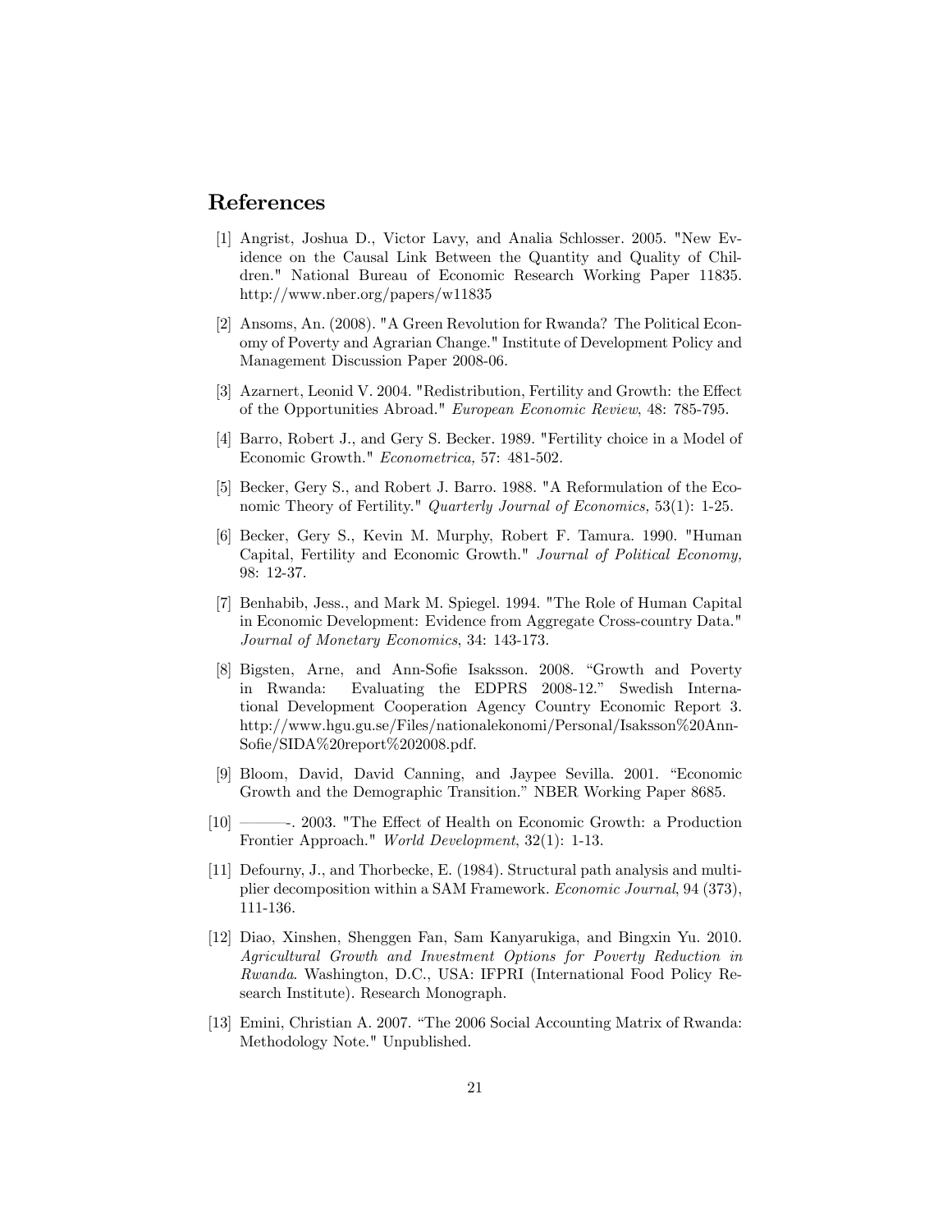## References

[1] Angrist, Joshua D., Victor Lavy, and Analia Schlosser. 2005. "New Evidence on the Causal Link Between the Quantity and Quality of Children." National Bureau of Economic Research Working Paper 11835. http://www.nber.org/papers/w11835

[2] Ansoms, An. (2008). "A Green Revolution for Rwanda? The Political Economy of Poverty and Agrarian Change." Institute of Development Policy and Management Discussion Paper 2008-06.

[3] Azarnert, Leonid V. 2004. "Redistribution, Fertility and Growth: the Effect of the Opportunities Abroad." *European Economic Review*, 48: 785-795.

[4] Barro, Robert J., and Gery S. Becker. 1989. "Fertility choice in a Model of Economic Growth." *Econometrica,* 57: 481-502.

[5] Becker, Gery S., and Robert J. Barro. 1988. "A Reformulation of the Economic Theory of Fertility." *Quarterly Journal of Economics,* 53(1): 1-25.

[6] Becker, Gery S., Kevin M. Murphy, Robert F. Tamura. 1990. "Human Capital, Fertility and Economic Growth." *Journal of Political Economy,* 98: 12-37.

[7] Benhabib, Jess., and Mark M. Spiegel. 1994. "The Role of Human Capital in Economic Development: Evidence from Aggregate Cross-country Data." *Journal of Monetary Economics*, 34: 143-173.

[8] Bigsten, Arne, and Ann-Sofie Isaksson. 2008. "Growth and Poverty in Rwanda: Evaluating the EDPRS 2008-12." Swedish International Development Cooperation Agency Country Economic Report 3. http://www.hgu.gu.se/Files/nationalekonomi/Personal/Isaksson%20Ann-Sofie/SIDA%20report%202008.pdf.

[9] Bloom, David, David Canning, and Jaypee Sevilla. 2001. "Economic Growth and the Demographic Transition." NBER Working Paper 8685.

[10] ———-. 2003. "The Effect of Health on Economic Growth: a Production Frontier Approach." *World Development*, 32(1): 1-13.

[11] Defourny, J., and Thorbecke, E. (1984). Structural path analysis and multiplier decomposition within a SAM Framework. *Economic Journal*, 94 (373), 111-136.

[12] Diao, Xinshen, Shenggen Fan, Sam Kanyarukiga, and Bingxin Yu. 2010. *Agricultural Growth and Investment Options for Poverty Reduction in Rwanda*. Washington, D.C., USA: IFPRI (International Food Policy Research Institute). Research Monograph.

[13] Emini, Christian A. 2007. "The 2006 Social Accounting Matrix of Rwanda: Methodology Note." Unpublished.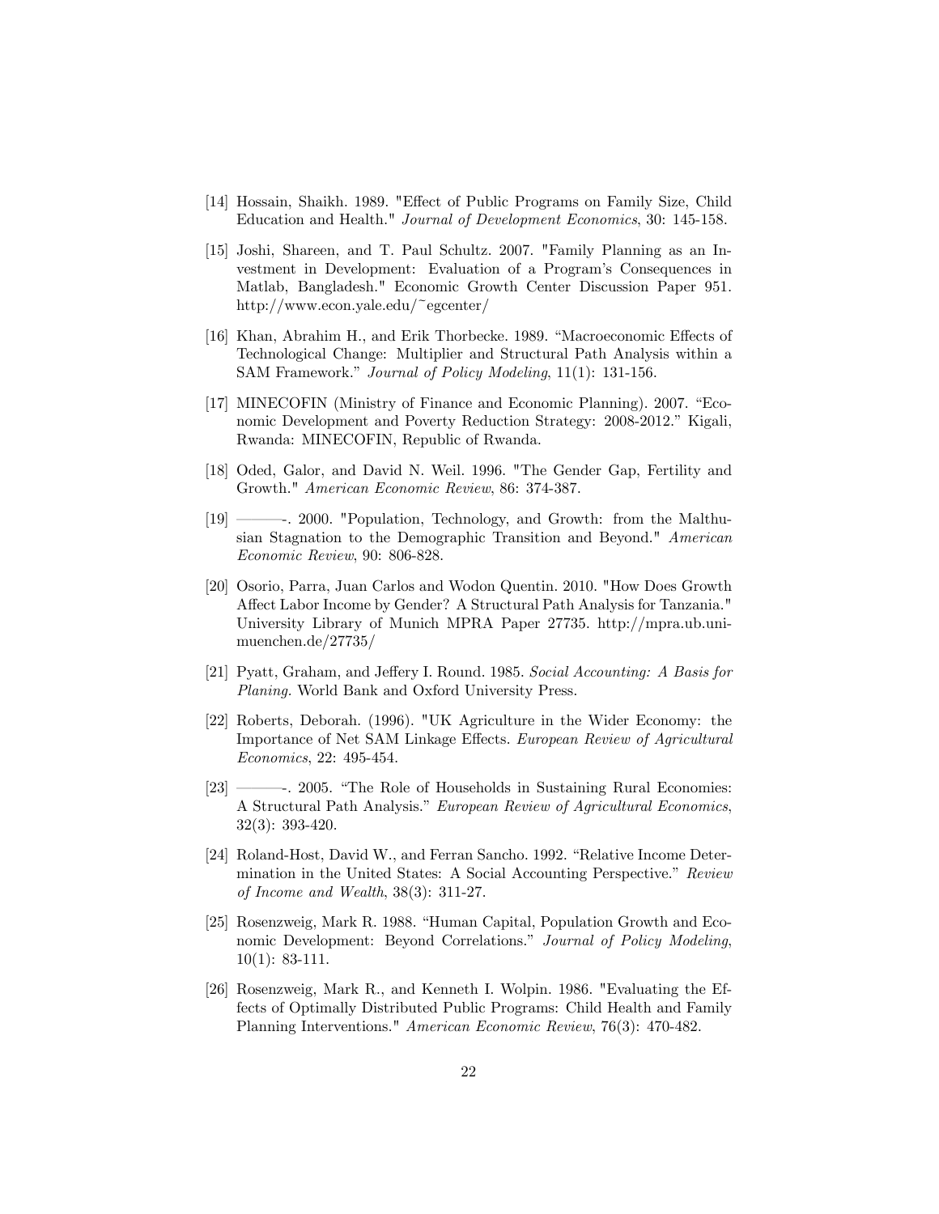[14] Hossain, Shaikh. 1989. "Effect of Public Programs on Family Size, Child Education and Health." *Journal of Development Economics*, 30: 145-158.

[15] Joshi, Shareen, and T. Paul Schultz. 2007. "Family Planning as an Investment in Development: Evaluation of a Program's Consequences in Matlab, Bangladesh." Economic Growth Center Discussion Paper 951. http://www.econ.yale.edu/~egcenter/

[16] Khan, Abrahim H., and Erik Thorbecke. 1989. "Macroeconomic Effects of Technological Change: Multiplier and Structural Path Analysis within a SAM Framework." *Journal of Policy Modeling*, 11(1): 131-156.

[17] MINECOFIN (Ministry of Finance and Economic Planning). 2007. "Economic Development and Poverty Reduction Strategy: 2008-2012." Kigali, Rwanda: MINECOFIN, Republic of Rwanda.

[18] Oded, Galor, and David N. Weil. 1996. "The Gender Gap, Fertility and Growth." *American Economic Review*, 86: 374-387.

[19] ———-. 2000. "Population, Technology, and Growth: from the Malthusian Stagnation to the Demographic Transition and Beyond." *American Economic Review*, 90: 806-828.

[20] Osorio, Parra, Juan Carlos and Wodon Quentin. 2010. "How Does Growth Affect Labor Income by Gender? A Structural Path Analysis for Tanzania." University Library of Munich MPRA Paper 27735. http://mpra.ub.uni-muenchen.de/27735/

[21] Pyatt, Graham, and Jeffery I. Round. 1985. *Social Accounting: A Basis for Planing.* World Bank and Oxford University Press.

[22] Roberts, Deborah. (1996). "UK Agriculture in the Wider Economy: the Importance of Net SAM Linkage Effects. *European Review of Agricultural Economics*, 22: 495-454.

[23] ———-. 2005. "The Role of Households in Sustaining Rural Economies: A Structural Path Analysis." *European Review of Agricultural Economics*, 32(3): 393-420.

[24] Roland-Host, David W., and Ferran Sancho. 1992. "Relative Income Determination in the United States: A Social Accounting Perspective." *Review of Income and Wealth*, 38(3): 311-27.

[25] Rosenzweig, Mark R. 1988. "Human Capital, Population Growth and Economic Development: Beyond Correlations." *Journal of Policy Modeling*, 10(1): 83-111.

[26] Rosenzweig, Mark R., and Kenneth I. Wolpin. 1986. "Evaluating the Effects of Optimally Distributed Public Programs: Child Health and Family Planning Interventions." *American Economic Review*, 76(3): 470-482.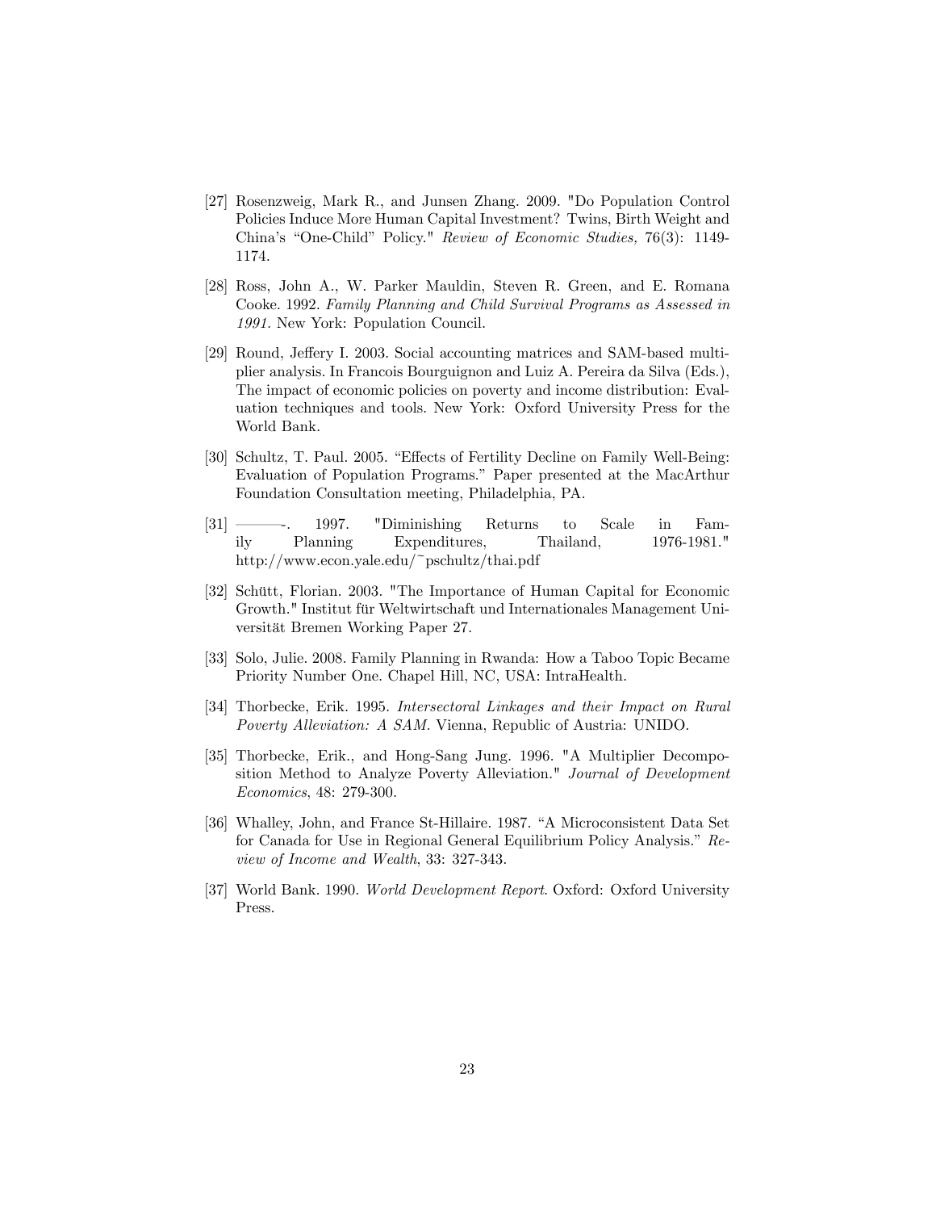[27] Rosenzweig, Mark R., and Junsen Zhang. 2009. "Do Population Control Policies Induce More Human Capital Investment? Twins, Birth Weight and China's "One-Child" Policy." *Review of Economic Studies,* 76(3): 1149-1174.

[28] Ross, John A., W. Parker Mauldin, Steven R. Green, and E. Romana Cooke. 1992. *Family Planning and Child Survival Programs as Assessed in 1991.* New York: Population Council.

[29] Round, Jeffery I. 2003. Social accounting matrices and SAM-based multiplier analysis. In Francois Bourguignon and Luiz A. Pereira da Silva (Eds.), The impact of economic policies on poverty and income distribution: Evaluation techniques and tools. New York: Oxford University Press for the World Bank.

[30] Schultz, T. Paul. 2005. "Effects of Fertility Decline on Family Well-Being: Evaluation of Population Programs." Paper presented at the MacArthur Foundation Consultation meeting, Philadelphia, PA.

[31] ———. 1997. "Diminishing Returns to Scale in Family Planning Expenditures, Thailand, 1976-1981." http://www.econ.yale.edu/~pschultz/thai.pdf

[32] Schütt, Florian. 2003. "The Importance of Human Capital for Economic Growth." Institut für Weltwirtschaft und Internationales Management Universität Bremen Working Paper 27.

[33] Solo, Julie. 2008. Family Planning in Rwanda: How a Taboo Topic Became Priority Number One. Chapel Hill, NC, USA: IntraHealth.

[34] Thorbecke, Erik. 1995. *Intersectoral Linkages and their Impact on Rural Poverty Alleviation: A SAM.* Vienna, Republic of Austria: UNIDO.

[35] Thorbecke, Erik., and Hong-Sang Jung. 1996. "A Multiplier Decomposition Method to Analyze Poverty Alleviation." *Journal of Development Economics*, 48: 279-300.

[36] Whalley, John, and France St-Hillaire. 1987. "A Microconsistent Data Set for Canada for Use in Regional General Equilibrium Policy Analysis." *Review of Income and Wealth*, 33: 327-343.

[37] World Bank. 1990. *World Development Report*. Oxford: Oxford University Press.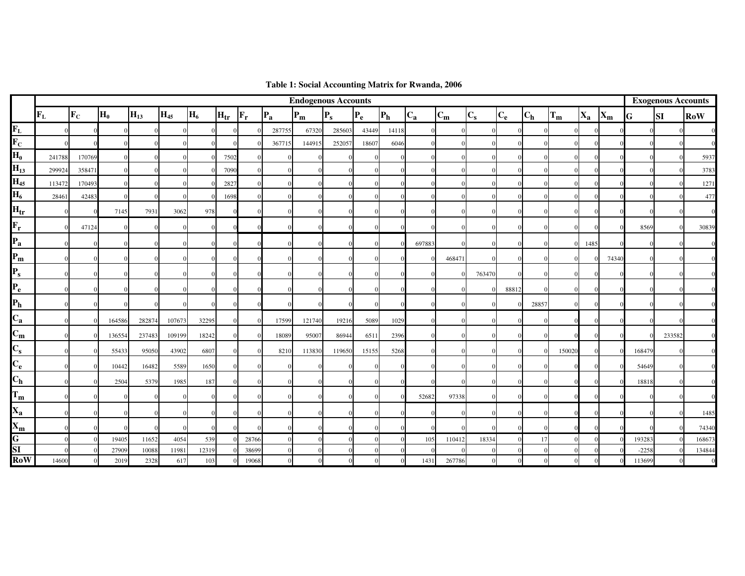**Table 1: Social Accounting Matrix for Rwanda, 2006**

| | Endogenous Accounts | | | | | | | | | | | | | | | | | | | | | Exogenous Accounts | | |
|---|---|---|---|---|---|---|---|---|---|---|---|---|---|---|---|---|---|---|---|---|---|---|---|---|
| | $F_L$ | $F_C$ | $H_0$ | $H_{13}$ | $H_{45}$ | $H_6$ | $H_{tr}$ | $F_r$ | $P_a$ | $P_m$ | $P_s$ | $P_e$ | $P_h$ | $C_a$ | $C_m$ | $C_s$ | $C_e$ | $C_h$ | $T_m$ | $X_a$ | $X_m$ | G | SI | RoW |
| $F_L$ | 0 | 0 | 0 | 0 | 0 | 0 | 0 | 0 | 287755 | 67320 | 285603 | 43449 | 14118 | 0 | 0 | 0 | 0 | 0 | 0 | 0 | 0 | 0 | 0 | 0 |
| $F_C$ | 0 | 0 | 0 | 0 | 0 | 0 | 0 | 0 | 367715 | 144915 | 252057 | 18607 | 6046 | 0 | 0 | 0 | 0 | 0 | 0 | 0 | 0 | 0 | 0 | 0 |
| $H_0$ | 241788 | 170769 | 0 | 0 | 0 | 0 | 7502 | 0 | 0 | 0 | 0 | 0 | 0 | 0 | 0 | 0 | 0 | 0 | 0 | 0 | 0 | 0 | 0 | 5937 |
| $H_{13}$ | 299924 | 358471 | 0 | 0 | 0 | 0 | 7090 | 0 | 0 | 0 | 0 | 0 | 0 | 0 | 0 | 0 | 0 | 0 | 0 | 0 | 0 | 0 | 0 | 3783 |
| $H_{45}$ | 113472 | 170493 | 0 | 0 | 0 | 0 | 2827 | 0 | 0 | 0 | 0 | 0 | 0 | 0 | 0 | 0 | 0 | 0 | 0 | 0 | 0 | 0 | 0 | 1271 |
| $H_6$ | 28461 | 42483 | 0 | 0 | 0 | 0 | 1698 | 0 | 0 | 0 | 0 | 0 | 0 | 0 | 0 | 0 | 0 | 0 | 0 | 0 | 0 | 0 | 0 | 477 |
| $H_{tr}$ | 0 | 0 | 7145 | 7931 | 3062 | 978 | 0 | 0 | 0 | 0 | 0 | 0 | 0 | 0 | 0 | 0 | 0 | 0 | 0 | 0 | 0 | 0 | 0 | 0 |
| $F_r$ | 0 | 47124 | 0 | 0 | 0 | 0 | 0 | 0 | 0 | 0 | 0 | 0 | 0 | 0 | 0 | 0 | 0 | 0 | 0 | 0 | 0 | 8569 | 0 | 30839 |
| $P_a$ | 0 | 0 | 0 | 0 | 0 | 0 | 0 | 0 | 0 | 0 | 0 | 0 | 0 | 697883 | 0 | 0 | 0 | 0 | 0 | 1485 | 0 | 0 | 0 | 0 |
| $P_m$ | 0 | 0 | 0 | 0 | 0 | 0 | 0 | 0 | 0 | 0 | 0 | 0 | 0 | 0 | 468471 | 0 | 0 | 0 | 0 | 0 | 74340 | 0 | 0 | 0 |
| $P_s$ | 0 | 0 | 0 | 0 | 0 | 0 | 0 | 0 | 0 | 0 | 0 | 0 | 0 | 0 | 0 | 763470 | 0 | 0 | 0 | 0 | 0 | 0 | 0 | 0 |
| $P_e$ | 0 | 0 | 0 | 0 | 0 | 0 | 0 | 0 | 0 | 0 | 0 | 0 | 0 | 0 | 0 | 0 | 88812 | 0 | 0 | 0 | 0 | 0 | 0 | 0 |
| $P_h$ | 0 | 0 | 0 | 0 | 0 | 0 | 0 | 0 | 0 | 0 | 0 | 0 | 0 | 0 | 0 | 0 | 0 | 28857 | 0 | 0 | 0 | 0 | 0 | 0 |
| $C_a$ | 0 | 0 | 164586 | 282874 | 107673 | 32295 | 0 | 0 | 17599 | 121740 | 19216 | 5089 | 1029 | 0 | 0 | 0 | 0 | 0 | 0 | 0 | 0 | 0 | 0 | 0 |
| $C_m$ | 0 | 0 | 136554 | 237483 | 109199 | 18242 | 0 | 0 | 18089 | 95007 | 86944 | 6511 | 2396 | 0 | 0 | 0 | 0 | 0 | 0 | 0 | 0 | 0 | 233582 | 0 |
| $C_s$ | 0 | 0 | 55433 | 95050 | 43902 | 6807 | 0 | 0 | 8210 | 113830 | 119650 | 15155 | 5268 | 0 | 0 | 0 | 0 | 0 | 150020 | 0 | 0 | 168479 | 0 | 0 |
| $C_e$ | 0 | 0 | 10442 | 16482 | 5589 | 1650 | 0 | 0 | 0 | 0 | 0 | 0 | 0 | 0 | 0 | 0 | 0 | 0 | 0 | 0 | 0 | 54649 | 0 | 0 |
| $C_h$ | 0 | 0 | 2504 | 5379 | 1985 | 187 | 0 | 0 | 0 | 0 | 0 | 0 | 0 | 0 | 0 | 0 | 0 | 0 | 0 | 0 | 0 | 18818 | 0 | 0 |
| $T_m$ | 0 | 0 | 0 | 0 | 0 | 0 | 0 | 0 | 0 | 0 | 0 | 0 | 0 | 52682 | 97338 | 0 | 0 | 0 | 0 | 0 | 0 | 0 | 0 | 0 |
| $X_a$ | 0 | 0 | 0 | 0 | 0 | 0 | 0 | 0 | 0 | 0 | 0 | 0 | 0 | 0 | 0 | 0 | 0 | 0 | 0 | 0 | 0 | 0 | 0 | 1485 |
| $X_m$ | 0 | 0 | 0 | 0 | 0 | 0 | 0 | 0 | 0 | 0 | 0 | 0 | 0 | 0 | 0 | 0 | 0 | 0 | 0 | 0 | 0 | 0 | 0 | 74340 |
| G | 0 | 0 | 19405 | 11652 | 4054 | 539 | 0 | 28766 | 0 | 0 | 0 | 0 | 0 | 105 | 110412 | 18334 | 0 | 17 | 0 | 0 | 0 | 193283 | 0 | 168673 |
| SI | 0 | 0 | 27909 | 10088 | 11981 | 12319 | 0 | 38699 | 0 | 0 | 0 | 0 | 0 | 0 | 0 | 0 | 0 | 0 | 0 | 0 | 0 | -2258 | 0 | 134844 |
| RoW | 14600 | 0 | 2019 | 2328 | 617 | 103 | 0 | 19068 | 0 | 0 | 0 | 0 | 0 | 1431 | 267786 | 0 | 0 | 0 | 0 | 0 | 0 | 113699 | 0 | 0 |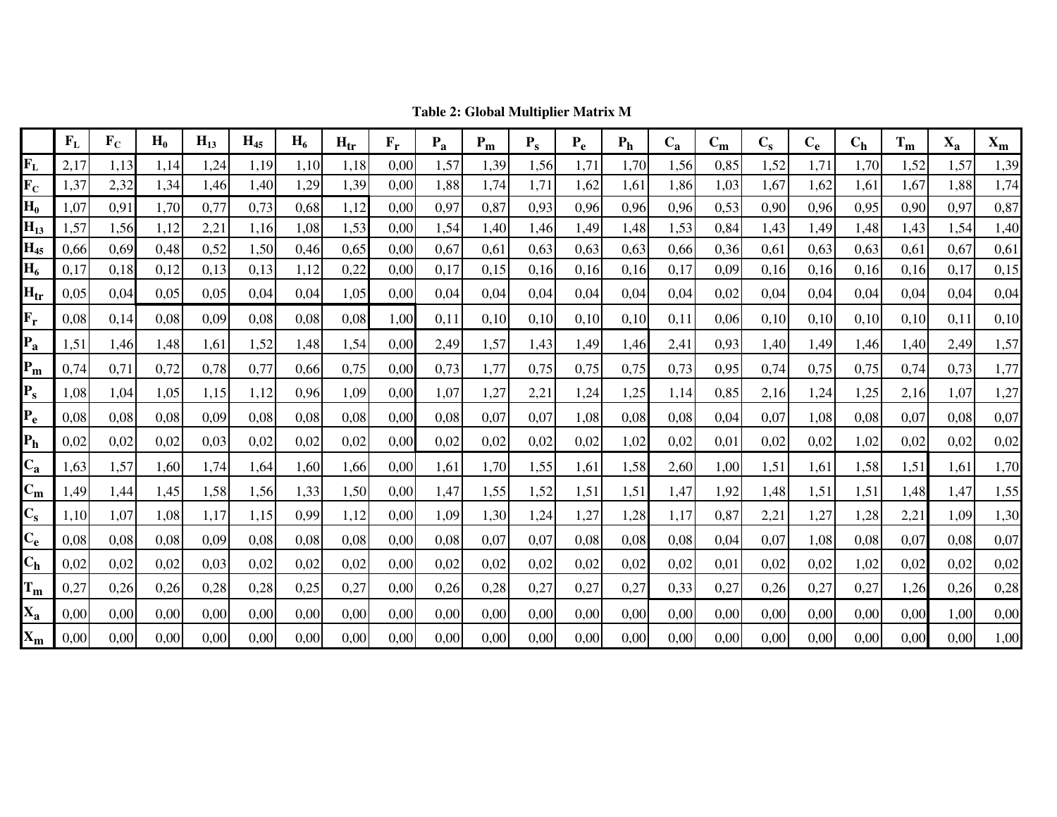**Table 2: Global Multiplier Matrix M**

| | $F_L$ | $F_C$ | $H_0$ | $H_{13}$ | $H_{45}$ | $H_6$ | $H_{tr}$ | $F_r$ | $P_a$ | $P_m$ | $P_s$ | $P_e$ | $P_h$ | $C_a$ | $C_m$ | $C_s$ | $C_e$ | $C_h$ | $T_m$ | $X_a$ | $X_m$ |
|---|---|---|---|---|---|---|---|---|---|---|---|---|---|---|---|---|---|---|---|---|---|
| $F_L$ | 2,17 | 1,13 | 1,14 | 1,24 | 1,19 | 1,10 | 1,18 | 0,00 | 1,57 | 1,39 | 1,56 | 1,71 | 1,70 | 1,56 | 0,85 | 1,52 | 1,71 | 1,70 | 1,52 | 1,57 | 1,39 |
| $F_C$ | 1,37 | 2,32 | 1,34 | 1,46 | 1,40 | 1,29 | 1,39 | 0,00 | 1,88 | 1,74 | 1,71 | 1,62 | 1,61 | 1,86 | 1,03 | 1,67 | 1,62 | 1,61 | 1,67 | 1,88 | 1,74 |
| $H_0$ | 1,07 | 0,91 | 1,70 | 0,77 | 0,73 | 0,68 | 1,12 | 0,00 | 0,97 | 0,87 | 0,93 | 0,96 | 0,96 | 0,96 | 0,53 | 0,90 | 0,96 | 0,95 | 0,90 | 0,97 | 0,87 |
| $H_{13}$ | 1,57 | 1,56 | 1,12 | 2,21 | 1,16 | 1,08 | 1,53 | 0,00 | 1,54 | 1,40 | 1,46 | 1,49 | 1,48 | 1,53 | 0,84 | 1,43 | 1,49 | 1,48 | 1,43 | 1,54 | 1,40 |
| $H_{45}$ | 0,66 | 0,69 | 0,48 | 0,52 | 1,50 | 0,46 | 0,65 | 0,00 | 0,67 | 0,61 | 0,63 | 0,63 | 0,63 | 0,66 | 0,36 | 0,61 | 0,63 | 0,63 | 0,61 | 0,67 | 0,61 |
| $H_6$ | 0,17 | 0,18 | 0,12 | 0,13 | 0,13 | 1,12 | 0,22 | 0,00 | 0,17 | 0,15 | 0,16 | 0,16 | 0,16 | 0,17 | 0,09 | 0,16 | 0,16 | 0,16 | 0,16 | 0,17 | 0,15 |
| $H_{tr}$ | 0,05 | 0,04 | 0,05 | 0,05 | 0,04 | 0,04 | 1,05 | 0,00 | 0,04 | 0,04 | 0,04 | 0,04 | 0,04 | 0,04 | 0,02 | 0,04 | 0,04 | 0,04 | 0,04 | 0,04 | 0,04 |
| $F_r$ | 0,08 | 0,14 | 0,08 | 0,09 | 0,08 | 0,08 | 0,08 | 1,00 | 0,11 | 0,10 | 0,10 | 0,10 | 0,10 | 0,11 | 0,06 | 0,10 | 0,10 | 0,10 | 0,10 | 0,11 | 0,10 |
| $P_a$ | 1,51 | 1,46 | 1,48 | 1,61 | 1,52 | 1,48 | 1,54 | 0,00 | 2,49 | 1,57 | 1,43 | 1,49 | 1,46 | 2,41 | 0,93 | 1,40 | 1,49 | 1,46 | 1,40 | 2,49 | 1,57 |
| $P_m$ | 0,74 | 0,71 | 0,72 | 0,78 | 0,77 | 0,66 | 0,75 | 0,00 | 0,73 | 1,77 | 0,75 | 0,75 | 0,75 | 0,73 | 0,95 | 0,74 | 0,75 | 0,75 | 0,74 | 0,73 | 1,77 |
| $P_s$ | 1,08 | 1,04 | 1,05 | 1,15 | 1,12 | 0,96 | 1,09 | 0,00 | 1,07 | 1,27 | 2,21 | 1,24 | 1,25 | 1,14 | 0,85 | 2,16 | 1,24 | 1,25 | 2,16 | 1,07 | 1,27 |
| $P_e$ | 0,08 | 0,08 | 0,08 | 0,09 | 0,08 | 0,08 | 0,08 | 0,00 | 0,08 | 0,07 | 0,07 | 1,08 | 0,08 | 0,08 | 0,04 | 0,07 | 1,08 | 0,08 | 0,07 | 0,08 | 0,07 |
| $P_h$ | 0,02 | 0,02 | 0,02 | 0,03 | 0,02 | 0,02 | 0,02 | 0,00 | 0,02 | 0,02 | 0,02 | 0,02 | 1,02 | 0,02 | 0,01 | 0,02 | 0,02 | 1,02 | 0,02 | 0,02 | 0,02 |
| $C_a$ | 1,63 | 1,57 | 1,60 | 1,74 | 1,64 | 1,60 | 1,66 | 0,00 | 1,61 | 1,70 | 1,55 | 1,61 | 1,58 | 2,60 | 1,00 | 1,51 | 1,61 | 1,58 | 1,51 | 1,61 | 1,70 |
| $C_m$ | 1,49 | 1,44 | 1,45 | 1,58 | 1,56 | 1,33 | 1,50 | 0,00 | 1,47 | 1,55 | 1,52 | 1,51 | 1,51 | 1,47 | 1,92 | 1,48 | 1,51 | 1,51 | 1,48 | 1,47 | 1,55 |
| $C_s$ | 1,10 | 1,07 | 1,08 | 1,17 | 1,15 | 0,99 | 1,12 | 0,00 | 1,09 | 1,30 | 1,24 | 1,27 | 1,28 | 1,17 | 0,87 | 2,21 | 1,27 | 1,28 | 2,21 | 1,09 | 1,30 |
| $C_e$ | 0,08 | 0,08 | 0,08 | 0,09 | 0,08 | 0,08 | 0,08 | 0,00 | 0,08 | 0,07 | 0,07 | 0,08 | 0,08 | 0,08 | 0,04 | 0,07 | 1,08 | 0,08 | 0,07 | 0,08 | 0,07 |
| $C_h$ | 0,02 | 0,02 | 0,02 | 0,03 | 0,02 | 0,02 | 0,02 | 0,00 | 0,02 | 0,02 | 0,02 | 0,02 | 0,02 | 0,02 | 0,01 | 0,02 | 0,02 | 1,02 | 0,02 | 0,02 | 0,02 |
| $T_m$ | 0,27 | 0,26 | 0,26 | 0,28 | 0,28 | 0,25 | 0,27 | 0,00 | 0,26 | 0,28 | 0,27 | 0,27 | 0,27 | 0,33 | 0,27 | 0,26 | 0,27 | 0,27 | 1,26 | 0,26 | 0,28 |
| $X_a$ | 0,00 | 0,00 | 0,00 | 0,00 | 0,00 | 0,00 | 0,00 | 0,00 | 0,00 | 0,00 | 0,00 | 0,00 | 0,00 | 0,00 | 0,00 | 0,00 | 0,00 | 0,00 | 0,00 | 1,00 | 0,00 |
| $X_m$ | 0,00 | 0,00 | 0,00 | 0,00 | 0,00 | 0,00 | 0,00 | 0,00 | 0,00 | 0,00 | 0,00 | 0,00 | 0,00 | 0,00 | 0,00 | 0,00 | 0,00 | 0,00 | 0,00 | 0,00 | 1,00 |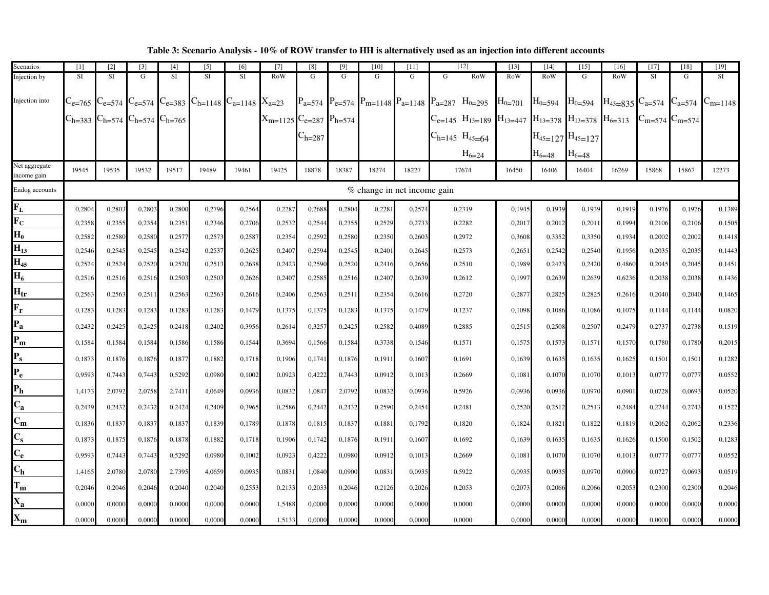**Table 3: Scenario Analysis - 10% of ROW transfer to HH is alternatively used as an injection into different accounts**

| Scenarios | [1] | [2] | [3] | [4] | [5] | [6] | [7] | [8] | [9] | [10] | [11] | [12] | [13] | [14] | [15] | [16] | [17] | [18] | [19] |
|---|---|---|---|---|---|---|---|---|---|---|---|---|---|---|---|---|---|---|---|
| Injection by | SI | SI | G | SI | SI | SI | RoW | G | G | G | G | G / RoW | RoW | RoW | G | RoW | SI | G | SI |
| Injection into | $C_e$=765 $C_h$=383 | $C_e$=574 $C_h$=574 | $C_e$=574 $C_h$=574 | $C_e$=383 $C_h$=765 | $C_h$=1148 | $C_a$=1148 | $X_a$=23 $X_m$=1125 | $P_a$=574 $C_e$=287 $C_h$=287 | $P_e$=574 $P_h$=574 | $P_m$=1148 | $P_a$=1148 | G: $P_a$=287 $C_e$=145 $C_h$=145; RoW: $H_0$=295 $H_{13}$=189 $H_{45}$=64 $H_6$=24 | $H_0$=701 $H_{13}$=447 | $H_0$=594 $H_{13}$=378 $H_{45}$=127 $H_6$=48 | $H_0$=594 $H_{13}$=378 $H_{45}$=127 $H_6$=48 | $H_{45}$=835 $H_6$=313 | $C_a$=574 $C_m$=574 | $C_a$=574 $C_m$=574 | $C_m$=1148 |
| Net aggregate income gain | 19545 | 19535 | 19532 | 19517 | 19489 | 19461 | 19425 | 18878 | 18387 | 18274 | 18227 | 17674 | 16450 | 16406 | 16404 | 16269 | 15868 | 15867 | 12273 |
| Endog accounts | % change in net income gain | | | | | | | | | | | | | | | | | | |
| $F_L$ | 0,2804 | 0,2803 | 0,2803 | 0,2800 | 0,2796 | 0,2564 | 0,2287 | 0,2688 | 0,2804 | 0,2281 | 0,2574 | 0,2319 | 0,1945 | 0,1939 | 0,1939 | 0,1919 | 0,1976 | 0,1976 | 0,1389 |
| $F_C$ | 0,2358 | 0,2355 | 0,2354 | 0,2351 | 0,2346 | 0,2706 | 0,2532 | 0,2544 | 0,2355 | 0,2529 | 0,2733 | 0,2282 | 0,2017 | 0,2012 | 0,2011 | 0,1994 | 0,2106 | 0,2106 | 0,1505 |
| $H_0$ | 0,2582 | 0,2580 | 0,2580 | 0,2577 | 0,2573 | 0,2587 | 0,2354 | 0,2592 | 0,2580 | 0,2350 | 0,2603 | 0,2972 | 0,3608 | 0,3352 | 0,3350 | 0,1934 | 0,2002 | 0,2002 | 0,1418 |
| $H_{13}$ | 0,2546 | 0,2545 | 0,2545 | 0,2542 | 0,2537 | 0,2625 | 0,2407 | 0,2594 | 0,2545 | 0,2401 | 0,2645 | 0,2573 | 0,2651 | 0,2542 | 0,2540 | 0,1956 | 0,2035 | 0,2035 | 0,1443 |
| $H_{45}$ | 0,2524 | 0,2524 | 0,2520 | 0,2520 | 0,2513 | 0,2638 | 0,2423 | 0,2590 | 0,2520 | 0,2416 | 0,2656 | 0,2510 | 0,1989 | 0,2423 | 0,2420 | 0,4860 | 0,2045 | 0,2045 | 0,1451 |
| $H_6$ | 0,2516 | 0,2516 | 0,2516 | 0,2503 | 0,2503 | 0,2626 | 0,2407 | 0,2585 | 0,2516 | 0,2407 | 0,2639 | 0,2612 | 0,1997 | 0,2639 | 0,2639 | 0,6236 | 0,2038 | 0,2038 | 0,1436 |
| $H_{tr}$ | 0,2563 | 0,2563 | 0,2511 | 0,2563 | 0,2563 | 0,2616 | 0,2406 | 0,2563 | 0,2511 | 0,2354 | 0,2616 | 0,2720 | 0,2877 | 0,2825 | 0,2825 | 0,2616 | 0,2040 | 0,2040 | 0,1465 |
| $F_r$ | 0,1283 | 0,1283 | 0,1283 | 0,1283 | 0,1283 | 0,1479 | 0,1375 | 0,1375 | 0,1283 | 0,1375 | 0,1479 | 0,1237 | 0,1098 | 0,1086 | 0,1086 | 0,1075 | 0,1144 | 0,1144 | 0,0820 |
| $P_a$ | 0,2432 | 0,2425 | 0,2425 | 0,2418 | 0,2402 | 0,3956 | 0,2614 | 0,3257 | 0,2425 | 0,2582 | 0,4089 | 0,2885 | 0,2515 | 0,2508 | 0,2507 | 0,2479 | 0,2737 | 0,2738 | 0,1519 |
| $P_m$ | 0,1584 | 0,1584 | 0,1584 | 0,1586 | 0,1586 | 0,1544 | 0,3694 | 0,1566 | 0,1584 | 0,3738 | 0,1546 | 0,1571 | 0,1575 | 0,1573 | 0,1571 | 0,1570 | 0,1780 | 0,1780 | 0,2015 |
| $P_s$ | 0,1873 | 0,1876 | 0,1876 | 0,1877 | 0,1882 | 0,1718 | 0,1906 | 0,1741 | 0,1876 | 0,1911 | 0,1607 | 0,1691 | 0,1639 | 0,1635 | 0,1635 | 0,1625 | 0,1501 | 0,1501 | 0,1282 |
| $P_e$ | 0,9593 | 0,7443 | 0,7443 | 0,5292 | 0,0980 | 0,1002 | 0,0923 | 0,4222 | 0,7443 | 0,0912 | 0,1013 | 0,2669 | 0,1081 | 0,1070 | 0,1070 | 0,1013 | 0,0777 | 0,0777 | 0,0552 |
| $P_h$ | 1,4173 | 2,0792 | 2,0758 | 2,7411 | 4,0649 | 0,0936 | 0,0832 | 1,0847 | 2,0792 | 0,0832 | 0,0936 | 0,5926 | 0,0936 | 0,0936 | 0,0970 | 0,0901 | 0,0728 | 0,0693 | 0,0520 |
| $C_a$ | 0,2439 | 0,2432 | 0,2432 | 0,2424 | 0,2409 | 0,3965 | 0,2586 | 0,2442 | 0,2432 | 0,2590 | 0,2454 | 0,2481 | 0,2520 | 0,2512 | 0,2513 | 0,2484 | 0,2744 | 0,2743 | 0,1522 |
| $C_m$ | 0,1836 | 0,1837 | 0,1837 | 0,1837 | 0,1839 | 0,1789 | 0,1878 | 0,1815 | 0,1837 | 0,1881 | 0,1792 | 0,1820 | 0,1824 | 0,1821 | 0,1822 | 0,1819 | 0,2062 | 0,2062 | 0,2336 |
| $C_s$ | 0,1873 | 0,1875 | 0,1876 | 0,1878 | 0,1882 | 0,1718 | 0,1906 | 0,1742 | 0,1876 | 0,1911 | 0,1607 | 0,1692 | 0,1639 | 0,1635 | 0,1635 | 0,1626 | 0,1500 | 0,1502 | 0,1283 |
| $C_e$ | 0,9593 | 0,7443 | 0,7443 | 0,5292 | 0,0980 | 0,1002 | 0,0923 | 0,4222 | 0,0980 | 0,0912 | 0,1013 | 0,2669 | 0,1081 | 0,1070 | 0,1070 | 0,1013 | 0,0777 | 0,0777 | 0,0552 |
| $C_h$ | 1,4165 | 2,0780 | 2,0780 | 2,7395 | 4,0659 | 0,0935 | 0,0831 | 1,0840 | 0,0900 | 0,0831 | 0,0935 | 0,5922 | 0,0935 | 0,0935 | 0,0970 | 0,0900 | 0,0727 | 0,0693 | 0,0519 |
| $T_m$ | 0,2046 | 0,2046 | 0,2046 | 0,2040 | 0,2040 | 0,2553 | 0,2133 | 0,2033 | 0,2046 | 0,2126 | 0,2026 | 0,2053 | 0,2073 | 0,2066 | 0,2066 | 0,2053 | 0,2300 | 0,2300 | 0,2046 |
| $X_a$ | 0,0000 | 0,0000 | 0,0000 | 0,0000 | 0,0000 | 0,0000 | 1,5488 | 0,0000 | 0,0000 | 0,0000 | 0,0000 | 0,0000 | 0,0000 | 0,0000 | 0,0000 | 0,0000 | 0,0000 | 0,0000 | 0,0000 |
| $X_m$ | 0,0000 | 0,0000 | 0,0000 | 0,0000 | 0,0000 | 0,0000 | 1,5133 | 0,0000 | 0,0000 | 0,0000 | 0,0000 | 0,0000 | 0,0000 | 0,0000 | 0,0000 | 0,0000 | 0,0000 | 0,0000 | 0,0000 |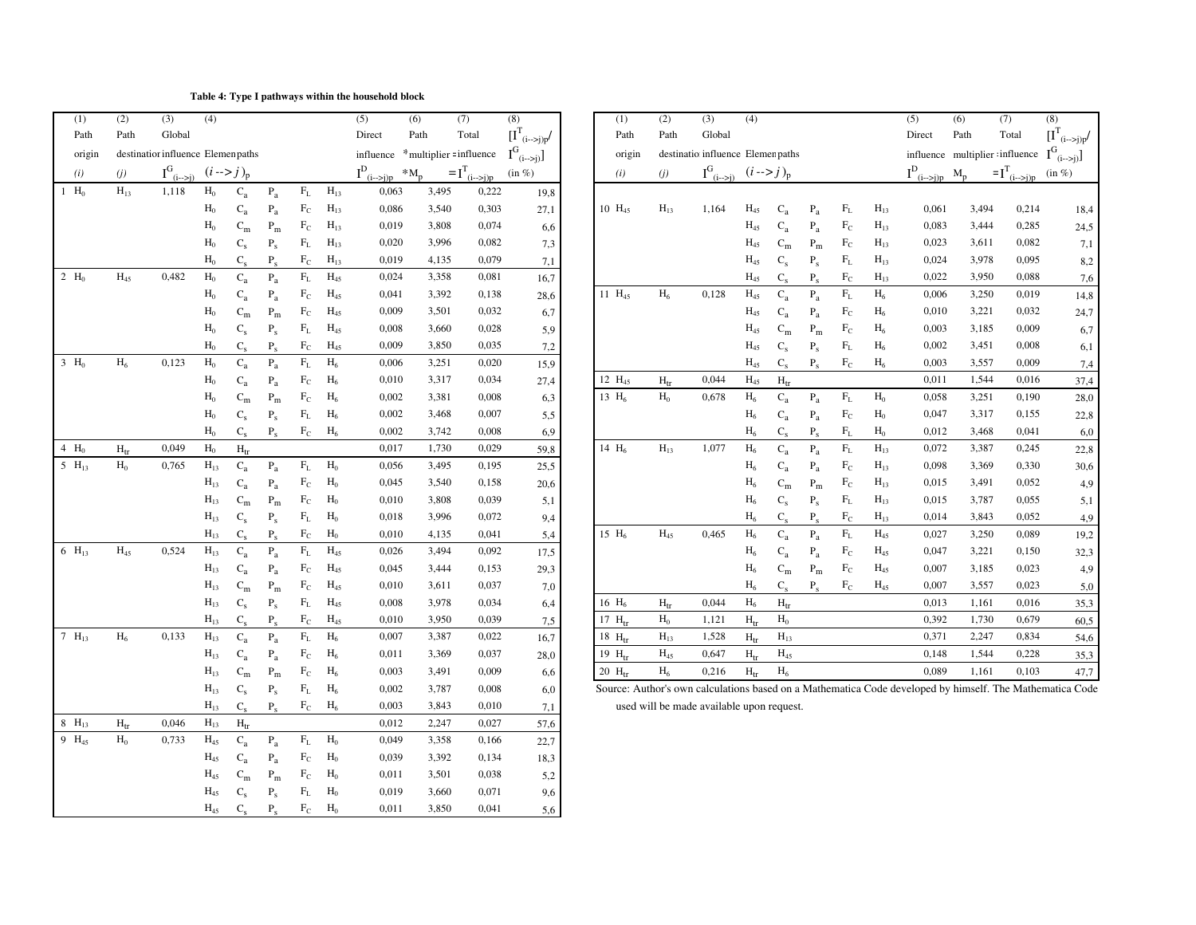**Table 4: Type I pathways within the household block**

| | (1) Path origin (i) | (2) Path destination (j) | (3) Global influence $I^G_{(i\to j)}$ | (4) Elementary paths $(i \to j)_p$ | | | | | (5) Direct influence $I^D_{(i\to j)p}$ | (6) Path multiplier $M_p$ | (7) Total influence $=I^T_{(i\to j)p}$ | (8) $[I^T_{(i\to j)p}/I^G_{(i\to j)}]$ (in %) |
|---|---|---|---|---|---|---|---|---|---|---|---|---|
| 1 | $H_0$ | $H_{13}$ | 1,118 | $H_0$ | $C_a$ | $P_a$ | $F_L$ | $H_{13}$ | 0,063 | 3,495 | 0,222 | 19,8 |
| | | | | $H_0$ | $C_a$ | $P_a$ | $F_C$ | $H_{13}$ | 0,086 | 3,540 | 0,303 | 27,1 |
| | | | | $H_0$ | $C_m$ | $P_m$ | $F_C$ | $H_{13}$ | 0,019 | 3,808 | 0,074 | 6,6 |
| | | | | $H_0$ | $C_s$ | $P_s$ | $F_L$ | $H_{13}$ | 0,020 | 3,996 | 0,082 | 7,3 |
| | | | | $H_0$ | $C_s$ | $P_s$ | $F_C$ | $H_{13}$ | 0,019 | 4,135 | 0,079 | 7,1 |
| 2 | $H_0$ | $H_{45}$ | 0,482 | $H_0$ | $C_a$ | $P_a$ | $F_L$ | $H_{45}$ | 0,024 | 3,358 | 0,081 | 16,7 |
| | | | | $H_0$ | $C_a$ | $P_a$ | $F_C$ | $H_{45}$ | 0,041 | 3,392 | 0,138 | 28,6 |
| | | | | $H_0$ | $C_m$ | $P_m$ | $F_C$ | $H_{45}$ | 0,009 | 3,501 | 0,032 | 6,7 |
| | | | | $H_0$ | $C_s$ | $P_s$ | $F_L$ | $H_{45}$ | 0,008 | 3,660 | 0,028 | 5,9 |
| | | | | $H_0$ | $C_s$ | $P_s$ | $F_C$ | $H_{45}$ | 0,009 | 3,850 | 0,035 | 7,2 |
| 3 | $H_0$ | $H_6$ | 0,123 | $H_0$ | $C_a$ | $P_a$ | $F_L$ | $H_6$ | 0,006 | 3,251 | 0,020 | 15,9 |
| | | | | $H_0$ | $C_a$ | $P_a$ | $F_C$ | $H_6$ | 0,010 | 3,317 | 0,034 | 27,4 |
| | | | | $H_0$ | $C_m$ | $P_m$ | $F_C$ | $H_6$ | 0,002 | 3,381 | 0,008 | 6,3 |
| | | | | $H_0$ | $C_s$ | $P_s$ | $F_L$ | $H_6$ | 0,002 | 3,468 | 0,007 | 5,5 |
| | | | | $H_0$ | $C_s$ | $P_s$ | $F_C$ | $H_6$ | 0,002 | 3,742 | 0,008 | 6,9 |
| 4 | $H_0$ | $H_{tr}$ | 0,049 | $H_0$ | $H_{tr}$ | | | | 0,017 | 1,730 | 0,029 | 59,8 |
| 5 | $H_{13}$ | $H_0$ | 0,765 | $H_{13}$ | $C_a$ | $P_a$ | $F_L$ | $H_0$ | 0,056 | 3,495 | 0,195 | 25,5 |
| | | | | $H_{13}$ | $C_a$ | $P_a$ | $F_C$ | $H_0$ | 0,045 | 3,540 | 0,158 | 20,6 |
| | | | | $H_{13}$ | $C_m$ | $P_m$ | $F_C$ | $H_0$ | 0,010 | 3,808 | 0,039 | 5,1 |
| | | | | $H_{13}$ | $C_s$ | $P_s$ | $F_L$ | $H_0$ | 0,018 | 3,996 | 0,072 | 9,4 |
| | | | | $H_{13}$ | $C_s$ | $P_s$ | $F_C$ | $H_0$ | 0,010 | 4,135 | 0,041 | 5,4 |
| 6 | $H_{13}$ | $H_{45}$ | 0,524 | $H_{13}$ | $C_a$ | $P_a$ | $F_L$ | $H_{45}$ | 0,026 | 3,494 | 0,092 | 17,5 |
| | | | | $H_{13}$ | $C_a$ | $P_a$ | $F_C$ | $H_{45}$ | 0,045 | 3,444 | 0,153 | 29,3 |
| | | | | $H_{13}$ | $C_m$ | $P_m$ | $F_C$ | $H_{45}$ | 0,010 | 3,611 | 0,037 | 7,0 |
| | | | | $H_{13}$ | $C_s$ | $P_s$ | $F_L$ | $H_{45}$ | 0,008 | 3,978 | 0,034 | 6,4 |
| | | | | $H_{13}$ | $C_s$ | $P_s$ | $F_C$ | $H_{45}$ | 0,010 | 3,950 | 0,039 | 7,5 |
| 7 | $H_{13}$ | $H_6$ | 0,133 | $H_{13}$ | $C_a$ | $P_a$ | $F_L$ | $H_6$ | 0,007 | 3,387 | 0,022 | 16,7 |
| | | | | $H_{13}$ | $C_a$ | $P_a$ | $F_C$ | $H_6$ | 0,011 | 3,369 | 0,037 | 28,0 |
| | | | | $H_{13}$ | $C_m$ | $P_m$ | $F_C$ | $H_6$ | 0,003 | 3,491 | 0,009 | 6,6 |
| | | | | $H_{13}$ | $C_s$ | $P_s$ | $F_L$ | $H_6$ | 0,002 | 3,787 | 0,008 | 6,0 |
| | | | | $H_{13}$ | $C_s$ | $P_s$ | $F_C$ | $H_6$ | 0,003 | 3,843 | 0,010 | 7,1 |
| 8 | $H_{13}$ | $H_{tr}$ | 0,046 | $H_{13}$ | $H_{tr}$ | | | | 0,012 | 2,247 | 0,027 | 57,6 |
| 9 | $H_{45}$ | $H_0$ | 0,733 | $H_{45}$ | $C_a$ | $P_a$ | $F_L$ | $H_0$ | 0,049 | 3,358 | 0,166 | 22,7 |
| | | | | $H_{45}$ | $C_a$ | $P_a$ | $F_C$ | $H_0$ | 0,039 | 3,392 | 0,134 | 18,3 |
| | | | | $H_{45}$ | $C_m$ | $P_m$ | $F_C$ | $H_0$ | 0,011 | 3,501 | 0,038 | 5,2 |
| | | | | $H_{45}$ | $C_s$ | $P_s$ | $F_L$ | $H_0$ | 0,019 | 3,660 | 0,071 | 9,6 |
| | | | | $H_{45}$ | $C_s$ | $P_s$ | $F_C$ | $H_0$ | 0,011 | 3,850 | 0,041 | 5,6 |
| 10 | $H_{45}$ | $H_{13}$ | 1,164 | $H_{45}$ | $C_a$ | $P_a$ | $F_L$ | $H_{13}$ | 0,061 | 3,494 | 0,214 | 18,4 |
| | | | | $H_{45}$ | $C_a$ | $P_a$ | $F_C$ | $H_{13}$ | 0,083 | 3,444 | 0,285 | 24,5 |
| | | | | $H_{45}$ | $C_m$ | $P_m$ | $F_C$ | $H_{13}$ | 0,023 | 3,611 | 0,082 | 7,1 |
| | | | | $H_{45}$ | $C_s$ | $P_s$ | $F_L$ | $H_{13}$ | 0,024 | 3,978 | 0,095 | 8,2 |
| | | | | $H_{45}$ | $C_s$ | $P_s$ | $F_C$ | $H_{13}$ | 0,022 | 3,950 | 0,088 | 7,6 |
| 11 | $H_{45}$ | $H_6$ | 0,128 | $H_{45}$ | $C_a$ | $P_a$ | $F_L$ | $H_6$ | 0,006 | 3,250 | 0,019 | 14,8 |
| | | | | $H_{45}$ | $C_a$ | $P_a$ | $F_C$ | $H_6$ | 0,010 | 3,221 | 0,032 | 24,7 |
| | | | | $H_{45}$ | $C_m$ | $P_m$ | $F_C$ | $H_6$ | 0,003 | 3,185 | 0,009 | 6,7 |
| | | | | $H_{45}$ | $C_s$ | $P_s$ | $F_L$ | $H_6$ | 0,002 | 3,451 | 0,008 | 6,1 |
| | | | | $H_{45}$ | $C_s$ | $P_s$ | $F_C$ | $H_6$ | 0,003 | 3,557 | 0,009 | 7,4 |
| 12 | $H_{45}$ | $H_{tr}$ | 0,044 | $H_{45}$ | $H_{tr}$ | | | | 0,011 | 1,544 | 0,016 | 37,4 |
| 13 | $H_6$ | $H_0$ | 0,678 | $H_6$ | $C_a$ | $P_a$ | $F_L$ | $H_0$ | 0,058 | 3,251 | 0,190 | 28,0 |
| | | | | $H_6$ | $C_a$ | $P_a$ | $F_C$ | $H_0$ | 0,047 | 3,317 | 0,155 | 22,8 |
| | | | | $H_6$ | $C_s$ | $P_s$ | $F_L$ | $H_0$ | 0,012 | 3,468 | 0,041 | 6,0 |
| 14 | $H_6$ | $H_{13}$ | 1,077 | $H_6$ | $C_a$ | $P_a$ | $F_L$ | $H_{13}$ | 0,072 | 3,387 | 0,245 | 22,8 |
| | | | | $H_6$ | $C_a$ | $P_a$ | $F_C$ | $H_{13}$ | 0,098 | 3,369 | 0,330 | 30,6 |
| | | | | $H_6$ | $C_m$ | $P_m$ | $F_C$ | $H_{13}$ | 0,015 | 3,491 | 0,052 | 4,9 |
| | | | | $H_6$ | $C_s$ | $P_s$ | $F_L$ | $H_{13}$ | 0,015 | 3,787 | 0,055 | 5,1 |
| | | | | $H_6$ | $C_s$ | $P_s$ | $F_C$ | $H_{13}$ | 0,014 | 3,843 | 0,052 | 4,9 |
| 15 | $H_6$ | $H_{45}$ | 0,465 | $H_6$ | $C_a$ | $P_a$ | $F_L$ | $H_{45}$ | 0,027 | 3,250 | 0,089 | 19,2 |
| | | | | $H_6$ | $C_a$ | $P_a$ | $F_C$ | $H_{45}$ | 0,047 | 3,221 | 0,150 | 32,3 |
| | | | | $H_6$ | $C_m$ | $P_m$ | $F_C$ | $H_{45}$ | 0,007 | 3,185 | 0,023 | 4,9 |
| | | | | $H_6$ | $C_s$ | $P_s$ | $F_C$ | $H_{45}$ | 0,007 | 3,557 | 0,023 | 5,0 |
| 16 | $H_6$ | $H_{tr}$ | 0,044 | $H_6$ | $H_{tr}$ | | | | 0,013 | 1,161 | 0,016 | 35,3 |
| 17 | $H_{tr}$ | $H_0$ | 1,121 | $H_{tr}$ | $H_0$ | | | | 0,392 | 1,730 | 0,679 | 60,5 |
| 18 | $H_{tr}$ | $H_{13}$ | 1,528 | $H_{tr}$ | $H_{13}$ | | | | 0,371 | 2,247 | 0,834 | 54,6 |
| 19 | $H_{tr}$ | $H_{45}$ | 0,647 | $H_{tr}$ | $H_{45}$ | | | | 0,148 | 1,544 | 0,228 | 35,3 |
| 20 | $H_{tr}$ | $H_6$ | 0,216 | $H_{tr}$ | $H_6$ | | | | 0,089 | 1,161 | 0,103 | 47,7 |

Source: Author's own calculations based on a Mathematica Code developed by himself. The Mathematica Code used will be made available upon request.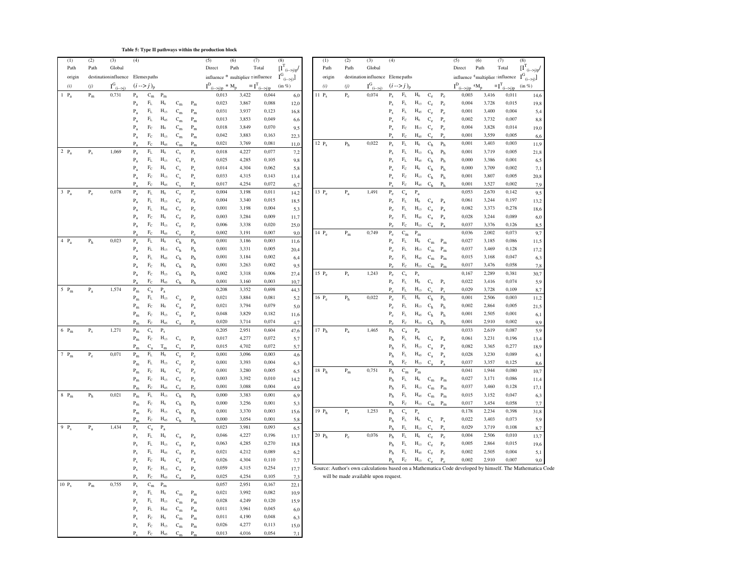**Table 5: Type II pathways within the production block**

| (1) Path origin (i) | (2) Path destination (j) | (3) Global influence $I^G_{(i\to j)}$ | (4) Elementary paths $(i \to j)_p$ | | | | | (5) Direct influence $I^D_{(i\to j)p}$ | (6) * Path multiplier $M_p$ | (7) = Total influence $I^T_{(i\to j)p}$ | (8) $[I^T_{(i\to j)p}/I^G_{(i\to j)}]$ (in %) |
|---|---|---|---|---|---|---|---|---|---|---|---|
| 1 $P_a$ | $P_m$ | 0,731 | $P_a$ | $C_m$ | $P_m$ | | | 0,013 | 3,422 | 0,044 | 6,0 |
| | | | $P_a$ | $F_L$ | $H_0$ | $C_m$ | $P_m$ | 0,023 | 3,867 | 0,088 | 12,0 |
| | | | $P_a$ | $F_L$ | $H_{13}$ | $C_m$ | $P_m$ | 0,031 | 3,937 | 0,123 | 16,8 |
| | | | $P_a$ | $F_L$ | $H_{48}$ | $C_m$ | $P_m$ | 0,013 | 3,853 | 0,049 | 6,6 |
| | | | $P_a$ | $F_C$ | $H_0$ | $C_m$ | $P_m$ | 0,018 | 3,849 | 0,070 | 9,5 |
| | | | $P_a$ | $F_C$ | $H_{13}$ | $C_m$ | $P_m$ | 0,042 | 3,883 | 0,163 | 22,3 |
| | | | $P_a$ | $F_C$ | $H_{48}$ | $C_m$ | $P_m$ | 0,021 | 3,769 | 0,081 | 11,0 |
| 2 $P_a$ | $P_s$ | 1,069 | $P_a$ | $F_L$ | $H_0$ | $C_s$ | $P_s$ | 0,018 | 4,227 | 0,077 | 7,2 |
| | | | $P_a$ | $F_L$ | $H_{13}$ | $C_s$ | $P_s$ | 0,025 | 4,285 | 0,105 | 9,8 |
| | | | $P_a$ | $F_C$ | $H_0$ | $C_s$ | $P_s$ | 0,014 | 4,304 | 0,062 | 5,8 |
| | | | $P_a$ | $F_C$ | $H_{13}$ | $C_s$ | $P_s$ | 0,033 | 4,315 | 0,143 | 13,4 |
| | | | $P_a$ | $F_C$ | $H_{48}$ | $C_s$ | $P_s$ | 0,017 | 4,254 | 0,072 | 6,7 |
| 3 $P_a$ | $P_e$ | 0,078 | $P_a$ | $F_L$ | $H_0$ | $C_e$ | $P_e$ | 0,004 | 3,198 | 0,011 | 14,2 |
| | | | $P_a$ | $F_L$ | $H_{13}$ | $C_e$ | $P_e$ | 0,004 | 3,340 | 0,015 | 18,5 |
| | | | $P_a$ | $F_L$ | $H_{48}$ | $C_e$ | $P_e$ | 0,001 | 3,198 | 0,004 | 5,3 |
| | | | $P_a$ | $F_C$ | $H_0$ | $C_e$ | $P_e$ | 0,003 | 3,284 | 0,009 | 11,7 |
| | | | $P_a$ | $F_C$ | $H_{13}$ | $C_e$ | $P_e$ | 0,006 | 3,338 | 0,020 | 25,0 |
| | | | $P_a$ | $F_C$ | $H_{48}$ | $C_e$ | $P_e$ | 0,002 | 3,191 | 0,007 | 9,0 |
| 4 $P_a$ | $P_h$ | 0,023 | $P_a$ | $F_L$ | $H_0$ | $C_h$ | $P_h$ | 0,001 | 3,186 | 0,003 | 11,6 |
| | | | $P_a$ | $F_L$ | $H_{13}$ | $C_h$ | $P_h$ | 0,001 | 3,331 | 0,005 | 20,4 |
| | | | $P_a$ | $F_L$ | $H_{48}$ | $C_h$ | $P_h$ | 0,001 | 3,184 | 0,002 | 6,4 |
| | | | $P_a$ | $F_C$ | $H_0$ | $C_h$ | $P_h$ | 0,001 | 3,263 | 0,002 | 9,5 |
| | | | $P_a$ | $F_C$ | $H_{13}$ | $C_h$ | $P_h$ | 0,002 | 3,318 | 0,006 | 27,4 |
| | | | $P_a$ | $F_C$ | $H_{48}$ | $C_h$ | $P_h$ | 0,001 | 3,160 | 0,003 | 10,7 |
| 5 $P_m$ | $P_a$ | 1,574 | $P_m$ | $C_a$ | $P_a$ | | | 0,208 | 3,352 | 0,698 | 44,3 |
| | | | $P_m$ | $F_L$ | $H_{13}$ | $C_a$ | $P_a$ | 0,021 | 3,884 | 0,081 | 5,2 |
| | | | $P_m$ | $F_C$ | $H_0$ | $C_a$ | $P_a$ | 0,021 | 3,794 | 0,079 | 5,0 |
| | | | $P_m$ | $F_C$ | $H_{13}$ | $C_a$ | $P_a$ | 0,048 | 3,829 | 0,182 | 11,6 |
| | | | $P_m$ | $F_C$ | $H_{48}$ | $C_a$ | $P_a$ | 0,020 | 3,714 | 0,074 | 4,7 |
| 6 $P_m$ | $P_s$ | 1,271 | $P_m$ | $C_s$ | $P_s$ | | | 0,205 | 2,951 | 0,604 | 47,6 |
| | | | $P_m$ | $F_C$ | $H_{13}$ | $C_s$ | $P_s$ | 0,017 | 4,277 | 0,072 | 5,7 |
| | | | $P_m$ | $C_a$ | $T_m$ | $C_s$ | $P_s$ | 0,015 | 4,702 | 0,072 | 5,7 |
| 7 $P_m$ | $P_e$ | 0,071 | $P_m$ | $F_L$ | $H_0$ | $C_e$ | $P_e$ | 0,001 | 3,096 | 0,003 | 4,6 |
| | | | $P_m$ | $F_L$ | $H_{13}$ | $C_e$ | $P_e$ | 0,001 | 3,393 | 0,004 | 6,3 |
| | | | $P_m$ | $F_C$ | $H_0$ | $C_e$ | $P_e$ | 0,001 | 3,280 | 0,005 | 6,5 |
| | | | $P_m$ | $F_C$ | $H_{13}$ | $C_e$ | $P_e$ | 0,003 | 3,392 | 0,010 | 14,2 |
| | | | $P_m$ | $F_C$ | $H_{48}$ | $C_e$ | $P_e$ | 0,001 | 3,088 | 0,004 | 4,9 |
| 8 $P_m$ | $P_h$ | 0,021 | $P_m$ | $F_L$ | $H_{13}$ | $C_h$ | $P_h$ | 0,000 | 3,383 | 0,001 | 6,9 |
| | | | $P_m$ | $F_C$ | $H_0$ | $C_h$ | $P_h$ | 0,000 | 3,256 | 0,001 | 5,3 |
| | | | $P_m$ | $F_C$ | $H_{13}$ | $C_h$ | $P_h$ | 0,001 | 3,370 | 0,003 | 15,6 |
| | | | $P_m$ | $F_C$ | $H_{48}$ | $C_h$ | $P_h$ | 0,000 | 3,054 | 0,001 | 5,8 |
| 9 $P_s$ | $P_a$ | 1,434 | $P_s$ | $C_a$ | $P_a$ | | | 0,023 | 3,981 | 0,093 | 6,5 |
| | | | $P_s$ | $F_L$ | $H_0$ | $C_a$ | $P_a$ | 0,046 | 4,227 | 0,196 | 13,7 |
| | | | $P_s$ | $F_L$ | $H_{13}$ | $C_a$ | $P_a$ | 0,063 | 4,285 | 0,270 | 18,8 |
| | | | $P_s$ | $F_L$ | $H_{48}$ | $C_a$ | $P_a$ | 0,021 | 4,212 | 0,089 | 6,2 |
| | | | $P_s$ | $F_C$ | $H_0$ | $C_a$ | $P_a$ | 0,026 | 4,304 | 0,110 | 7,7 |
| | | | $P_s$ | $F_C$ | $H_{13}$ | $C_a$ | $P_a$ | 0,059 | 4,315 | 0,254 | 17,7 |
| | | | $P_s$ | $F_C$ | $H_{48}$ | $C_a$ | $P_a$ | 0,025 | 4,254 | 0,105 | 7,3 |
| 10 $P_s$ | $P_m$ | 0,755 | $P_s$ | $C_m$ | $P_m$ | | | 0,057 | 2,951 | 0,167 | 22,1 |
| | | | $P_s$ | $F_L$ | $H_0$ | $C_m$ | $P_m$ | 0,021 | 3,992 | 0,082 | 10,9 |
| | | | $P_s$ | $F_L$ | $H_{13}$ | $C_m$ | $P_m$ | 0,028 | 4,249 | 0,120 | 15,9 |
| | | | $P_s$ | $F_L$ | $H_{48}$ | $C_m$ | $P_m$ | 0,011 | 3,961 | 0,045 | 6,0 |
| | | | $P_s$ | $F_C$ | $H_0$ | $C_m$ | $P_m$ | 0,011 | 4,190 | 0,048 | 6,3 |
| | | | $P_s$ | $F_C$ | $H_{13}$ | $C_m$ | $P_m$ | 0,026 | 4,277 | 0,113 | 15,0 |
| | | | $P_s$ | $F_C$ | $H_{48}$ | $C_m$ | $P_m$ | 0,013 | 4,016 | 0,054 | 7,1 |
| 11 $P_s$ | $P_e$ | 0,074 | $P_s$ | $F_L$ | $H_0$ | $C_e$ | $P_e$ | 0,003 | 3,416 | 0,011 | 14,6 |
| | | | $P_s$ | $F_L$ | $H_{13}$ | $C_e$ | $P_e$ | 0,004 | 3,728 | 0,015 | 19,8 |
| | | | $P_s$ | $F_L$ | $H_{48}$ | $C_e$ | $P_e$ | 0,001 | 3,400 | 0,004 | 5,4 |
| | | | $P_s$ | $F_C$ | $H_0$ | $C_e$ | $P_e$ | 0,002 | 3,732 | 0,007 | 8,8 |
| | | | $P_s$ | $F_C$ | $H_{13}$ | $C_e$ | $P_e$ | 0,004 | 3,828 | 0,014 | 19,0 |
| | | | $P_s$ | $F_C$ | $H_{48}$ | $C_e$ | $P_e$ | 0,001 | 3,559 | 0,005 | 6,6 |
| 12 $P_s$ | $P_h$ | 0,022 | $P_s$ | $F_L$ | $H_0$ | $C_h$ | $P_h$ | 0,001 | 3,403 | 0,003 | 11,9 |
| | | | $P_s$ | $F_L$ | $H_{13}$ | $C_h$ | $P_h$ | 0,001 | 3,719 | 0,005 | 21,8 |
| | | | $P_s$ | $F_L$ | $H_{48}$ | $C_h$ | $P_h$ | 0,000 | 3,386 | 0,001 | 6,5 |
| | | | $P_s$ | $F_C$ | $H_0$ | $C_h$ | $P_h$ | 0,000 | 3,709 | 0,002 | 7,1 |
| | | | $P_s$ | $F_C$ | $H_{13}$ | $C_h$ | $P_h$ | 0,001 | 3,807 | 0,005 | 20,8 |
| | | | $P_s$ | $F_C$ | $H_{48}$ | $C_h$ | $P_h$ | 0,001 | 3,527 | 0,002 | 7,9 |
| 13 $P_e$ | $P_a$ | 1,491 | $P_e$ | $C_a$ | $P_a$ | | | 0,053 | 2,670 | 0,142 | 9,5 |
| | | | $P_e$ | $F_L$ | $H_0$ | $C_a$ | $P_a$ | 0,061 | 3,244 | 0,197 | 13,2 |
| | | | $P_e$ | $F_L$ | $H_{13}$ | $C_a$ | $P_a$ | 0,082 | 3,373 | 0,278 | 18,6 |
| | | | $P_e$ | $F_L$ | $H_{48}$ | $C_a$ | $P_a$ | 0,028 | 3,244 | 0,089 | 6,0 |
| | | | $P_e$ | $F_C$ | $H_{13}$ | $C_a$ | $P_a$ | 0,037 | 3,376 | 0,126 | 8,5 |
| 14 $P_e$ | $P_m$ | 0,749 | $P_e$ | $C_m$ | $P_m$ | | | 0,036 | 2,002 | 0,073 | 9,7 |
| | | | $P_e$ | $F_L$ | $H_0$ | $C_m$ | $P_m$ | 0,027 | 3,185 | 0,086 | 11,5 |
| | | | $P_e$ | $F_L$ | $H_{13}$ | $C_m$ | $P_m$ | 0,037 | 3,469 | 0,128 | 17,2 |
| | | | $P_e$ | $F_L$ | $H_{48}$ | $C_m$ | $P_m$ | 0,015 | 3,168 | 0,047 | 6,3 |
| | | | $P_e$ | $F_C$ | $H_{13}$ | $C_m$ | $P_m$ | 0,017 | 3,476 | 0,058 | 7,8 |
| 15 $P_e$ | $P_s$ | 1,243 | $P_e$ | $C_s$ | $P_s$ | | | 0,167 | 2,289 | 0,381 | 30,7 |
| | | | $P_e$ | $F_L$ | $H_0$ | $C_s$ | $P_s$ | 0,022 | 3,416 | 0,074 | 5,9 |
| | | | $P_e$ | $F_L$ | $H_{13}$ | $C_s$ | $P_s$ | 0,029 | 3,728 | 0,109 | 8,7 |
| 16 $P_e$ | $P_h$ | 0,022 | $P_e$ | $F_L$ | $H_0$ | $C_h$ | $P_h$ | 0,001 | 2,506 | 0,003 | 11,2 |
| | | | $P_e$ | $F_L$ | $H_{13}$ | $C_h$ | $P_h$ | 0,002 | 2,864 | 0,005 | 21,5 |
| | | | $P_e$ | $F_L$ | $H_{48}$ | $C_h$ | $P_h$ | 0,001 | 2,505 | 0,001 | 6,1 |
| | | | $P_e$ | $F_C$ | $H_{13}$ | $C_h$ | $P_h$ | 0,001 | 2,910 | 0,002 | 9,9 |
| 17 $P_h$ | $P_a$ | 1,465 | $P_h$ | $C_a$ | $P_a$ | | | 0,033 | 2,619 | 0,087 | 5,9 |
| | | | $P_h$ | $F_L$ | $H_0$ | $C_a$ | $P_a$ | 0,061 | 3,231 | 0,196 | 13,4 |
| | | | $P_h$ | $F_L$ | $H_{13}$ | $C_a$ | $P_a$ | 0,082 | 3,365 | 0,277 | 18,9 |
| | | | $P_h$ | $F_L$ | $H_{48}$ | $C_a$ | $P_a$ | 0,028 | 3,230 | 0,089 | 6,1 |
| | | | $P_h$ | $F_C$ | $H_{13}$ | $C_a$ | $P_a$ | 0,037 | 3,357 | 0,125 | 8,6 |
| 18 $P_h$ | $P_m$ | 0,751 | $P_h$ | $C_m$ | $P_m$ | | | 0,041 | 1,944 | 0,080 | 10,7 |
| | | | $P_h$ | $F_L$ | $H_0$ | $C_m$ | $P_m$ | 0,027 | 3,171 | 0,086 | 11,4 |
| | | | $P_h$ | $F_L$ | $H_{13}$ | $C_m$ | $P_m$ | 0,037 | 3,460 | 0,128 | 17,1 |
| | | | $P_h$ | $F_L$ | $H_{48}$ | $C_m$ | $P_m$ | 0,015 | 3,152 | 0,047 | 6,3 |
| | | | $P_h$ | $F_C$ | $H_{13}$ | $C_m$ | $P_m$ | 0,017 | 3,454 | 0,058 | 7,7 |
| 19 $P_h$ | $P_s$ | 1,253 | $P_h$ | $C_s$ | $P_s$ | | | 0,178 | 2,234 | 0,398 | 31,8 |
| | | | $P_h$ | $F_L$ | $H_0$ | $C_s$ | $P_s$ | 0,022 | 3,403 | 0,073 | 5,9 |
| | | | $P_h$ | $F_L$ | $H_{13}$ | $C_s$ | $P_s$ | 0,029 | 3,719 | 0,108 | 8,7 |
| 20 $P_h$ | $P_e$ | 0,076 | $P_h$ | $F_L$ | $H_0$ | $C_e$ | $P_e$ | 0,004 | 2,506 | 0,010 | 13,7 |
| | | | $P_h$ | $F_L$ | $H_{13}$ | $C_e$ | $P_e$ | 0,005 | 2,864 | 0,015 | 19,6 |
| | | | $P_h$ | $F_L$ | $H_{48}$ | $C_e$ | $P_e$ | 0,002 | 2,505 | 0,004 | 5,1 |
| | | | $P_h$ | $F_C$ | $H_{13}$ | $C_e$ | $P_e$ | 0,002 | 2,910 | 0,007 | 9,0 |

Source: Author's own calculations based on a Mathematica Code developed by himself. The Mathematica Code will be made available upon request.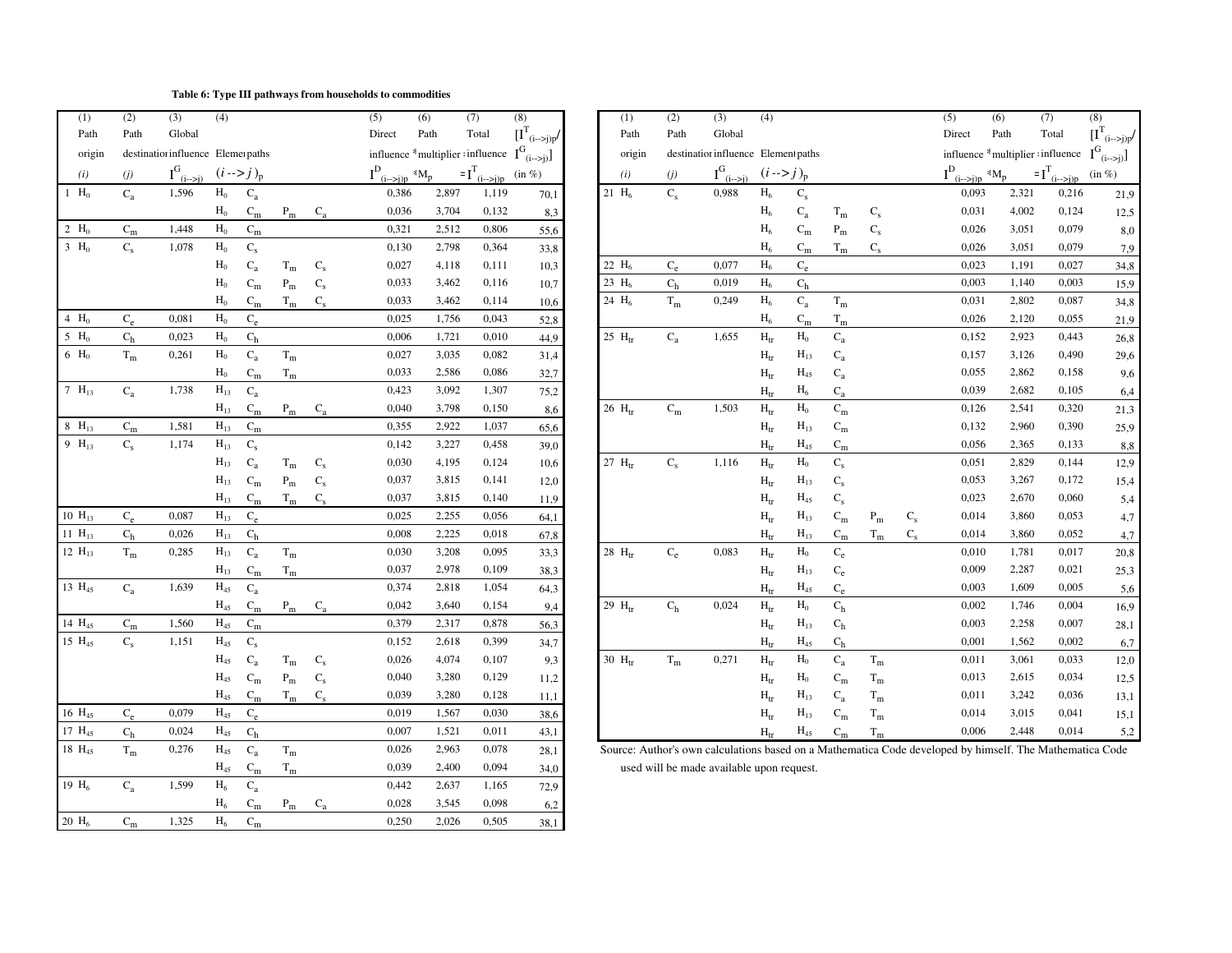**Table 6: Type III pathways from households to commodities**

| (1) Path origin (i) | (2) Path destination (j) | (3) Global influence $I^G_{(i\to j)}$ | (4) Elementary paths $(i \to j)_p$ | | | | (5) Direct influence $I^D_{(i\to j)p}$ | (6) Path multiplier $M_p$ | (7) Total influence $= I^T_{(i\to j)p}$ | (8) $[I^T_{(i\to j)p}/I^G_{(i\to j)}]$ (in %) |
|---|---|---|---|---|---|---|---|---|---|---|
| 1 $H_0$ | $C_a$ | 1,596 | $H_0$ | $C_a$ | | | 0,386 | 2,897 | 1,119 | 70,1 |
| | | | $H_0$ | $C_m$ | $P_m$ | $C_a$ | 0,036 | 3,704 | 0,132 | 8,3 |
| 2 $H_0$ | $C_m$ | 1,448 | $H_0$ | $C_m$ | | | 0,321 | 2,512 | 0,806 | 55,6 |
| 3 $H_0$ | $C_s$ | 1,078 | $H_0$ | $C_s$ | | | 0,130 | 2,798 | 0,364 | 33,8 |
| | | | $H_0$ | $C_a$ | $T_m$ | $C_s$ | 0,027 | 4,118 | 0,111 | 10,3 |
| | | | $H_0$ | $C_m$ | $P_m$ | $C_s$ | 0,033 | 3,462 | 0,116 | 10,7 |
| | | | $H_0$ | $C_m$ | $T_m$ | $C_s$ | 0,033 | 3,462 | 0,114 | 10,6 |
| 4 $H_0$ | $C_e$ | 0,081 | $H_0$ | $C_e$ | | | 0,025 | 1,756 | 0,043 | 52,8 |
| 5 $H_0$ | $C_h$ | 0,023 | $H_0$ | $C_h$ | | | 0,006 | 1,721 | 0,010 | 44,9 |
| 6 $H_0$ | $T_m$ | 0,261 | $H_0$ | $C_a$ | $T_m$ | | 0,027 | 3,035 | 0,082 | 31,4 |
| | | | $H_0$ | $C_m$ | $T_m$ | | 0,033 | 2,586 | 0,086 | 32,7 |
| 7 $H_{13}$ | $C_a$ | 1,738 | $H_{13}$ | $C_a$ | | | 0,423 | 3,092 | 1,307 | 75,2 |
| | | | $H_{13}$ | $C_m$ | $P_m$ | $C_a$ | 0,040 | 3,798 | 0,150 | 8,6 |
| 8 $H_{13}$ | $C_m$ | 1,581 | $H_{13}$ | $C_m$ | | | 0,355 | 2,922 | 1,037 | 65,6 |
| 9 $H_{13}$ | $C_s$ | 1,174 | $H_{13}$ | $C_s$ | | | 0,142 | 3,227 | 0,458 | 39,0 |
| | | | $H_{13}$ | $C_a$ | $T_m$ | $C_s$ | 0,030 | 4,195 | 0,124 | 10,6 |
| | | | $H_{13}$ | $C_m$ | $P_m$ | $C_s$ | 0,037 | 3,815 | 0,141 | 12,0 |
| | | | $H_{13}$ | $C_m$ | $T_m$ | $C_s$ | 0,037 | 3,815 | 0,140 | 11,9 |
| 10 $H_{13}$ | $C_e$ | 0,087 | $H_{13}$ | $C_e$ | | | 0,025 | 2,255 | 0,056 | 64,1 |
| 11 $H_{13}$ | $C_h$ | 0,026 | $H_{13}$ | $C_h$ | | | 0,008 | 2,225 | 0,018 | 67,8 |
| 12 $H_{13}$ | $T_m$ | 0,285 | $H_{13}$ | $C_a$ | $T_m$ | | 0,030 | 3,208 | 0,095 | 33,3 |
| | | | $H_{13}$ | $C_m$ | $T_m$ | | 0,037 | 2,978 | 0,109 | 38,3 |
| 13 $H_{45}$ | $C_a$ | 1,639 | $H_{45}$ | $C_a$ | | | 0,374 | 2,818 | 1,054 | 64,3 |
| | | | $H_{45}$ | $C_m$ | $P_m$ | $C_a$ | 0,042 | 3,640 | 0,154 | 9,4 |
| 14 $H_{45}$ | $C_m$ | 1,560 | $H_{45}$ | $C_m$ | | | 0,379 | 2,317 | 0,878 | 56,3 |
| 15 $H_{45}$ | $C_s$ | 1,151 | $H_{45}$ | $C_s$ | | | 0,152 | 2,618 | 0,399 | 34,7 |
| | | | $H_{45}$ | $C_a$ | $T_m$ | $C_s$ | 0,026 | 4,074 | 0,107 | 9,3 |
| | | | $H_{45}$ | $C_m$ | $P_m$ | $C_s$ | 0,040 | 3,280 | 0,129 | 11,2 |
| | | | $H_{45}$ | $C_m$ | $T_m$ | $C_s$ | 0,039 | 3,280 | 0,128 | 11,1 |
| 16 $H_{45}$ | $C_e$ | 0,079 | $H_{45}$ | $C_e$ | | | 0,019 | 1,567 | 0,030 | 38,6 |
| 17 $H_{45}$ | $C_h$ | 0,024 | $H_{45}$ | $C_h$ | | | 0,007 | 1,521 | 0,011 | 43,1 |
| 18 $H_{45}$ | $T_m$ | 0,276 | $H_{45}$ | $C_a$ | $T_m$ | | 0,026 | 2,963 | 0,078 | 28,1 |
| | | | $H_{45}$ | $C_m$ | $T_m$ | | 0,039 | 2,400 | 0,094 | 34,0 |
| 19 $H_6$ | $C_a$ | 1,599 | $H_6$ | $C_a$ | | | 0,442 | 2,637 | 1,165 | 72,9 |
| | | | $H_6$ | $C_m$ | $P_m$ | $C_a$ | 0,028 | 3,545 | 0,098 | 6,2 |
| 20 $H_6$ | $C_m$ | 1,325 | $H_6$ | $C_m$ | | | 0,250 | 2,026 | 0,505 | 38,1 |
| 21 $H_6$ | $C_s$ | 0,988 | $H_6$ | $C_s$ | | | 0,093 | 2,321 | 0,216 | 21,9 |
| | | | $H_6$ | $C_a$ | $T_m$ | $C_s$ | 0,031 | 4,002 | 0,124 | 12,5 |
| | | | $H_6$ | $C_m$ | $P_m$ | $C_s$ | 0,026 | 3,051 | 0,079 | 8,0 |
| | | | $H_6$ | $C_m$ | $T_m$ | $C_s$ | 0,026 | 3,051 | 0,079 | 7,9 |
| 22 $H_6$ | $C_e$ | 0,077 | $H_6$ | $C_e$ | | | 0,023 | 1,191 | 0,027 | 34,8 |
| 23 $H_6$ | $C_h$ | 0,019 | $H_6$ | $C_h$ | | | 0,003 | 1,140 | 0,003 | 15,9 |
| 24 $H_6$ | $T_m$ | 0,249 | $H_6$ | $C_a$ | $T_m$ | | 0,031 | 2,802 | 0,087 | 34,8 |
| | | | $H_6$ | $C_m$ | $T_m$ | | 0,026 | 2,120 | 0,055 | 21,9 |
| 25 $H_{tr}$ | $C_a$ | 1,655 | $H_{tr}$ | $H_0$ | $C_a$ | | 0,152 | 2,923 | 0,443 | 26,8 |
| | | | $H_{tr}$ | $H_{13}$ | $C_a$ | | 0,157 | 3,126 | 0,490 | 29,6 |
| | | | $H_{tr}$ | $H_{45}$ | $C_a$ | | 0,055 | 2,862 | 0,158 | 9,6 |
| | | | $H_{tr}$ | $H_6$ | $C_a$ | | 0,039 | 2,682 | 0,105 | 6,4 |
| 26 $H_{tr}$ | $C_m$ | 1,503 | $H_{tr}$ | $H_0$ | $C_m$ | | 0,126 | 2,541 | 0,320 | 21,3 |
| | | | $H_{tr}$ | $H_{13}$ | $C_m$ | | 0,132 | 2,960 | 0,390 | 25,9 |
| | | | $H_{tr}$ | $H_{45}$ | $C_m$ | | 0,056 | 2,365 | 0,133 | 8,8 |
| 27 $H_{tr}$ | $C_s$ | 1,116 | $H_{tr}$ | $H_0$ | $C_s$ | | 0,051 | 2,829 | 0,144 | 12,9 |
| | | | $H_{tr}$ | $H_{13}$ | $C_s$ | | 0,053 | 3,267 | 0,172 | 15,4 |
| | | | $H_{tr}$ | $H_{45}$ | $C_s$ | | 0,023 | 2,670 | 0,060 | 5,4 |
| | | | $H_{tr}$ | $H_{13}$ | $C_m$ | $P_m$ $C_s$ | 0,014 | 3,860 | 0,053 | 4,7 |
| | | | $H_{tr}$ | $H_{13}$ | $C_m$ | $T_m$ $C_s$ | 0,014 | 3,860 | 0,052 | 4,7 |
| 28 $H_{tr}$ | $C_e$ | 0,083 | $H_{tr}$ | $H_0$ | $C_e$ | | 0,010 | 1,781 | 0,017 | 20,8 |
| | | | $H_{tr}$ | $H_{13}$ | $C_e$ | | 0,009 | 2,287 | 0,021 | 25,3 |
| | | | $H_{tr}$ | $H_{45}$ | $C_e$ | | 0,003 | 1,609 | 0,005 | 5,6 |
| 29 $H_{tr}$ | $C_h$ | 0,024 | $H_{tr}$ | $H_0$ | $C_h$ | | 0,002 | 1,746 | 0,004 | 16,9 |
| | | | $H_{tr}$ | $H_{13}$ | $C_h$ | | 0,003 | 2,258 | 0,007 | 28,1 |
| | | | $H_{tr}$ | $H_{45}$ | $C_h$ | | 0,001 | 1,562 | 0,002 | 6,7 |
| 30 $H_{tr}$ | $T_m$ | 0,271 | $H_{tr}$ | $H_0$ | $C_a$ | $T_m$ | 0,011 | 3,061 | 0,033 | 12,0 |
| | | | $H_{tr}$ | $H_0$ | $C_m$ | $T_m$ | 0,013 | 2,615 | 0,034 | 12,5 |
| | | | $H_{tr}$ | $H_{13}$ | $C_a$ | $T_m$ | 0,011 | 3,242 | 0,036 | 13,1 |
| | | | $H_{tr}$ | $H_{13}$ | $C_m$ | $T_m$ | 0,014 | 3,015 | 0,041 | 15,1 |
| | | | $H_{tr}$ | $H_{45}$ | $C_m$ | $T_m$ | 0,006 | 2,448 | 0,014 | 5,2 |

Source: Author's own calculations based on a Mathematica Code developed by himself. The Mathematica Code used will be made available upon request.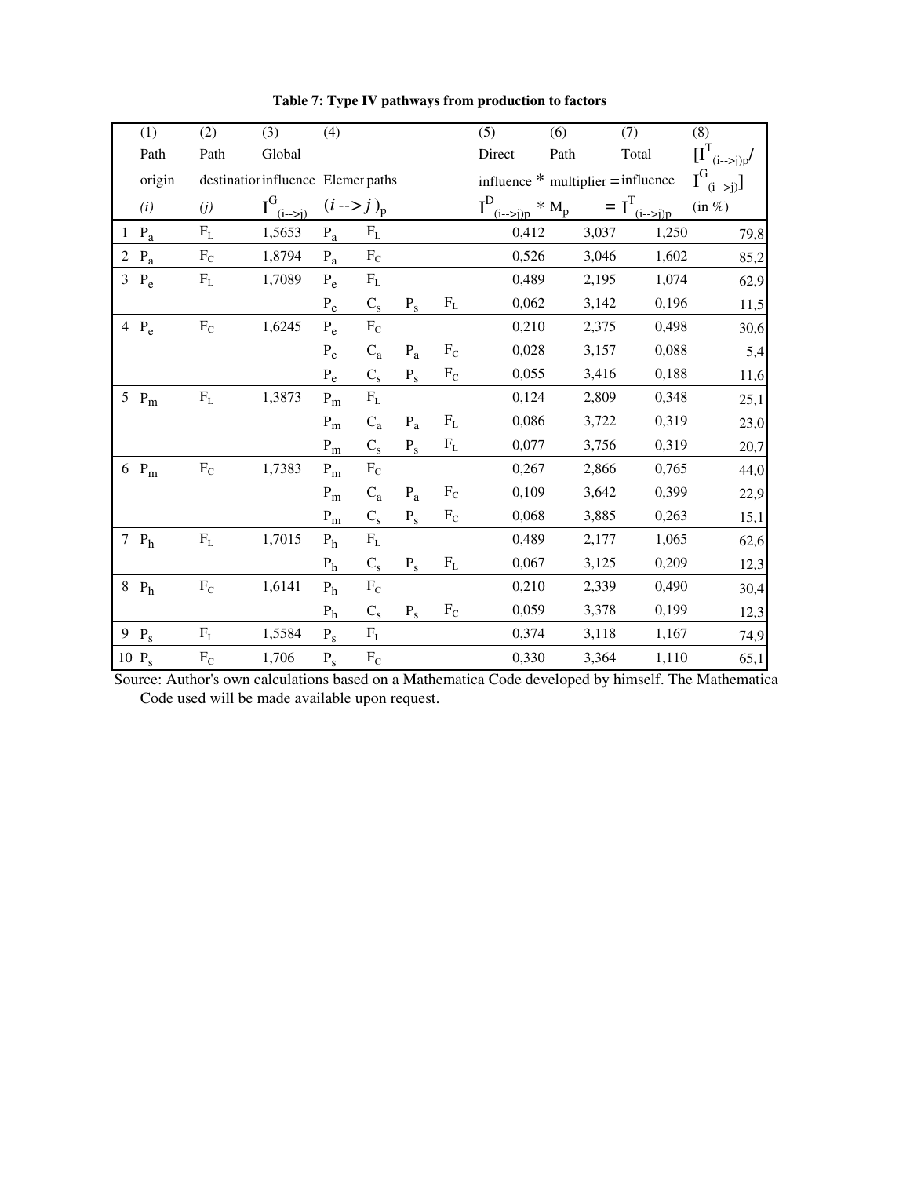**Table 7: Type IV pathways from production to factors**

| | (1) Path origin (*i*) | (2) Path destination (*j*) | (3) Global influence $I^G_{(i\to j)}$ | (4) Elemer paths $(i \to j)_p$ | | | | (5) Direct influence $I^D_{(i\to j)p}$ | * | (6) Path multiplier $M_p$ | = | (7) Total influence $I^T_{(i\to j)p}$ | (8) $[I^T_{(i\to j)p}/I^G_{(i\to j)}]$ (in %) |
|---|---|---|---|---|---|---|---|---|---|---|---|---|---|
| 1 | $P_a$ | $F_L$ | 1,5653 | $P_a$ | $F_L$ | | | 0,412 | | 3,037 | | 1,250 | 79,8 |
| 2 | $P_a$ | $F_C$ | 1,8794 | $P_a$ | $F_C$ | | | 0,526 | | 3,046 | | 1,602 | 85,2 |
| 3 | $P_e$ | $F_L$ | 1,7089 | $P_e$ | $F_L$ | | | 0,489 | | 2,195 | | 1,074 | 62,9 |
| | | | | $P_e$ | $C_s$ | $P_s$ | $F_L$ | 0,062 | | 3,142 | | 0,196 | 11,5 |
| 4 | $P_e$ | $F_C$ | 1,6245 | $P_e$ | $F_C$ | | | 0,210 | | 2,375 | | 0,498 | 30,6 |
| | | | | $P_e$ | $C_a$ | $P_a$ | $F_C$ | 0,028 | | 3,157 | | 0,088 | 5,4 |
| | | | | $P_e$ | $C_s$ | $P_s$ | $F_C$ | 0,055 | | 3,416 | | 0,188 | 11,6 |
| 5 | $P_m$ | $F_L$ | 1,3873 | $P_m$ | $F_L$ | | | 0,124 | | 2,809 | | 0,348 | 25,1 |
| | | | | $P_m$ | $C_a$ | $P_a$ | $F_L$ | 0,086 | | 3,722 | | 0,319 | 23,0 |
| | | | | $P_m$ | $C_s$ | $P_s$ | $F_L$ | 0,077 | | 3,756 | | 0,319 | 20,7 |
| 6 | $P_m$ | $F_C$ | 1,7383 | $P_m$ | $F_C$ | | | 0,267 | | 2,866 | | 0,765 | 44,0 |
| | | | | $P_m$ | $C_a$ | $P_a$ | $F_C$ | 0,109 | | 3,642 | | 0,399 | 22,9 |
| | | | | $P_m$ | $C_s$ | $P_s$ | $F_C$ | 0,068 | | 3,885 | | 0,263 | 15,1 |
| 7 | $P_h$ | $F_L$ | 1,7015 | $P_h$ | $F_L$ | | | 0,489 | | 2,177 | | 1,065 | 62,6 |
| | | | | $P_h$ | $C_s$ | $P_s$ | $F_L$ | 0,067 | | 3,125 | | 0,209 | 12,3 |
| 8 | $P_h$ | $F_C$ | 1,6141 | $P_h$ | $F_C$ | | | 0,210 | | 2,339 | | 0,490 | 30,4 |
| | | | | $P_h$ | $C_s$ | $P_s$ | $F_C$ | 0,059 | | 3,378 | | 0,199 | 12,3 |
| 9 | $P_s$ | $F_L$ | 1,5584 | $P_s$ | $F_L$ | | | 0,374 | | 3,118 | | 1,167 | 74,9 |
| 10 | $P_s$ | $F_C$ | 1,706 | $P_s$ | $F_C$ | | | 0,330 | | 3,364 | | 1,110 | 65,1 |

Source: Author's own calculations based on a Mathematica Code developed by himself. The Mathematica Code used will be made available upon request.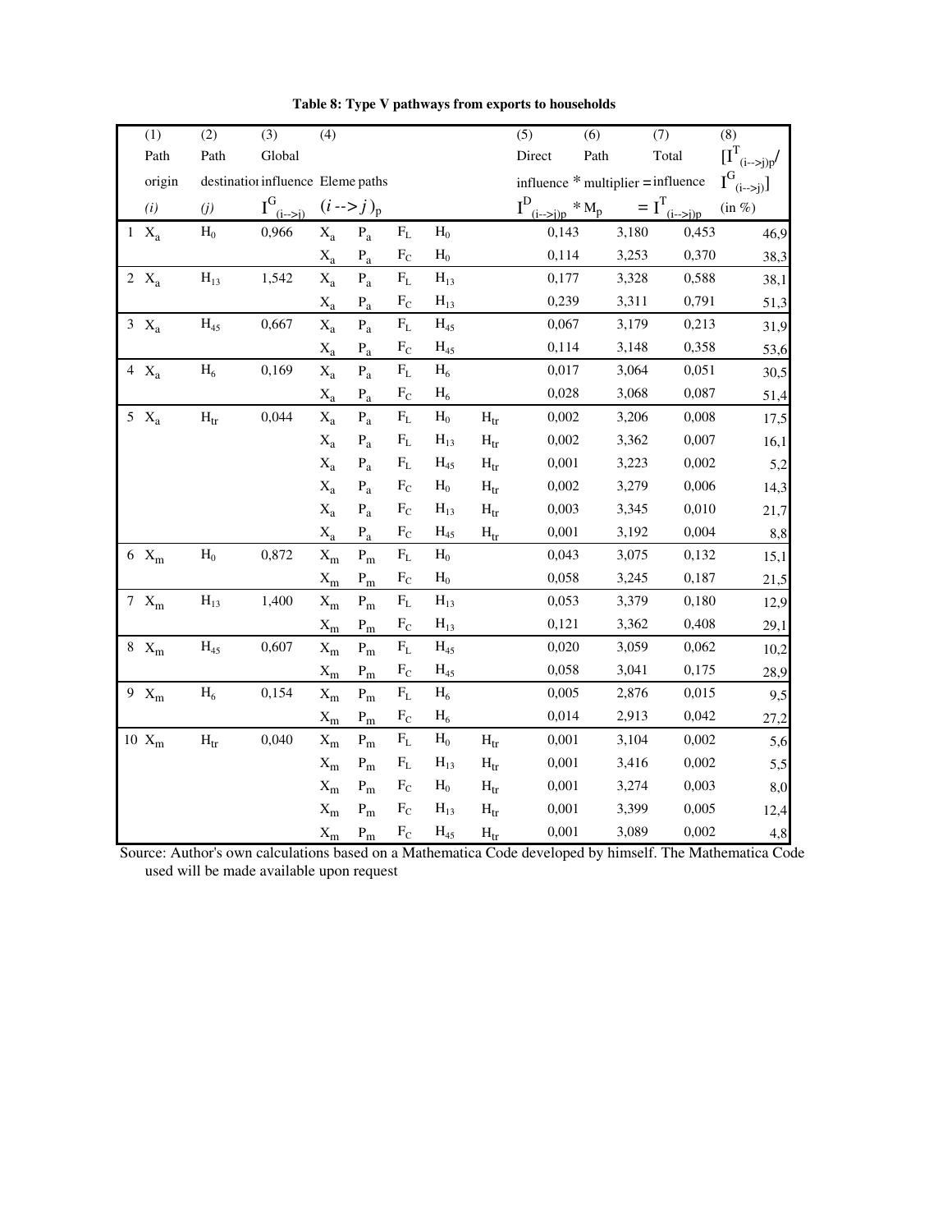**Table 8: Type V pathways from exports to households**

| | (1) Path origin $(i)$ | (2) Path destination $(j)$ | (3) Global influence $I^G_{(i\to j)}$ | (4) Eleme paths $(i\to j)_p$ | | | | | (5) Direct influence $I^D_{(i\to j)p}$ | (6) Path * multiplier $M_p$ | (7) Total = influence $I^T_{(i\to j)p}$ | (8) $[I^T_{(i\to j)p}/I^G_{(i\to j)}]$ (in %) |
|---|---|---|---|---|---|---|---|---|---|---|---|---|
| 1 | $X_a$ | $H_0$ | 0,966 | $X_a$ | $P_a$ | $F_L$ | $H_0$ | | 0,143 | 3,180 | 0,453 | 46,9 |
| | | | | $X_a$ | $P_a$ | $F_C$ | $H_0$ | | 0,114 | 3,253 | 0,370 | 38,3 |
| 2 | $X_a$ | $H_{13}$ | 1,542 | $X_a$ | $P_a$ | $F_L$ | $H_{13}$ | | 0,177 | 3,328 | 0,588 | 38,1 |
| | | | | $X_a$ | $P_a$ | $F_C$ | $H_{13}$ | | 0,239 | 3,311 | 0,791 | 51,3 |
| 3 | $X_a$ | $H_{45}$ | 0,667 | $X_a$ | $P_a$ | $F_L$ | $H_{45}$ | | 0,067 | 3,179 | 0,213 | 31,9 |
| | | | | $X_a$ | $P_a$ | $F_C$ | $H_{45}$ | | 0,114 | 3,148 | 0,358 | 53,6 |
| 4 | $X_a$ | $H_6$ | 0,169 | $X_a$ | $P_a$ | $F_L$ | $H_6$ | | 0,017 | 3,064 | 0,051 | 30,5 |
| | | | | $X_a$ | $P_a$ | $F_C$ | $H_6$ | | 0,028 | 3,068 | 0,087 | 51,4 |
| 5 | $X_a$ | $H_{tr}$ | 0,044 | $X_a$ | $P_a$ | $F_L$ | $H_0$ | $H_{tr}$ | 0,002 | 3,206 | 0,008 | 17,5 |
| | | | | $X_a$ | $P_a$ | $F_L$ | $H_{13}$ | $H_{tr}$ | 0,002 | 3,362 | 0,007 | 16,1 |
| | | | | $X_a$ | $P_a$ | $F_L$ | $H_{45}$ | $H_{tr}$ | 0,001 | 3,223 | 0,002 | 5,2 |
| | | | | $X_a$ | $P_a$ | $F_C$ | $H_0$ | $H_{tr}$ | 0,002 | 3,279 | 0,006 | 14,3 |
| | | | | $X_a$ | $P_a$ | $F_C$ | $H_{13}$ | $H_{tr}$ | 0,003 | 3,345 | 0,010 | 21,7 |
| | | | | $X_a$ | $P_a$ | $F_C$ | $H_{45}$ | $H_{tr}$ | 0,001 | 3,192 | 0,004 | 8,8 |
| 6 | $X_m$ | $H_0$ | 0,872 | $X_m$ | $P_m$ | $F_L$ | $H_0$ | | 0,043 | 3,075 | 0,132 | 15,1 |
| | | | | $X_m$ | $P_m$ | $F_C$ | $H_0$ | | 0,058 | 3,245 | 0,187 | 21,5 |
| 7 | $X_m$ | $H_{13}$ | 1,400 | $X_m$ | $P_m$ | $F_L$ | $H_{13}$ | | 0,053 | 3,379 | 0,180 | 12,9 |
| | | | | $X_m$ | $P_m$ | $F_C$ | $H_{13}$ | | 0,121 | 3,362 | 0,408 | 29,1 |
| 8 | $X_m$ | $H_{45}$ | 0,607 | $X_m$ | $P_m$ | $F_L$ | $H_{45}$ | | 0,020 | 3,059 | 0,062 | 10,2 |
| | | | | $X_m$ | $P_m$ | $F_C$ | $H_{45}$ | | 0,058 | 3,041 | 0,175 | 28,9 |
| 9 | $X_m$ | $H_6$ | 0,154 | $X_m$ | $P_m$ | $F_L$ | $H_6$ | | 0,005 | 2,876 | 0,015 | 9,5 |
| | | | | $X_m$ | $P_m$ | $F_C$ | $H_6$ | | 0,014 | 2,913 | 0,042 | 27,2 |
| 10 | $X_m$ | $H_{tr}$ | 0,040 | $X_m$ | $P_m$ | $F_L$ | $H_0$ | $H_{tr}$ | 0,001 | 3,104 | 0,002 | 5,6 |
| | | | | $X_m$ | $P_m$ | $F_L$ | $H_{13}$ | $H_{tr}$ | 0,001 | 3,416 | 0,002 | 5,5 |
| | | | | $X_m$ | $P_m$ | $F_C$ | $H_0$ | $H_{tr}$ | 0,001 | 3,274 | 0,003 | 8,0 |
| | | | | $X_m$ | $P_m$ | $F_C$ | $H_{13}$ | $H_{tr}$ | 0,001 | 3,399 | 0,005 | 12,4 |
| | | | | $X_m$ | $P_m$ | $F_C$ | $H_{45}$ | $H_{tr}$ | 0,001 | 3,089 | 0,002 | 4,8 |

Source: Author's own calculations based on a Mathematica Code developed by himself. The Mathematica Code used will be made available upon request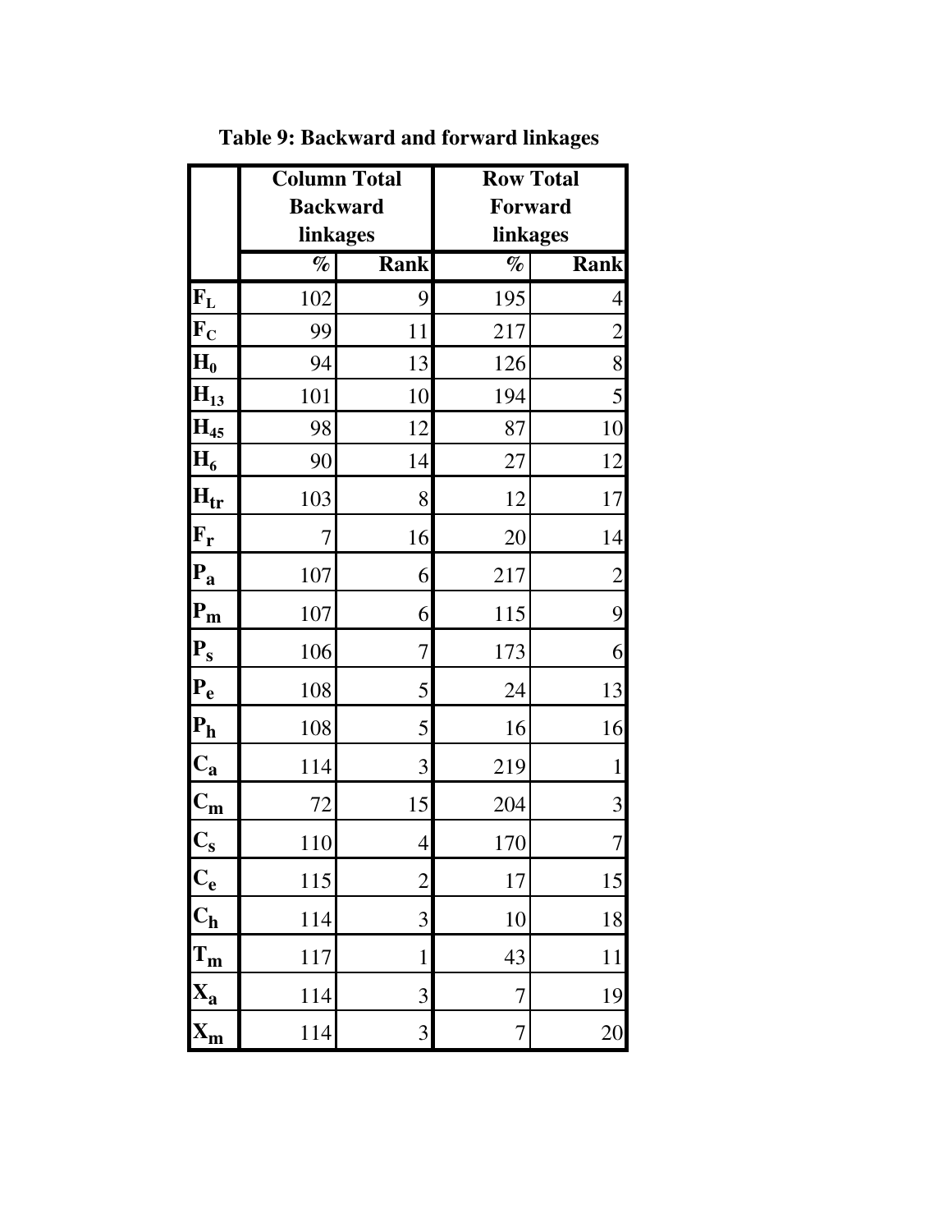**Table 9: Backward and forward linkages**

| | Column Total Backward linkages | | Row Total Forward linkages | |
|---|---|---|---|---|
| | % | Rank | % | Rank |
| $F_L$ | 102 | 9 | 195 | 4 |
| $F_C$ | 99 | 11 | 217 | 2 |
| $H_0$ | 94 | 13 | 126 | 8 |
| $H_{13}$ | 101 | 10 | 194 | 5 |
| $H_{45}$ | 98 | 12 | 87 | 10 |
| $H_6$ | 90 | 14 | 27 | 12 |
| $H_{tr}$ | 103 | 8 | 12 | 17 |
| $F_r$ | 7 | 16 | 20 | 14 |
| $P_a$ | 107 | 6 | 217 | 2 |
| $P_m$ | 107 | 6 | 115 | 9 |
| $P_s$ | 106 | 7 | 173 | 6 |
| $P_e$ | 108 | 5 | 24 | 13 |
| $P_h$ | 108 | 5 | 16 | 16 |
| $C_a$ | 114 | 3 | 219 | 1 |
| $C_m$ | 72 | 15 | 204 | 3 |
| $C_s$ | 110 | 4 | 170 | 7 |
| $C_e$ | 115 | 2 | 17 | 15 |
| $C_h$ | 114 | 3 | 10 | 18 |
| $T_m$ | 117 | 1 | 43 | 11 |
| $X_a$ | 114 | 3 | 7 | 19 |
| $X_m$ | 114 | 3 | 7 | 20 |